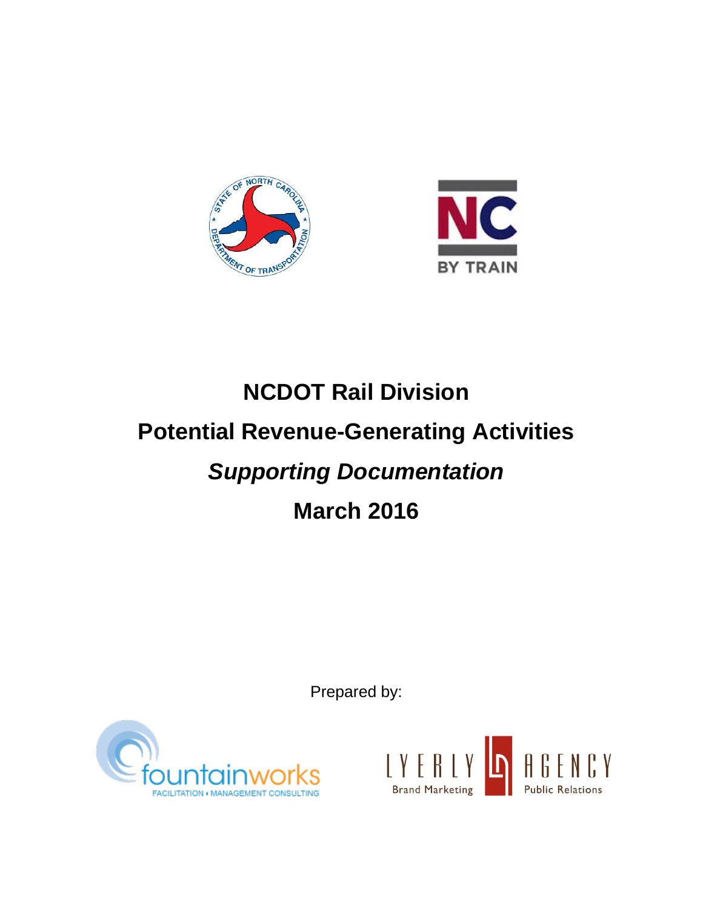# NCDOT Rail Division

## Potential Revenue-Generating Activities

## *Supporting Documentation*

## March 2016

Prepared by: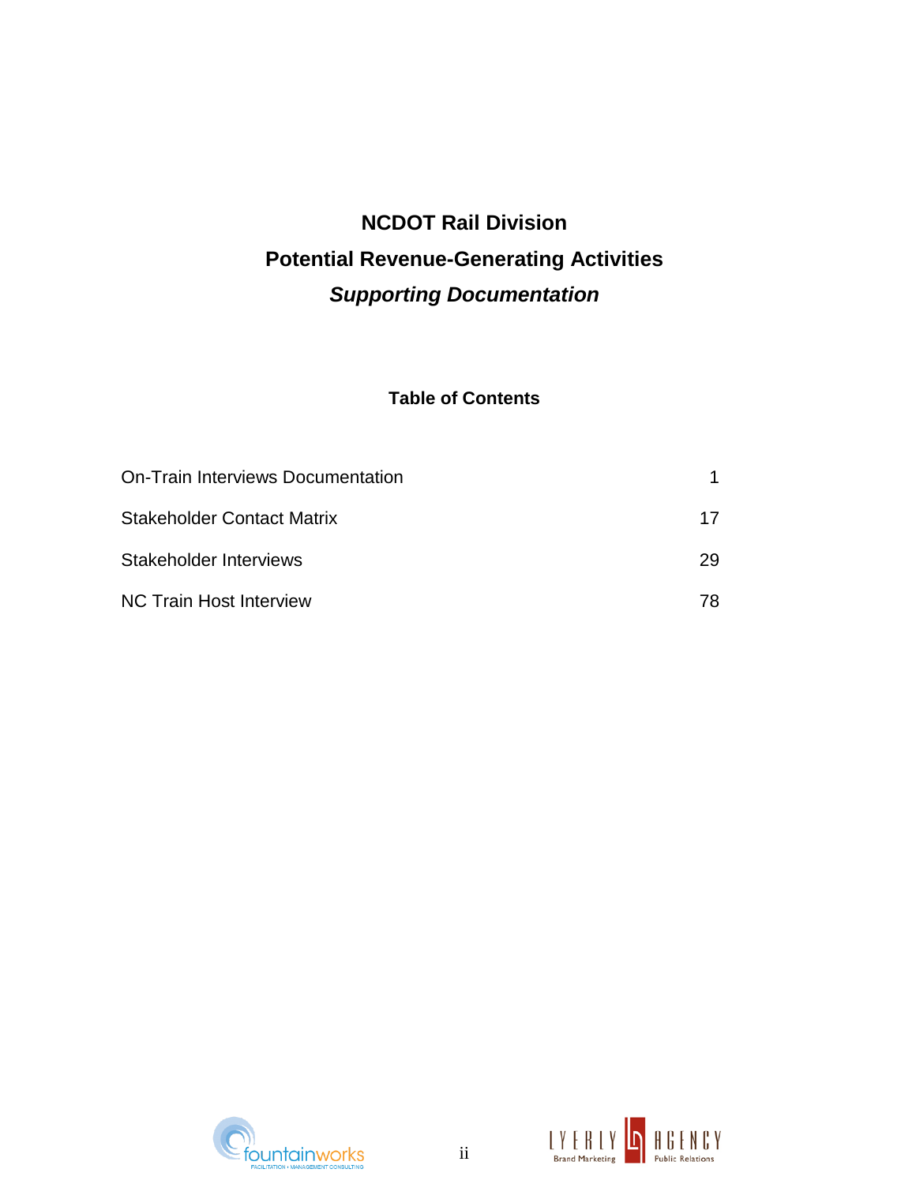# NCDOT Rail Division

## Potential Revenue-Generating Activities

## *Supporting Documentation*

### Table of Contents

| | |
|---|---|
| On-Train Interviews Documentation | 1 |
| Stakeholder Contact Matrix | 17 |
| Stakeholder Interviews | 29 |
| NC Train Host Interview | 78 |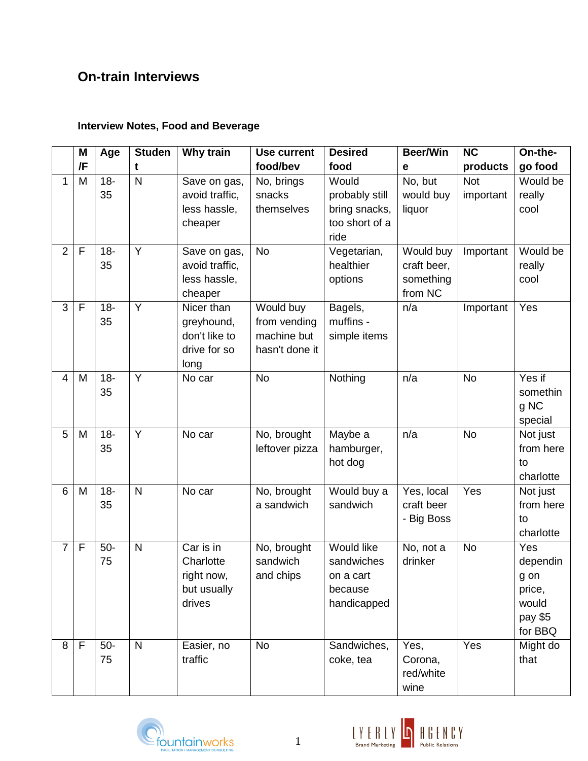## On-train Interviews

### Interview Notes, Food and Beverage

| | M/F | Age | Student | Why train | Use current food/bev | Desired food | Beer/Wine | NC products | On-the-go food |
|---|---|---|---|---|---|---|---|---|---|
| 1 | M | 18-35 | N | Save on gas, avoid traffic, less hassle, cheaper | No, brings snacks themselves | Would probably still bring snacks, too short of a ride | No, but would buy liquor | Not important | Would be really cool |
| 2 | F | 18-35 | Y | Save on gas, avoid traffic, less hassle, cheaper | No | Vegetarian, healthier options | Would buy craft beer, something from NC | Important | Would be really cool |
| 3 | F | 18-35 | Y | Nicer than greyhound, don't like to drive for so long | Would buy from vending machine but hasn't done it | Bagels, muffins - simple items | n/a | Important | Yes |
| 4 | M | 18-35 | Y | No car | No | Nothing | n/a | No | Yes if something NC special |
| 5 | M | 18-35 | Y | No car | No, brought leftover pizza | Maybe a hamburger, hot dog | n/a | No | Not just from here to charlotte |
| 6 | M | 18-35 | N | No car | No, brought a sandwich | Would buy a sandwich | Yes, local craft beer - Big Boss | Yes | Not just from here to charlotte |
| 7 | F | 50-75 | N | Car is in Charlotte right now, but usually drives | No, brought sandwich and chips | Would like sandwiches on a cart because handicapped | No, not a drinker | No | Yes depending on price, would pay $5 for BBQ |
| 8 | F | 50-75 | N | Easier, no traffic | No | Sandwiches, coke, tea | Yes, Corona, red/white wine | Yes | Might do that |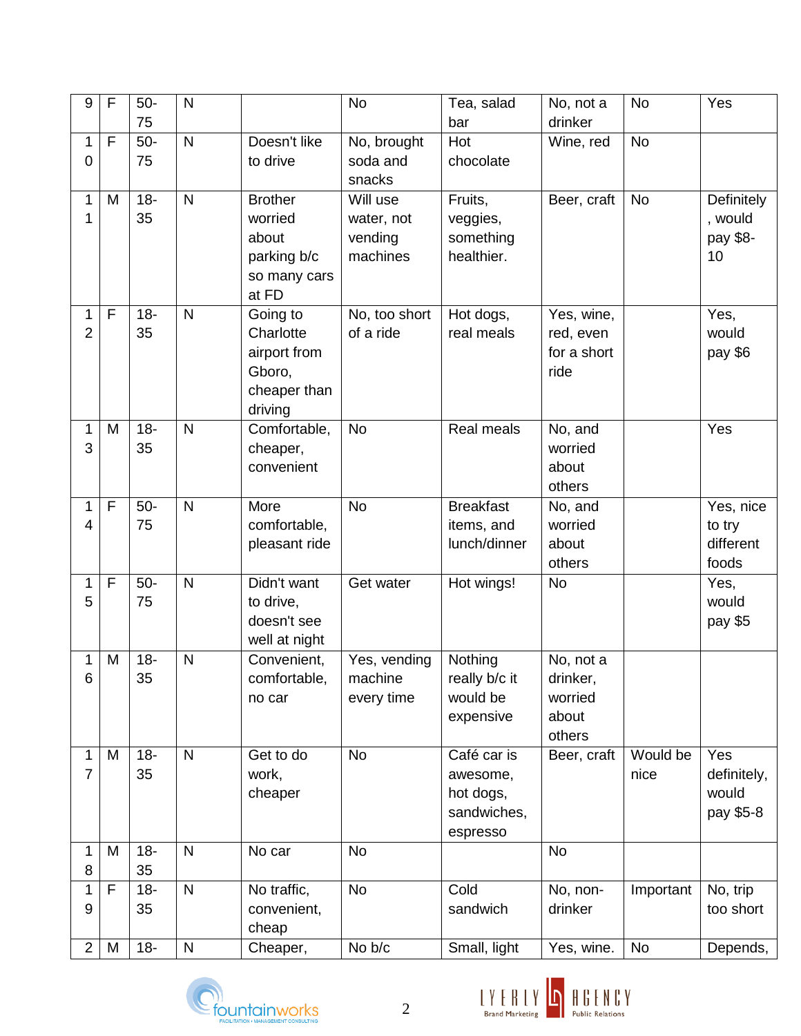| 9 | F | 50-75 | N | | No | Tea, salad bar | No, not a drinker | No | Yes |
|---|---|---|---|---|---|---|---|---|---|
| 10 | F | 50-75 | N | Doesn't like to drive | No, brought soda and snacks | Hot chocolate | Wine, red | No | |
| 11 | M | 18-35 | N | Brother worried about parking b/c so many cars at FD | Will use water, not vending machines | Fruits, veggies, something healthier. | Beer, craft | No | Definitely, would pay $8-10 |
| 12 | F | 18-35 | N | Going to Charlotte airport from Gboro, cheaper than driving | No, too short of a ride | Hot dogs, real meals | Yes, wine, red, even for a short ride | | Yes, would pay $6 |
| 13 | M | 18-35 | N | Comfortable, cheaper, convenient | No | Real meals | No, and worried about others | | Yes |
| 14 | F | 50-75 | N | More comfortable, pleasant ride | No | Breakfast items, and lunch/dinner | No, and worried about others | | Yes, nice to try different foods |
| 15 | F | 50-75 | N | Didn't want to drive, doesn't see well at night | Get water | Hot wings! | No | | Yes, would pay $5 |
| 16 | M | 18-35 | N | Convenient, comfortable, no car | Yes, vending machine every time | Nothing really b/c it would be expensive | No, not a drinker, worried about others | | |
| 17 | M | 18-35 | N | Get to do work, cheaper | No | Café car is awesome, hot dogs, sandwiches, espresso | Beer, craft | Would be nice | Yes definitely, would pay $5-8 |
| 18 | M | 18-35 | N | No car | No | | No | | |
| 19 | F | 18-35 | N | No traffic, convenient, cheap | No | Cold sandwich | No, non-drinker | Important | No, trip too short |
| 2 | M | 18- | N | Cheaper, | No b/c | Small, light | Yes, wine. | No | Depends, |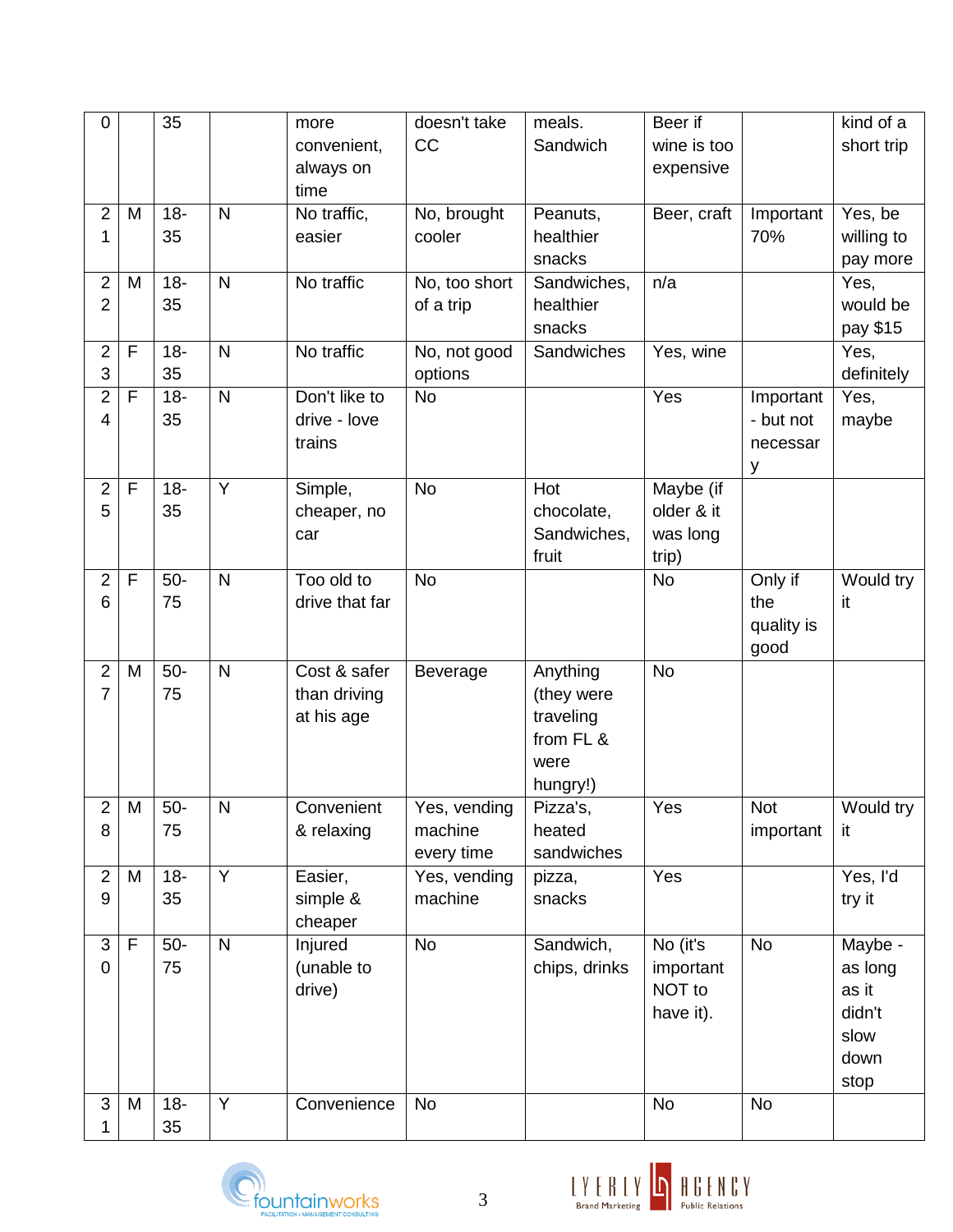| 0 | | 35 | | more convenient, always on time | doesn't take CC | meals. Sandwich | Beer if wine is too expensive | | kind of a short trip |
|---|---|---|---|---|---|---|---|---|---|
| 21 | M | 18-35 | N | No traffic, easier | No, brought cooler | Peanuts, healthier snacks | Beer, craft | Important 70% | Yes, be willing to pay more |
| 22 | M | 18-35 | N | No traffic | No, too short of a trip | Sandwiches, healthier snacks | n/a | | Yes, would be pay $15 |
| 23 | F | 18-35 | N | No traffic | No, not good options | Sandwiches | Yes, wine | | Yes, definitely |
| 24 | F | 18-35 | N | Don't like to drive - love trains | No | | Yes | Important - but not necessary | Yes, maybe |
| 25 | F | 18-35 | Y | Simple, cheaper, no car | No | Hot chocolate, Sandwiches, fruit | Maybe (if older & it was long trip) | | |
| 26 | F | 50-75 | N | Too old to drive that far | No | | No | Only if the quality is good | Would try it |
| 27 | M | 50-75 | N | Cost & safer than driving at his age | Beverage | Anything (they were traveling from FL & were hungry!) | No | | |
| 28 | M | 50-75 | N | Convenient & relaxing | Yes, vending machine every time | Pizza's, heated sandwiches | Yes | Not important | Would try it |
| 29 | M | 18-35 | Y | Easier, simple & cheaper | Yes, vending machine | pizza, snacks | Yes | | Yes, I'd try it |
| 30 | F | 50-75 | N | Injured (unable to drive) | No | Sandwich, chips, drinks | No (it's important NOT to have it). | No | Maybe - as long as it didn't slow down stop |
| 31 | M | 18-35 | Y | Convenience | No | | No | No | |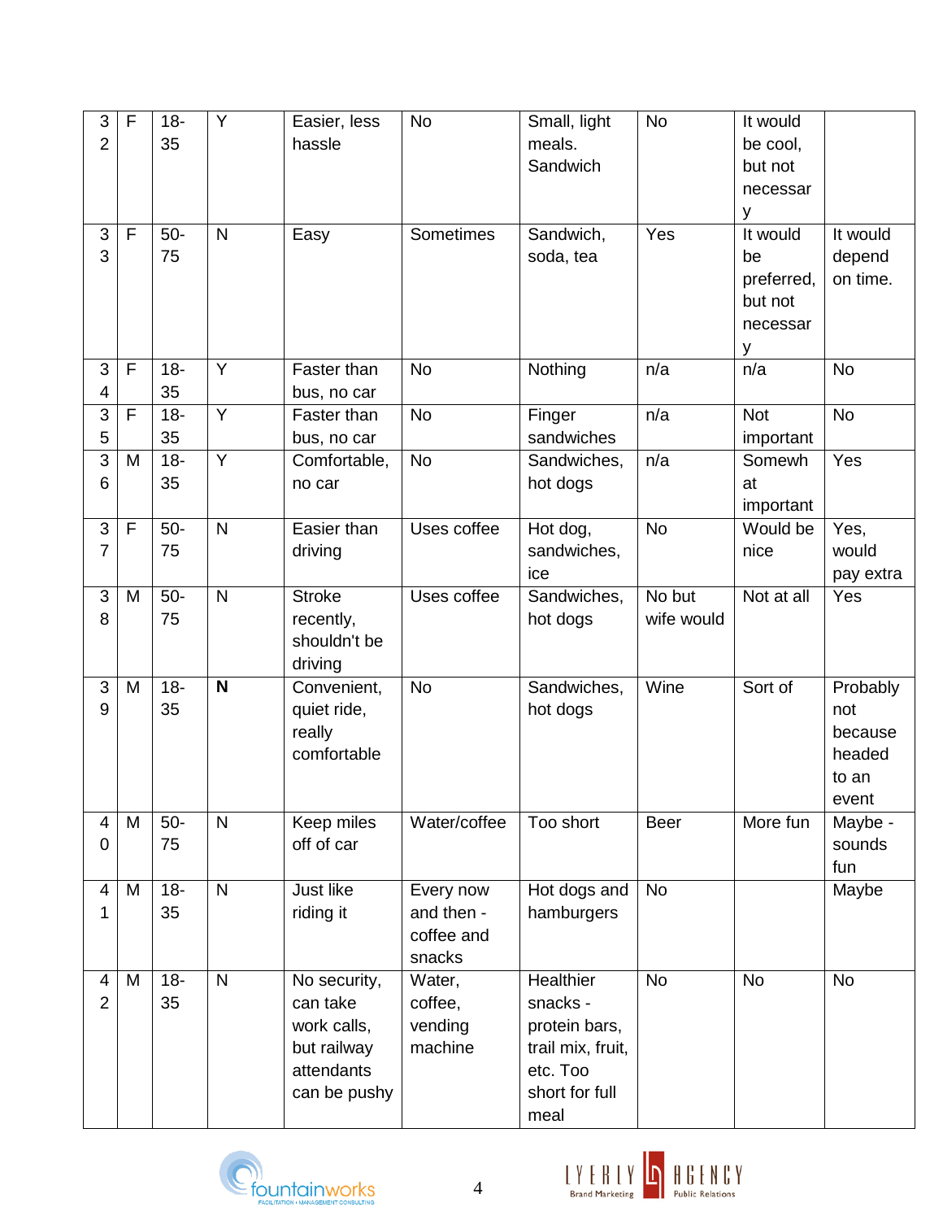| 32 | F | 18-35 | Y | Easier, less hassle | No | Small, light meals. Sandwich | No | It would be cool, but not necessary | |
|---|---|---|---|---|---|---|---|---|---|
| 33 | F | 50-75 | N | Easy | Sometimes | Sandwich, soda, tea | Yes | It would be preferred, but not necessary | It would depend on time. |
| 34 | F | 18-35 | Y | Faster than bus, no car | No | Nothing | n/a | n/a | No |
| 35 | F | 18-35 | Y | Faster than bus, no car | No | Finger sandwiches | n/a | Not important | No |
| 36 | M | 18-35 | Y | Comfortable, no car | No | Sandwiches, hot dogs | n/a | Somewhat important | Yes |
| 37 | F | 50-75 | N | Easier than driving | Uses coffee | Hot dog, sandwiches, ice | No | Would be nice | Yes, would pay extra |
| 38 | M | 50-75 | N | Stroke recently, shouldn't be driving | Uses coffee | Sandwiches, hot dogs | No but wife would | Not at all | Yes |
| 39 | M | 18-35 | **N** | Convenient, quiet ride, really comfortable | No | Sandwiches, hot dogs | Wine | Sort of | Probably not because headed to an event |
| 40 | M | 50-75 | N | Keep miles off of car | Water/coffee | Too short | Beer | More fun | Maybe - sounds fun |
| 41 | M | 18-35 | N | Just like riding it | Every now and then - coffee and snacks | Hot dogs and hamburgers | No | | Maybe |
| 42 | M | 18-35 | N | No security, can take work calls, but railway attendants can be pushy | Water, coffee, vending machine | Healthier snacks - protein bars, trail mix, fruit, etc. Too short for full meal | No | No | No |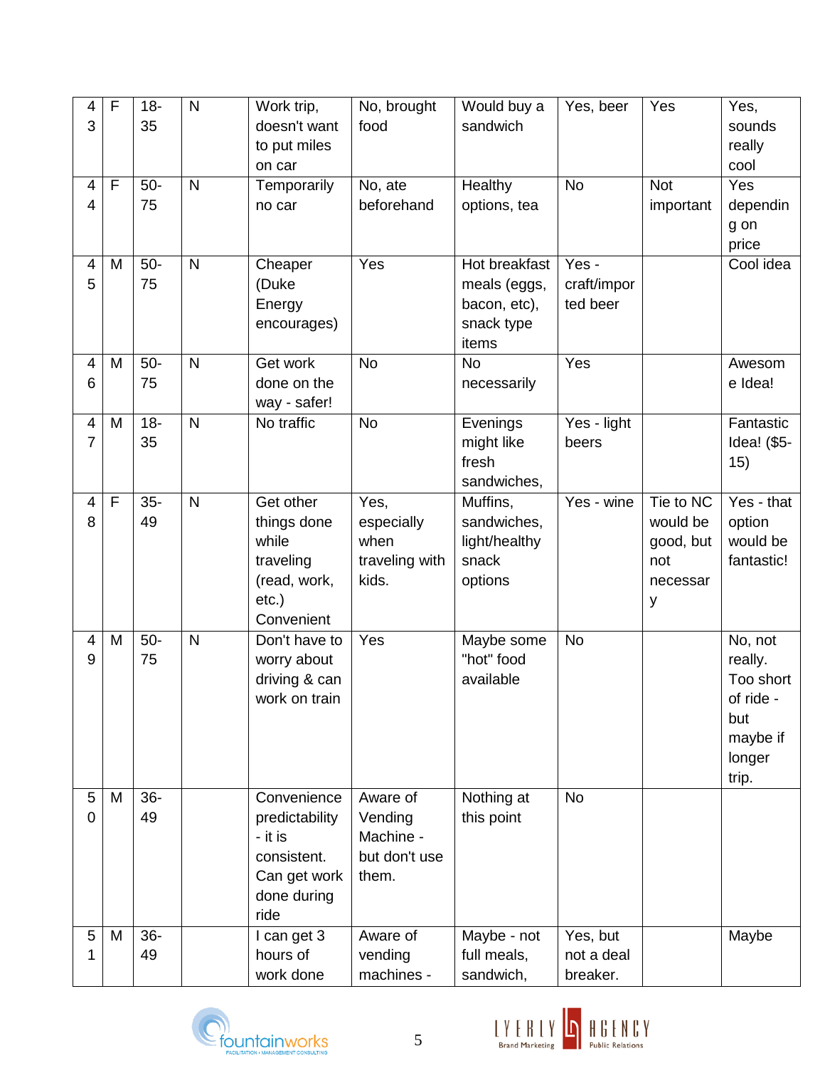| 43 | F | 18-35 | N | Work trip, doesn't want to put miles on car | No, brought food | Would buy a sandwich | Yes, beer | Yes | Yes, sounds really cool |
|---|---|---|---|---|---|---|---|---|---|
| 44 | F | 50-75 | N | Temporarily no car | No, ate beforehand | Healthy options, tea | No | Not important | Yes depending on price |
| 45 | M | 50-75 | N | Cheaper (Duke Energy encourages) | Yes | Hot breakfast meals (eggs, bacon, etc), snack type items | Yes - craft/imported beer | | Cool idea |
| 46 | M | 50-75 | N | Get work done on the way - safer! | No | No necessarily | Yes | | Awesome Idea! |
| 47 | M | 18-35 | N | No traffic | No | Evenings might like fresh sandwiches, | Yes - light beers | | Fantastic Idea! ($5-15) |
| 48 | F | 35-49 | N | Get other things done while traveling (read, work, etc.) Convenient | Yes, especially when traveling with kids. | Muffins, sandwiches, light/healthy snack options | Yes - wine | Tie to NC would be good, but not necessary | Yes - that option would be fantastic! |
| 49 | M | 50-75 | N | Don't have to worry about driving & can work on train | Yes | Maybe some "hot" food available | No | | No, not really. Too short of ride - but maybe if longer trip. |
| 50 | M | 36-49 | | Convenience predictability - it is consistent. Can get work done during ride | Aware of Vending Machine - but don't use them. | Nothing at this point | No | | |
| 51 | M | 36-49 | | I can get 3 hours of work done | Aware of vending machines - | Maybe - not full meals, sandwich, | Yes, but not a deal breaker. | | Maybe |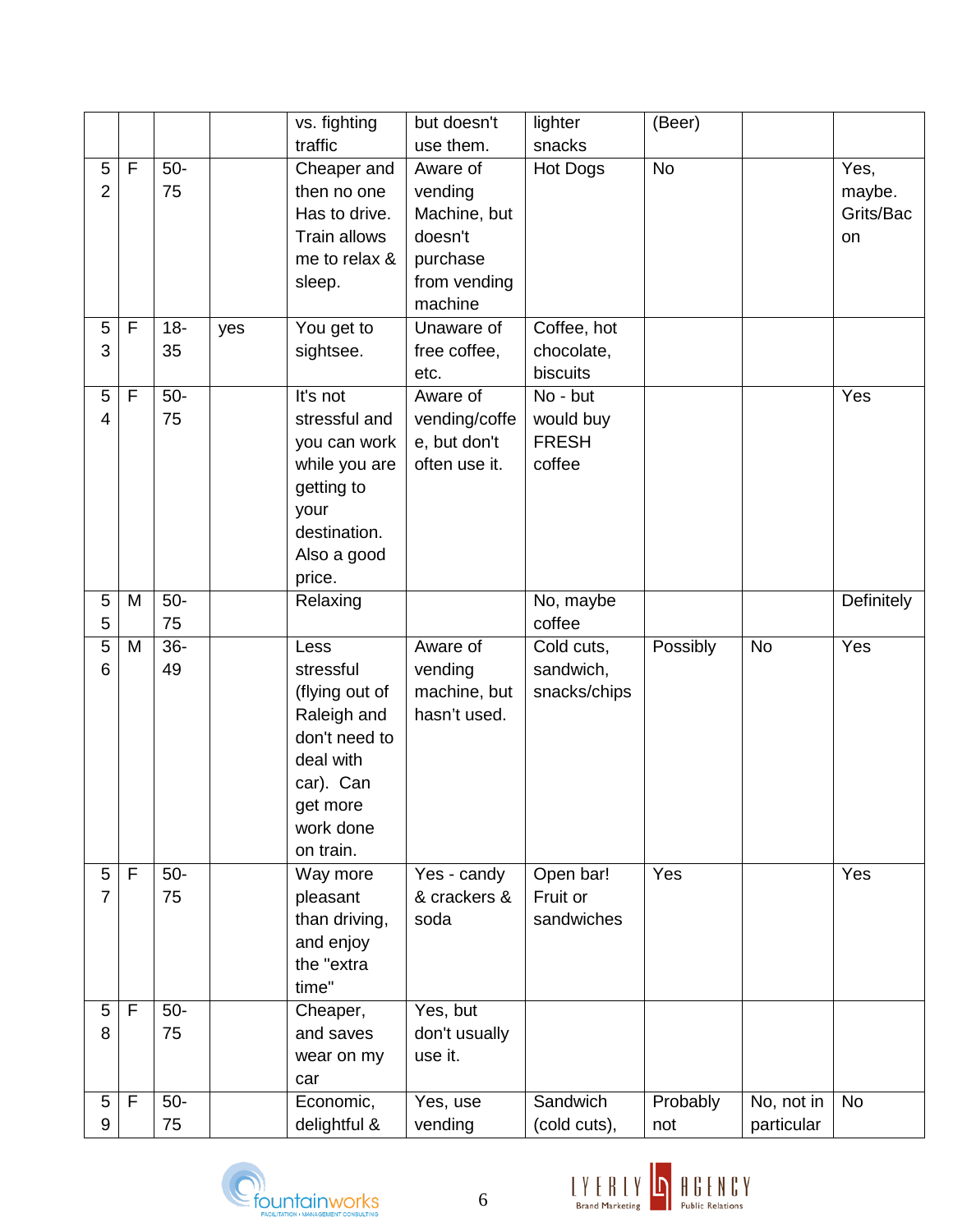|  |  |  |  | vs. fighting traffic | but doesn't use them. | lighter snacks | (Beer) |  |  |
|---|---|---|---|---|---|---|---|---|---|
| 52 | F | 50-75 |  | Cheaper and then no one Has to drive. Train allows me to relax & sleep. | Aware of vending Machine, but doesn't purchase from vending machine | Hot Dogs | No |  | Yes, maybe. Grits/Bacon |
| 53 | F | 18-35 | yes | You get to sightsee. | Unaware of free coffee, etc. | Coffee, hot chocolate, biscuits |  |  |  |
| 54 | F | 50-75 |  | It's not stressful and you can work while you are getting to your destination. Also a good price. | Aware of vending/coffee, but don't often use it. | No - but would buy FRESH coffee |  |  | Yes |
| 55 | M | 50-75 |  | Relaxing |  | No, maybe coffee |  |  | Definitely |
| 56 | M | 36-49 |  | Less stressful (flying out of Raleigh and don't need to deal with car). Can get more work done on train. | Aware of vending machine, but hasn't used. | Cold cuts, sandwich, snacks/chips | Possibly | No | Yes |
| 57 | F | 50-75 |  | Way more pleasant than driving, and enjoy the "extra time" | Yes - candy & crackers & soda | Open bar! Fruit or sandwiches | Yes |  | Yes |
| 58 | F | 50-75 |  | Cheaper, and saves wear on my car | Yes, but don't usually use it. |  |  |  |  |
| 59 | F | 50-75 |  | Economic, delightful & | Yes, use vending | Sandwich (cold cuts), | Probably not | No, not in particular | No |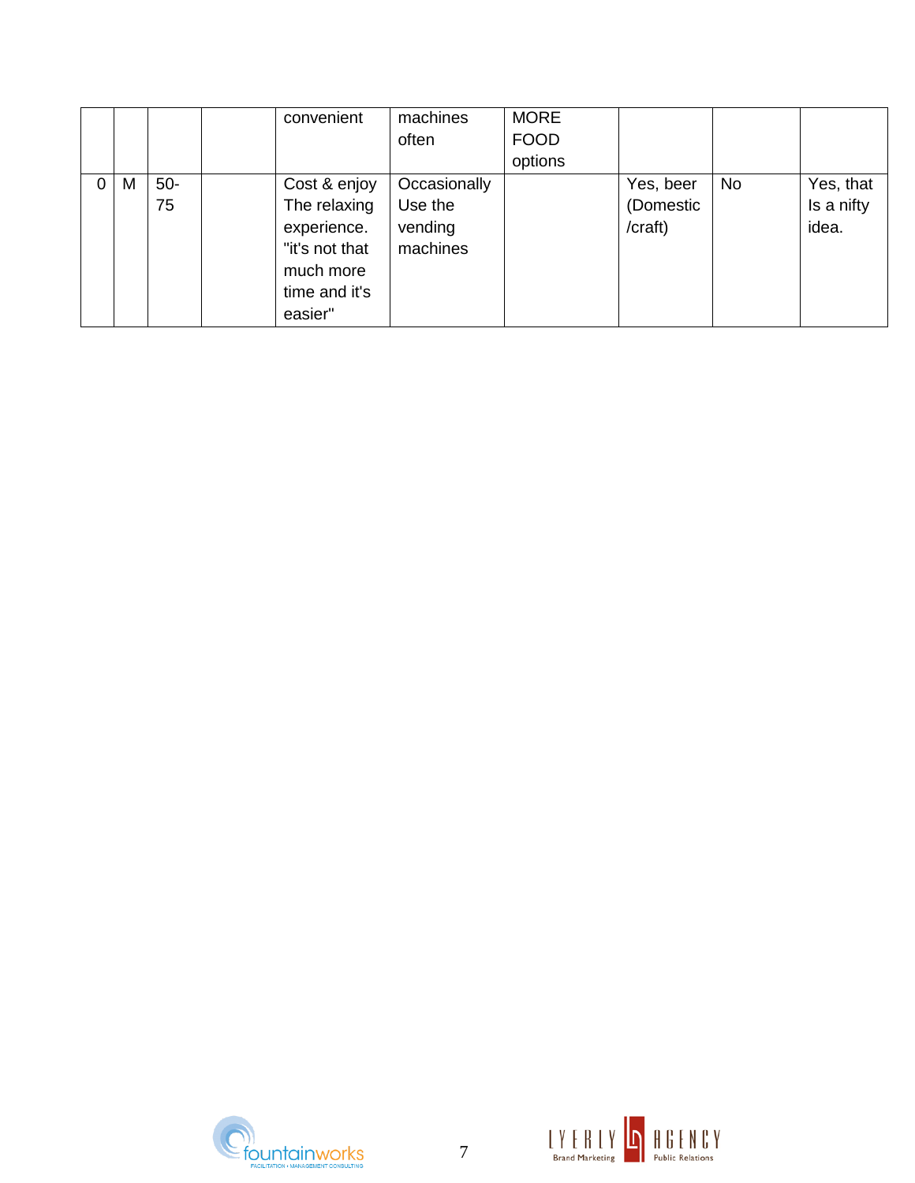| | | | | | | | | | |
|---|---|---|---|---|---|---|---|---|---|
| | | | | convenient | machines often | MORE FOOD options | | | |
| 0 | M | 50-75 | | Cost & enjoy The relaxing experience. "it's not that much more time and it's easier" | Occasionally Use the vending machines | | Yes, beer (Domestic /craft) | No | Yes, that Is a nifty idea. |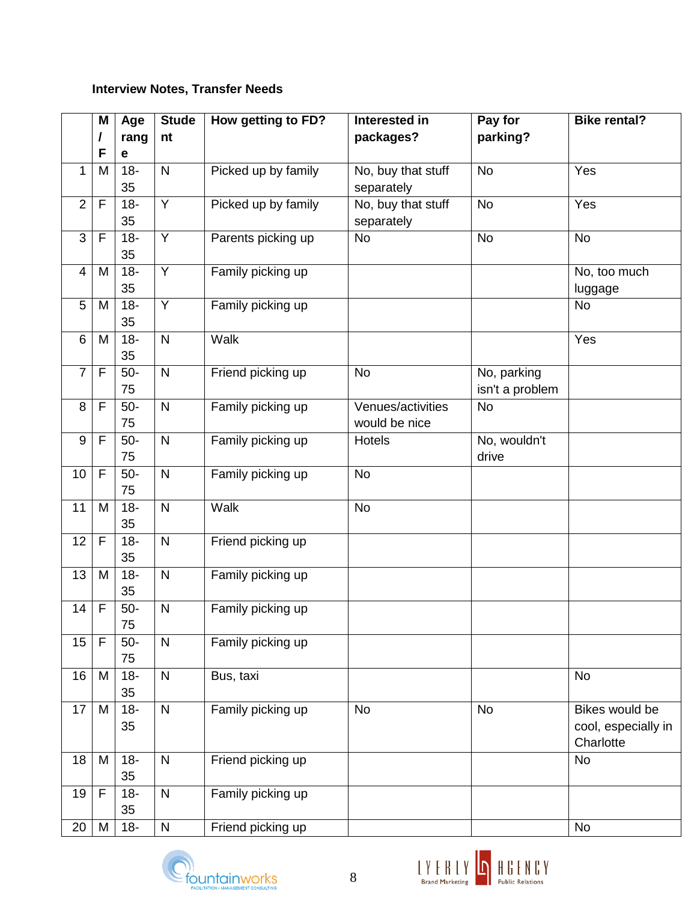**Interview Notes, Transfer Needs**

| | M / F | Age range | Student | How getting to FD? | Interested in packages? | Pay for parking? | Bike rental? |
|---|---|---|---|---|---|---|---|
| 1 | M | 18-35 | N | Picked up by family | No, buy that stuff separately | No | Yes |
| 2 | F | 18-35 | Y | Picked up by family | No, buy that stuff separately | No | Yes |
| 3 | F | 18-35 | Y | Parents picking up | No | No | No |
| 4 | M | 18-35 | Y | Family picking up | | | No, too much luggage |
| 5 | M | 18-35 | Y | Family picking up | | | No |
| 6 | M | 18-35 | N | Walk | | | Yes |
| 7 | F | 50-75 | N | Friend picking up | No | No, parking isn't a problem | |
| 8 | F | 50-75 | N | Family picking up | Venues/activities would be nice | No | |
| 9 | F | 50-75 | N | Family picking up | Hotels | No, wouldn't drive | |
| 10 | F | 50-75 | N | Family picking up | No | | |
| 11 | M | 18-35 | N | Walk | No | | |
| 12 | F | 18-35 | N | Friend picking up | | | |
| 13 | M | 18-35 | N | Family picking up | | | |
| 14 | F | 50-75 | N | Family picking up | | | |
| 15 | F | 50-75 | N | Family picking up | | | |
| 16 | M | 18-35 | N | Bus, taxi | | | No |
| 17 | M | 18-35 | N | Family picking up | No | No | Bikes would be cool, especially in Charlotte |
| 18 | M | 18-35 | N | Friend picking up | | | No |
| 19 | F | 18-35 | N | Family picking up | | | |
| 20 | M | 18- | N | Friend picking up | | | No |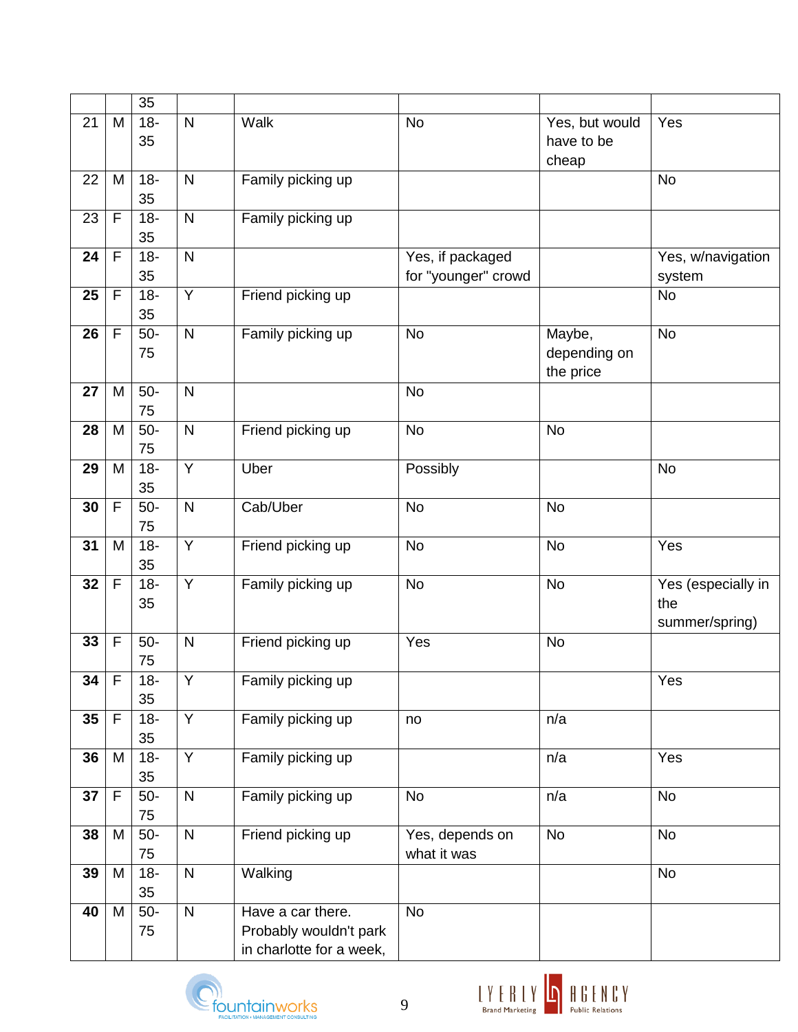| | | | | | | | |
|---|---|---|---|---|---|---|---|
| | | 35 | | | | | |
| 21 | M | 18-35 | N | Walk | No | Yes, but would have to be cheap | Yes |
| 22 | M | 18-35 | N | Family picking up | | | No |
| 23 | F | 18-35 | N | Family picking up | | | |
| **24** | F | 18-35 | N | | Yes, if packaged for "younger" crowd | | Yes, w/navigation system |
| **25** | F | 18-35 | Y | Friend picking up | | | No |
| **26** | F | 50-75 | N | Family picking up | No | Maybe, depending on the price | No |
| **27** | M | 50-75 | N | | No | | |
| **28** | M | 50-75 | N | Friend picking up | No | No | |
| **29** | M | 18-35 | Y | Uber | Possibly | | No |
| **30** | F | 50-75 | N | Cab/Uber | No | No | |
| **31** | M | 18-35 | Y | Friend picking up | No | No | Yes |
| **32** | F | 18-35 | Y | Family picking up | No | No | Yes (especially in the summer/spring) |
| **33** | F | 50-75 | N | Friend picking up | Yes | No | |
| **34** | F | 18-35 | Y | Family picking up | | | Yes |
| **35** | F | 18-35 | Y | Family picking up | no | n/a | |
| **36** | M | 18-35 | Y | Family picking up | | n/a | Yes |
| **37** | F | 50-75 | N | Family picking up | No | n/a | No |
| **38** | M | 50-75 | N | Friend picking up | Yes, depends on what it was | No | No |
| **39** | M | 18-35 | N | Walking | | | No |
| **40** | M | 50-75 | N | Have a car there. Probably wouldn't park in charlotte for a week, | No | | |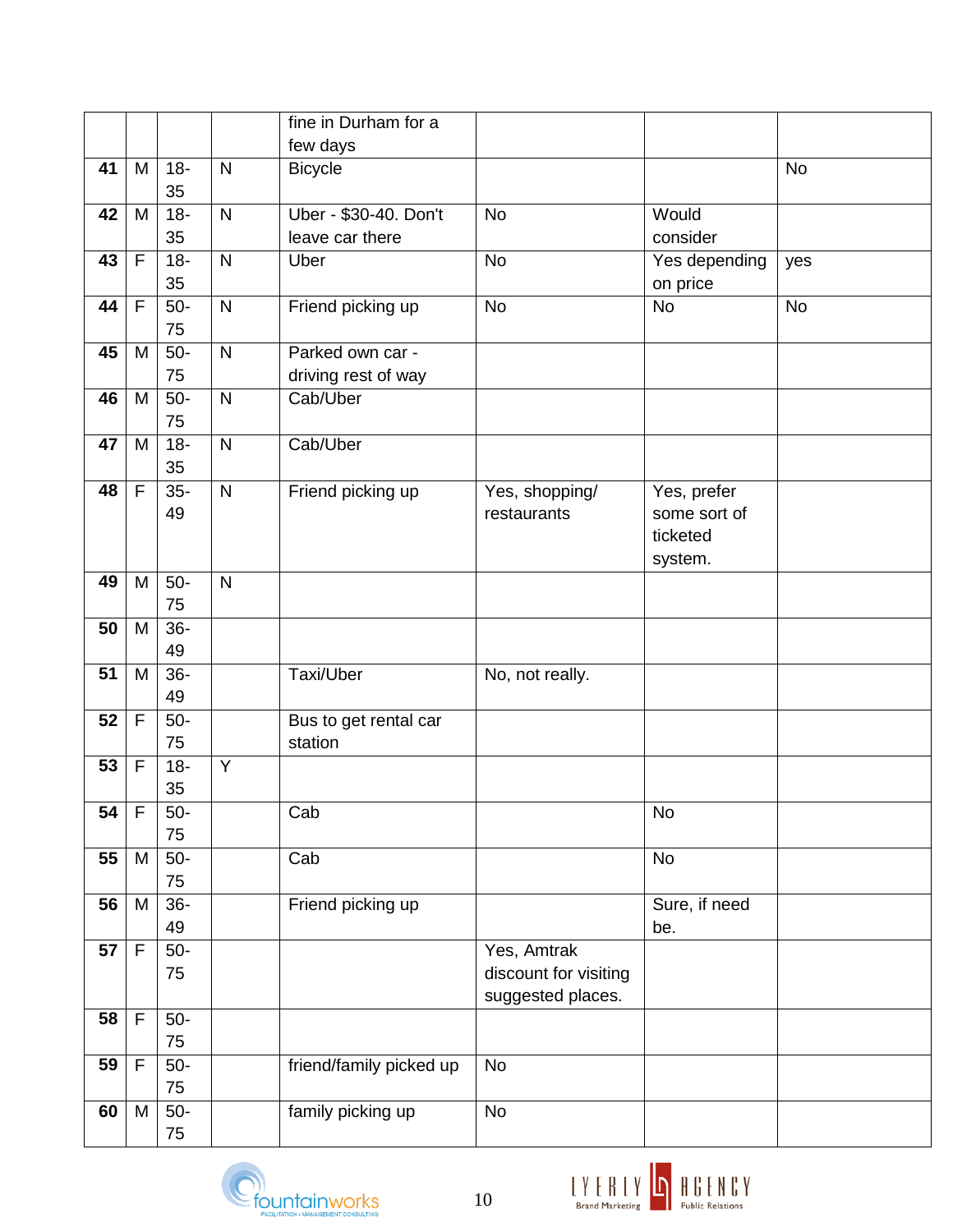| | | | | | | | |
|---|---|---|---|---|---|---|---|
| | | | | fine in Durham for a few days | | | |
| **41** | M | 18-35 | N | Bicycle | | | No |
| **42** | M | 18-35 | N | Uber - $30-40. Don't leave car there | No | Would consider | |
| **43** | F | 18-35 | N | Uber | No | Yes depending on price | yes |
| **44** | F | 50-75 | N | Friend picking up | No | No | No |
| **45** | M | 50-75 | N | Parked own car - driving rest of way | | | |
| **46** | M | 50-75 | N | Cab/Uber | | | |
| **47** | M | 18-35 | N | Cab/Uber | | | |
| **48** | F | 35-49 | N | Friend picking up | Yes, shopping/ restaurants | Yes, prefer some sort of ticketed system. | |
| **49** | M | 50-75 | N | | | | |
| **50** | M | 36-49 | | | | | |
| **51** | M | 36-49 | | Taxi/Uber | No, not really. | | |
| **52** | F | 50-75 | | Bus to get rental car station | | | |
| **53** | F | 18-35 | Y | | | | |
| **54** | F | 50-75 | | Cab | | No | |
| **55** | M | 50-75 | | Cab | | No | |
| **56** | M | 36-49 | | Friend picking up | | Sure, if need be. | |
| **57** | F | 50-75 | | | Yes, Amtrak discount for visiting suggested places. | | |
| **58** | F | 50-75 | | | | | |
| **59** | F | 50-75 | | friend/family picked up | No | | |
| **60** | M | 50-75 | | family picking up | No | | |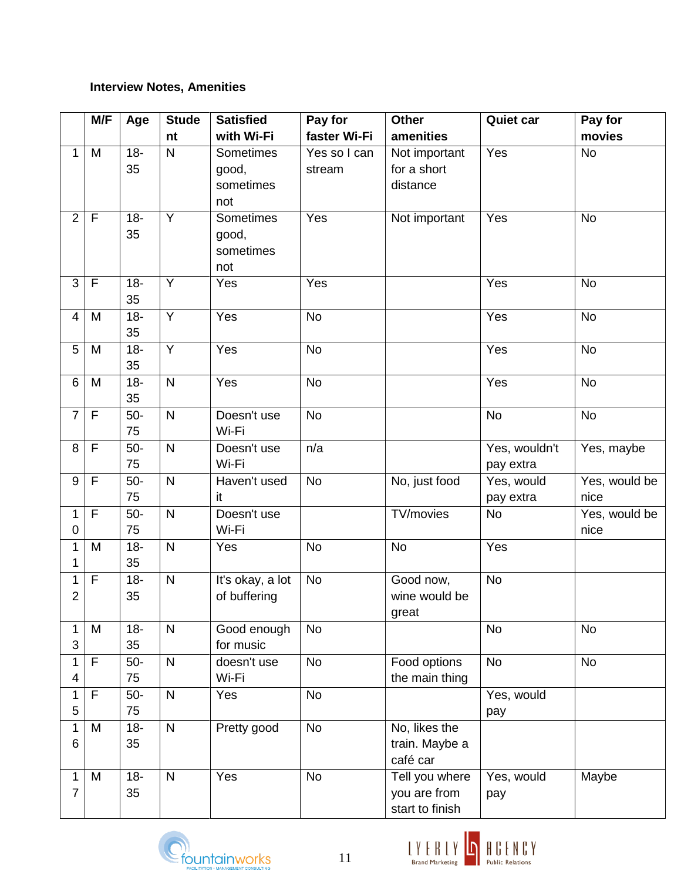**Interview Notes, Amenities**

| | M/F | Age | Student | Satisfied with Wi-Fi | Pay for faster Wi-Fi | Other amenities | Quiet car | Pay for movies |
|---|---|---|---|---|---|---|---|---|
| 1 | M | 18-35 | N | Sometimes good, sometimes not | Yes so I can stream | Not important for a short distance | Yes | No |
| 2 | F | 18-35 | Y | Sometimes good, sometimes not | Yes | Not important | Yes | No |
| 3 | F | 18-35 | Y | Yes | Yes | | Yes | No |
| 4 | M | 18-35 | Y | Yes | No | | Yes | No |
| 5 | M | 18-35 | Y | Yes | No | | Yes | No |
| 6 | M | 18-35 | N | Yes | No | | Yes | No |
| 7 | F | 50-75 | N | Doesn't use Wi-Fi | No | | No | No |
| 8 | F | 50-75 | N | Doesn't use Wi-Fi | n/a | | Yes, wouldn't pay extra | Yes, maybe |
| 9 | F | 50-75 | N | Haven't used it | No | No, just food | Yes, would pay extra | Yes, would be nice |
| 10 | F | 50-75 | N | Doesn't use Wi-Fi | | TV/movies | No | Yes, would be nice |
| 11 | M | 18-35 | N | Yes | No | No | Yes | |
| 12 | F | 18-35 | N | It's okay, a lot of buffering | No | Good now, wine would be great | No | |
| 13 | M | 18-35 | N | Good enough for music | No | | No | No |
| 14 | F | 50-75 | N | doesn't use Wi-Fi | No | Food options the main thing | No | No |
| 15 | F | 50-75 | N | Yes | No | | Yes, would pay | |
| 16 | M | 18-35 | N | Pretty good | No | No, likes the train. Maybe a café car | | |
| 17 | M | 18-35 | N | Yes | No | Tell you where you are from start to finish | Yes, would pay | Maybe |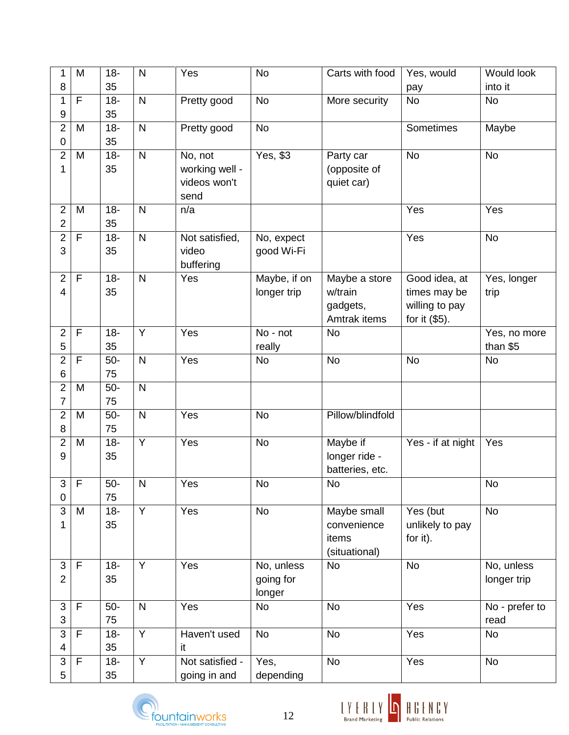| 18 | M | 18-35 | N | Yes | No | Carts with food | Yes, would pay | Would look into it |
|---|---|---|---|---|---|---|---|---|
| 19 | F | 18-35 | N | Pretty good | No | More security | No | No |
| 20 | M | 18-35 | N | Pretty good | No | | Sometimes | Maybe |
| 21 | M | 18-35 | N | No, not working well - videos won't send | Yes, $3 | Party car (opposite of quiet car) | No | No |
| 22 | M | 18-35 | N | n/a | | | Yes | Yes |
| 23 | F | 18-35 | N | Not satisfied, video buffering | No, expect good Wi-Fi | | Yes | No |
| 24 | F | 18-35 | N | Yes | Maybe, if on longer trip | Maybe a store w/train gadgets, Amtrak items | Good idea, at times may be willing to pay for it ($5). | Yes, longer trip |
| 25 | F | 18-35 | Y | Yes | No - not really | No | | Yes, no more than $5 |
| 26 | F | 50-75 | N | Yes | No | No | No | No |
| 27 | M | 50-75 | N | | | | | |
| 28 | M | 50-75 | N | Yes | No | Pillow/blindfold | | |
| 29 | M | 18-35 | Y | Yes | No | Maybe if longer ride - batteries, etc. | Yes - if at night | Yes |
| 30 | F | 50-75 | N | Yes | No | No | | No |
| 31 | M | 18-35 | Y | Yes | No | Maybe small convenience items (situational) | Yes (but unlikely to pay for it). | No |
| 32 | F | 18-35 | Y | Yes | No, unless going for longer | No | No | No, unless longer trip |
| 33 | F | 50-75 | N | Yes | No | No | Yes | No - prefer to read |
| 34 | F | 18-35 | Y | Haven't used it | No | No | Yes | No |
| 35 | F | 18-35 | Y | Not satisfied - going in and | Yes, depending | No | Yes | No |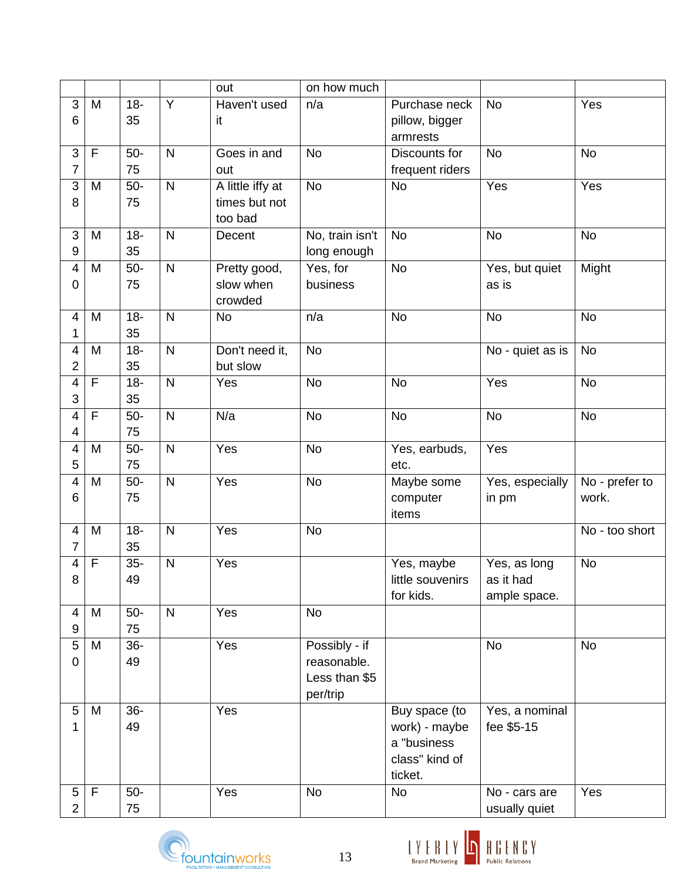| | | | | out | on how much | | | |
|---|---|---|---|---|---|---|---|---|
| 36 | M | 18-35 | Y | Haven't used it | n/a | Purchase neck pillow, bigger armrests | No | Yes |
| 37 | F | 50-75 | N | Goes in and out | No | Discounts for frequent riders | No | No |
| 38 | M | 50-75 | N | A little iffy at times but not too bad | No | No | Yes | Yes |
| 39 | M | 18-35 | N | Decent | No, train isn't long enough | No | No | No |
| 40 | M | 50-75 | N | Pretty good, slow when crowded | Yes, for business | No | Yes, but quiet as is | Might |
| 41 | M | 18-35 | N | No | n/a | No | No | No |
| 42 | M | 18-35 | N | Don't need it, but slow | No | | No - quiet as is | No |
| 43 | F | 18-35 | N | Yes | No | No | Yes | No |
| 44 | F | 50-75 | N | N/a | No | No | No | No |
| 45 | M | 50-75 | N | Yes | No | Yes, earbuds, etc. | Yes | |
| 46 | M | 50-75 | N | Yes | No | Maybe some computer items | Yes, especially in pm | No - prefer to work. |
| 47 | M | 18-35 | N | Yes | No | | | No - too short |
| 48 | F | 35-49 | N | Yes | | Yes, maybe little souvenirs for kids. | Yes, as long as it had ample space. | No |
| 49 | M | 50-75 | N | Yes | No | | | |
| 50 | M | 36-49 | | Yes | Possibly - if reasonable. Less than $5 per/trip | | No | No |
| 51 | M | 36-49 | | Yes | | Buy space (to work) - maybe a "business class" kind of ticket. | Yes, a nominal fee $5-15 | |
| 52 | F | 50-75 | | Yes | No | No | No - cars are usually quiet | Yes |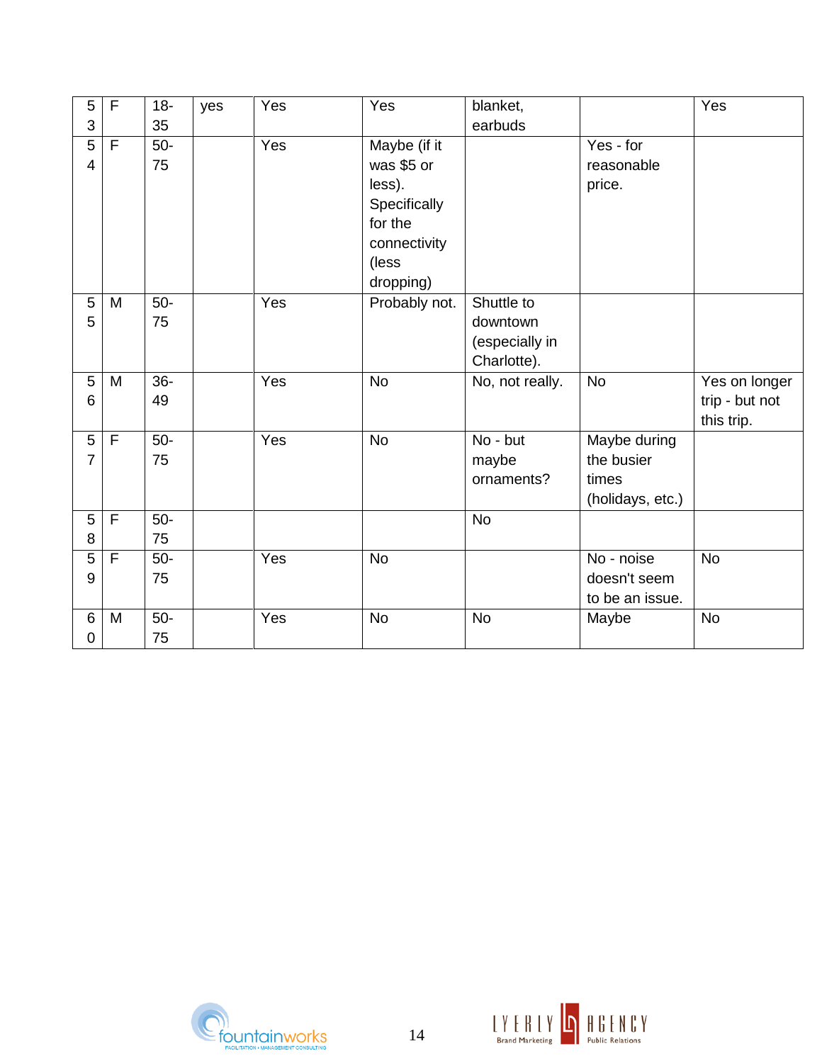| 53 | F | 18-35 | yes | Yes | Yes | blanket, earbuds | | Yes |
|---|---|---|---|---|---|---|---|---|
| 54 | F | 50-75 | | Yes | Maybe (if it was $5 or less). Specifically for the connectivity (less dropping) | | Yes - for reasonable price. | |
| 55 | M | 50-75 | | Yes | Probably not. | Shuttle to downtown (especially in Charlotte). | | |
| 56 | M | 36-49 | | Yes | No | No, not really. | No | Yes on longer trip - but not this trip. |
| 57 | F | 50-75 | | Yes | No | No - but maybe ornaments? | Maybe during the busier times (holidays, etc.) | |
| 58 | F | 50-75 | | | | No | | |
| 59 | F | 50-75 | | Yes | No | | No - noise doesn't seem to be an issue. | No |
| 60 | M | 50-75 | | Yes | No | No | Maybe | No |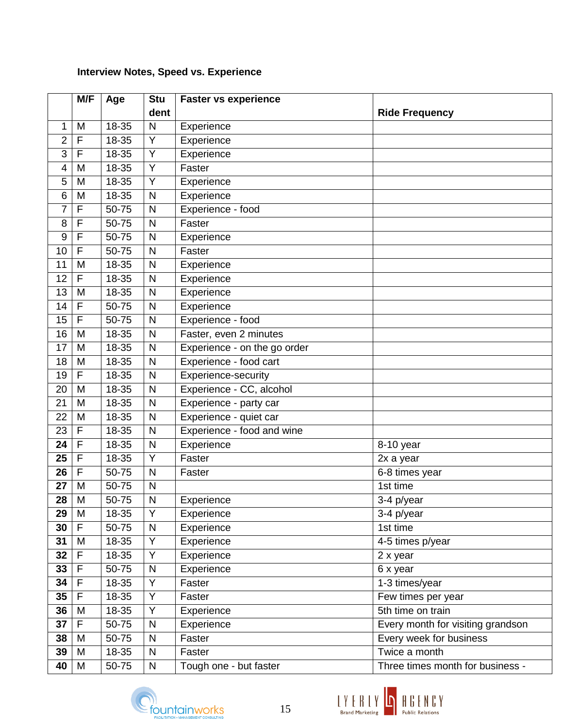**Interview Notes, Speed vs. Experience**

| | M/F | Age | Student | Faster vs experience | Ride Frequency |
|---|---|---|---|---|---|
| 1 | M | 18-35 | N | Experience | |
| 2 | F | 18-35 | Y | Experience | |
| 3 | F | 18-35 | Y | Experience | |
| 4 | M | 18-35 | Y | Faster | |
| 5 | M | 18-35 | Y | Experience | |
| 6 | M | 18-35 | N | Experience | |
| 7 | F | 50-75 | N | Experience - food | |
| 8 | F | 50-75 | N | Faster | |
| 9 | F | 50-75 | N | Experience | |
| 10 | F | 50-75 | N | Faster | |
| 11 | M | 18-35 | N | Experience | |
| 12 | F | 18-35 | N | Experience | |
| 13 | M | 18-35 | N | Experience | |
| 14 | F | 50-75 | N | Experience | |
| 15 | F | 50-75 | N | Experience - food | |
| 16 | M | 18-35 | N | Faster, even 2 minutes | |
| 17 | M | 18-35 | N | Experience - on the go order | |
| 18 | M | 18-35 | N | Experience - food cart | |
| 19 | F | 18-35 | N | Experience-security | |
| 20 | M | 18-35 | N | Experience - CC, alcohol | |
| 21 | M | 18-35 | N | Experience - party car | |
| 22 | M | 18-35 | N | Experience - quiet car | |
| 23 | F | 18-35 | N | Experience - food and wine | |
| **24** | F | 18-35 | N | Experience | 8-10 year |
| **25** | F | 18-35 | Y | Faster | 2x a year |
| **26** | F | 50-75 | N | Faster | 6-8 times year |
| **27** | M | 50-75 | N | | 1st time |
| **28** | M | 50-75 | N | Experience | 3-4 p/year |
| **29** | M | 18-35 | Y | Experience | 3-4 p/year |
| **30** | F | 50-75 | N | Experience | 1st time |
| **31** | M | 18-35 | Y | Experience | 4-5 times p/year |
| **32** | F | 18-35 | Y | Experience | 2 x year |
| **33** | F | 50-75 | N | Experience | 6 x year |
| **34** | F | 18-35 | Y | Faster | 1-3 times/year |
| **35** | F | 18-35 | Y | Faster | Few times per year |
| **36** | M | 18-35 | Y | Experience | 5th time on train |
| **37** | F | 50-75 | N | Experience | Every month for visiting grandson |
| **38** | M | 50-75 | N | Faster | Every week for business |
| **39** | M | 18-35 | N | Faster | Twice a month |
| **40** | M | 50-75 | N | Tough one - but faster | Three times month for business - |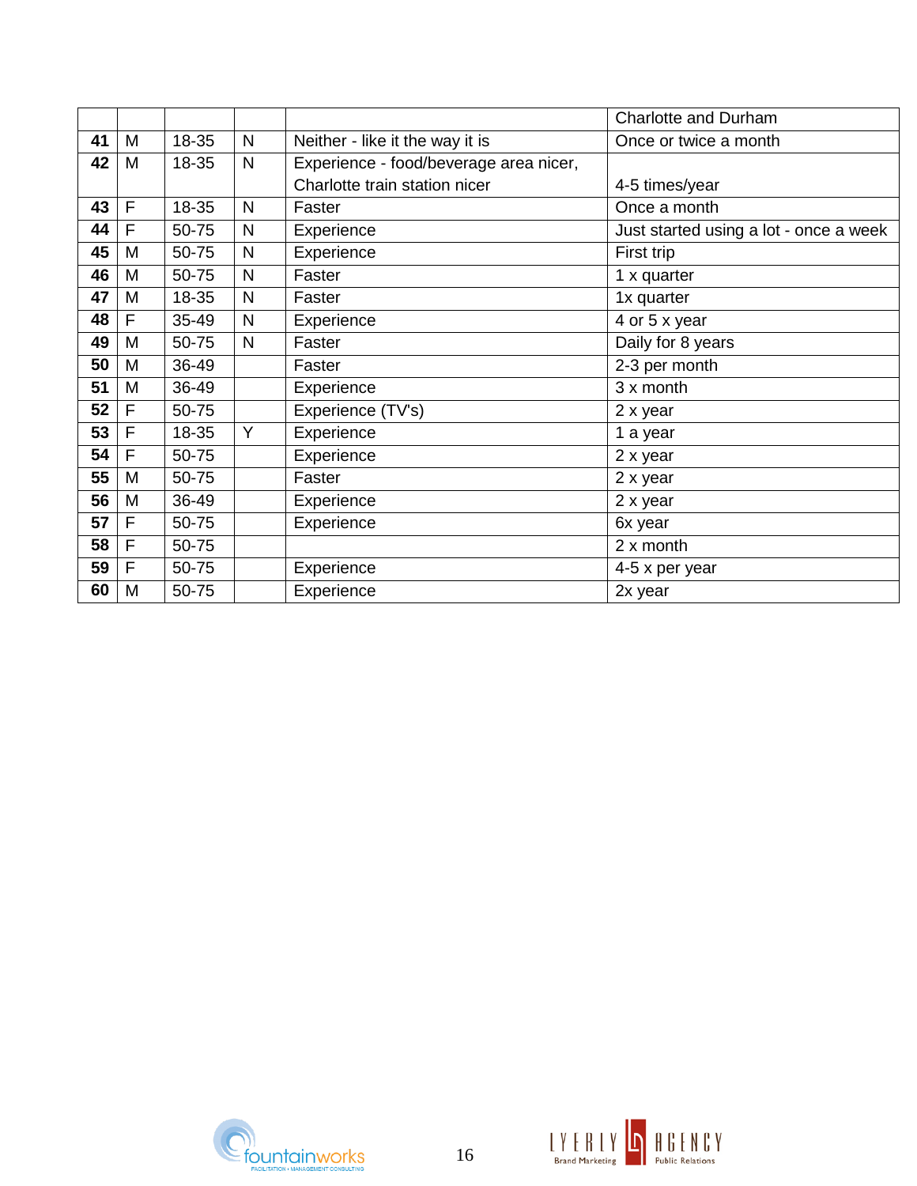| | | | | | Charlotte and Durham |
|---|---|---|---|---|---|
| **41** | M | 18-35 | N | Neither - like it the way it is | Once or twice a month |
| **42** | M | 18-35 | N | Experience - food/beverage area nicer, Charlotte train station nicer | 4-5 times/year |
| **43** | F | 18-35 | N | Faster | Once a month |
| **44** | F | 50-75 | N | Experience | Just started using a lot - once a week |
| **45** | M | 50-75 | N | Experience | First trip |
| **46** | M | 50-75 | N | Faster | 1 x quarter |
| **47** | M | 18-35 | N | Faster | 1x quarter |
| **48** | F | 35-49 | N | Experience | 4 or 5 x year |
| **49** | M | 50-75 | N | Faster | Daily for 8 years |
| **50** | M | 36-49 | | Faster | 2-3 per month |
| **51** | M | 36-49 | | Experience | 3 x month |
| **52** | F | 50-75 | | Experience (TV's) | 2 x year |
| **53** | F | 18-35 | Y | Experience | 1 a year |
| **54** | F | 50-75 | | Experience | 2 x year |
| **55** | M | 50-75 | | Faster | 2 x year |
| **56** | M | 36-49 | | Experience | 2 x year |
| **57** | F | 50-75 | | Experience | 6x year |
| **58** | F | 50-75 | | | 2 x month |
| **59** | F | 50-75 | | Experience | 4-5 x per year |
| **60** | M | 50-75 | | Experience | 2x year |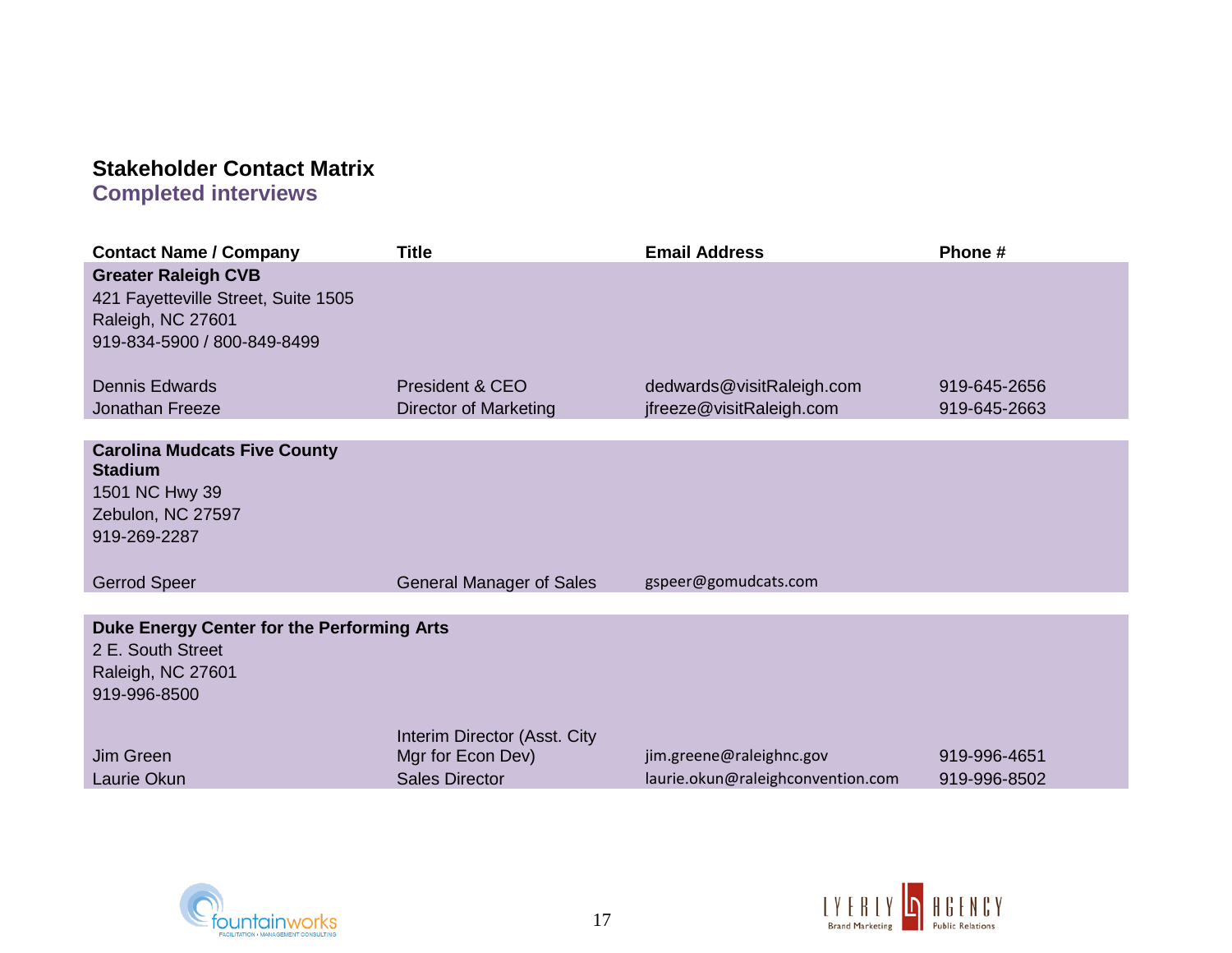**Stakeholder Contact Matrix**

**Completed interviews**

| Contact Name / Company | Title | Email Address | Phone # |
|---|---|---|---|
| **Greater Raleigh CVB**<br>421 Fayetteville Street, Suite 1505<br>Raleigh, NC 27601<br>919-834-5900 / 800-849-8499 | | | |
| Dennis Edwards | President & CEO | dedwards@visitRaleigh.com | 919-645-2656 |
| Jonathan Freeze | Director of Marketing | jfreeze@visitRaleigh.com | 919-645-2663 |
| **Carolina Mudcats Five County Stadium**<br>1501 NC Hwy 39<br>Zebulon, NC 27597<br>919-269-2287 | | | |
| Gerrod Speer | General Manager of Sales | gspeer@gomudcats.com | |
| **Duke Energy Center for the Performing Arts**<br>2 E. South Street<br>Raleigh, NC 27601<br>919-996-8500 | | | |
| Jim Green | Interim Director (Asst. City Mgr for Econ Dev) | jim.greene@raleighnc.gov | 919-996-4651 |
| Laurie Okun | Sales Director | laurie.okun@raleighconvention.com | 919-996-8502 |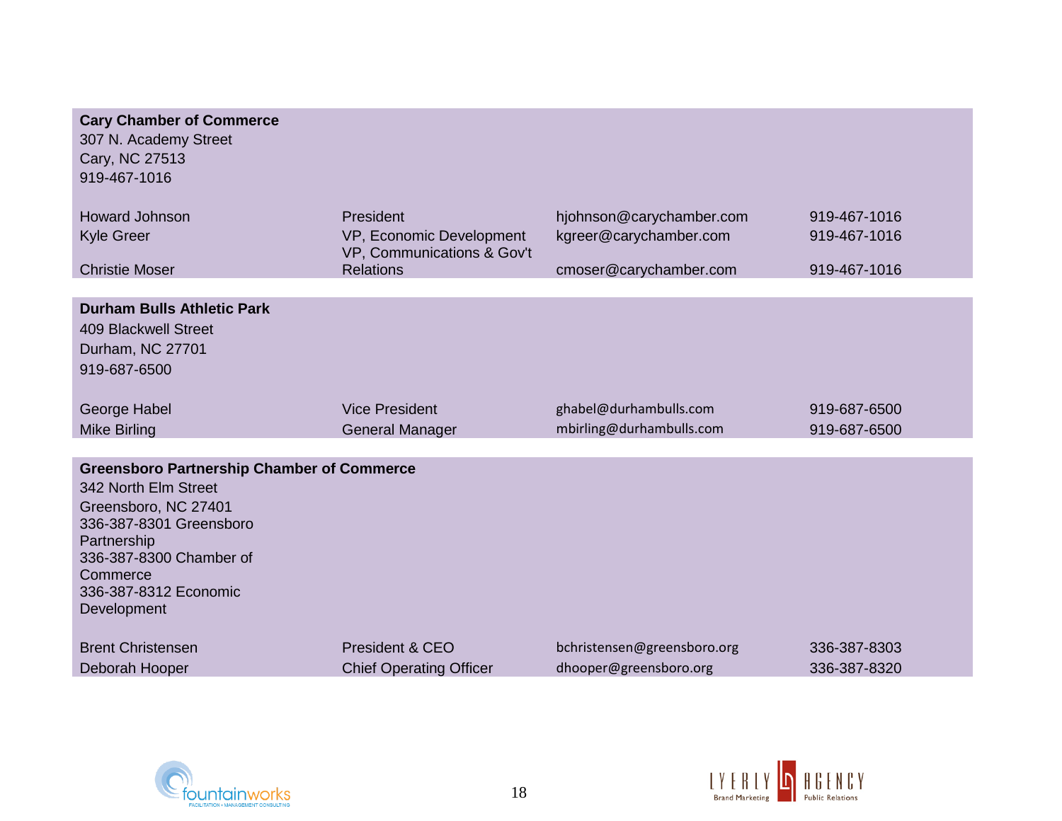**Cary Chamber of Commerce**
307 N. Academy Street
Cary, NC 27513
919-467-1016

| Name | Title | Email | Phone |
|---|---|---|---|
| Howard Johnson | President | hjohnson@carychamber.com | 919-467-1016 |
| Kyle Greer | VP, Economic Development | kgreer@carychamber.com | 919-467-1016 |
| Christie Moser | VP, Communications & Gov't Relations | cmoser@carychamber.com | 919-467-1016 |

**Durham Bulls Athletic Park**
409 Blackwell Street
Durham, NC 27701
919-687-6500

| Name | Title | Email | Phone |
|---|---|---|---|
| George Habel | Vice President | ghabel@durhambulls.com | 919-687-6500 |
| Mike Birling | General Manager | mbirling@durhambulls.com | 919-687-6500 |

**Greensboro Partnership Chamber of Commerce**
342 North Elm Street
Greensboro, NC 27401
336-387-8301 Greensboro Partnership
336-387-8300 Chamber of Commerce
336-387-8312 Economic Development

| Name | Title | Email | Phone |
|---|---|---|---|
| Brent Christensen | President & CEO | bchristensen@greensboro.org | 336-387-8303 |
| Deborah Hooper | Chief Operating Officer | dhooper@greensboro.org | 336-387-8320 |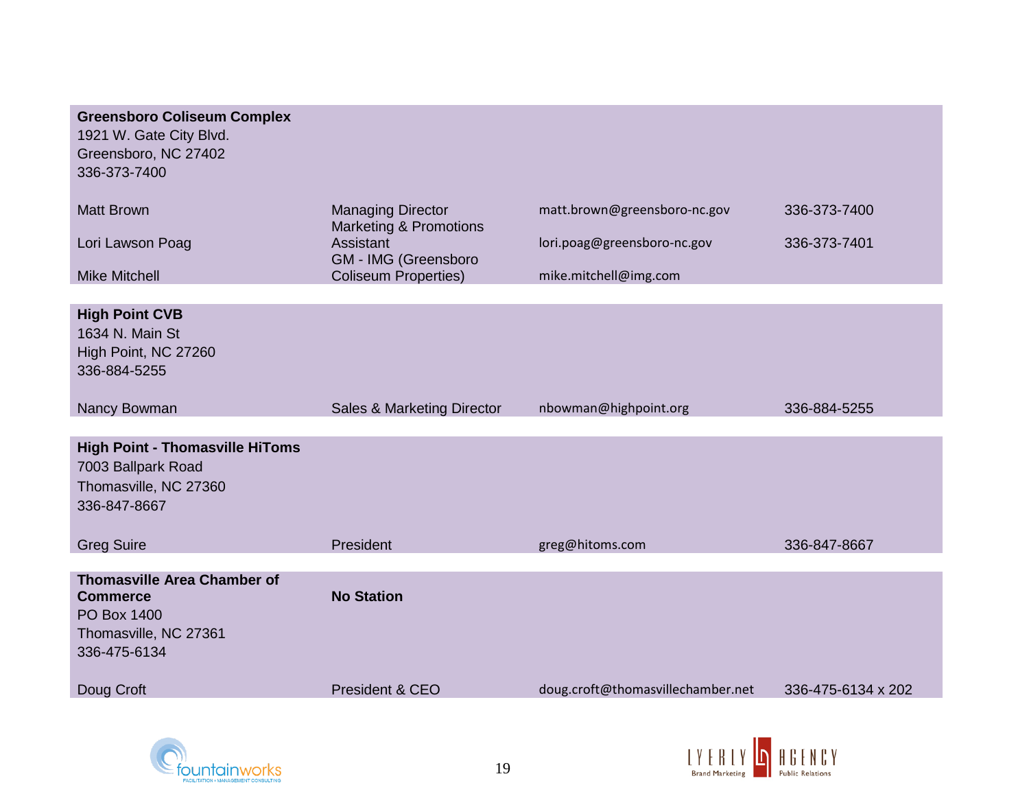**Greensboro Coliseum Complex**
1921 W. Gate City Blvd.
Greensboro, NC 27402
336-373-7400

| | | | |
|---|---|---|---|
| Matt Brown | Managing Director | matt.brown@greensboro-nc.gov | 336-373-7400 |
| Lori Lawson Poag | Marketing & Promotions Assistant | lori.poag@greensboro-nc.gov | 336-373-7401 |
| Mike Mitchell | GM - IMG (Greensboro Coliseum Properties) | mike.mitchell@img.com | |

**High Point CVB**
1634 N. Main St
High Point, NC 27260
336-884-5255

| | | | |
|---|---|---|---|
| Nancy Bowman | Sales & Marketing Director | nbowman@highpoint.org | 336-884-5255 |

**High Point - Thomasville HiToms**
7003 Ballpark Road
Thomasville, NC 27360
336-847-8667

| | | | |
|---|---|---|---|
| Greg Suire | President | greg@hitoms.com | 336-847-8667 |

**Thomasville Area Chamber of Commerce** — **No Station**
PO Box 1400
Thomasville, NC 27361
336-475-6134

| | | | |
|---|---|---|---|
| Doug Croft | President & CEO | doug.croft@thomasvillechamber.net | 336-475-6134 x 202 |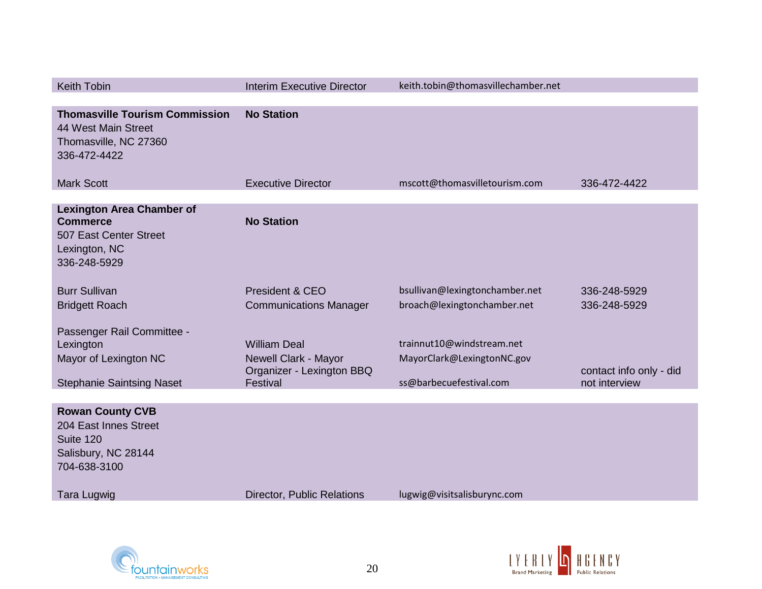| | | | |
|---|---|---|---|
| Keith Tobin | Interim Executive Director | keith.tobin@thomasvillechamber.net | |
| **Thomasville Tourism Commission**<br>44 West Main Street<br>Thomasville, NC 27360<br>336-472-4422 | **No Station** | | |
| Mark Scott | Executive Director | mscott@thomasvilletourism.com | 336-472-4422 |
| **Lexington Area Chamber of Commerce**<br>507 East Center Street<br>Lexington, NC<br>336-248-5929 | **No Station** | | |
| Burr Sullivan | President & CEO | bsullivan@lexingtonchamber.net | 336-248-5929 |
| Bridgett Roach | Communications Manager | broach@lexingtonchamber.net | 336-248-5929 |
| Passenger Rail Committee - Lexington | William Deal | trainnut10@windstream.net | |
| Mayor of Lexington NC | Newell Clark - Mayor | MayorClark@LexingtonNC.gov | |
| Stephanie Saintsing Naset | Organizer - Lexington BBQ Festival | ss@barbecuefestival.com | contact info only - did not interview |
| **Rowan County CVB**<br>204 East Innes Street<br>Suite 120<br>Salisbury, NC 28144<br>704-638-3100 | | | |
| Tara Lugwig | Director, Public Relations | lugwig@visitsalisburync.com | |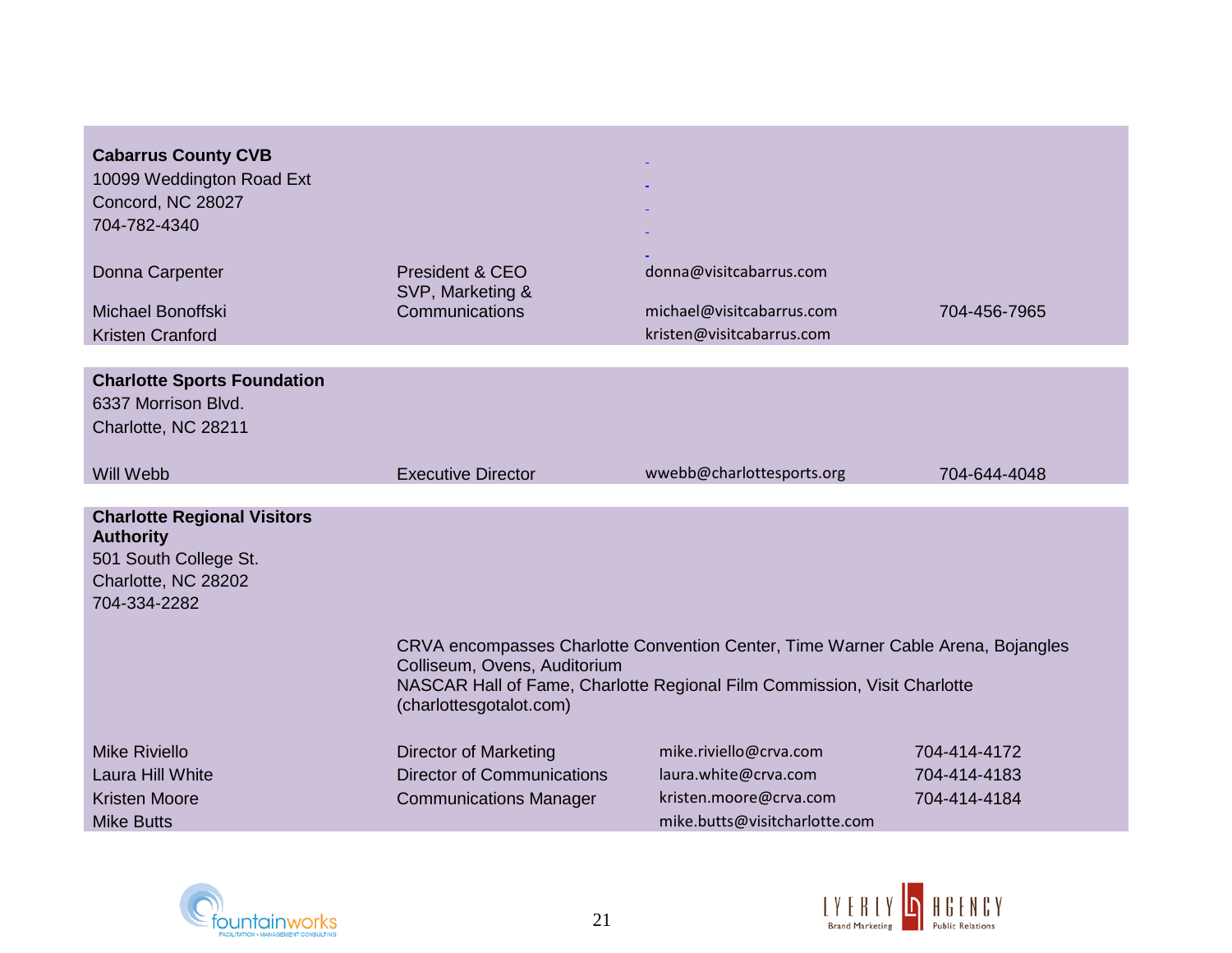| | | | |
|---|---|---|---|
| **Cabarrus County CVB**<br>10099 Weddington Road Ext<br>Concord, NC 28027<br>704-782-4340 | | | |
| Donna Carpenter | President & CEO | donna@visitcabarrus.com | |
| Michael Bonoffski | SVP, Marketing & Communications | michael@visitcabarrus.com | 704-456-7965 |
| Kristen Cranford | | kristen@visitcabarrus.com | |

| | | | |
|---|---|---|---|
| **Charlotte Sports Foundation**<br>6337 Morrison Blvd.<br>Charlotte, NC 28211 | | | |
| Will Webb | Executive Director | wwebb@charlottesports.org | 704-644-4048 |

| | | | |
|---|---|---|---|
| **Charlotte Regional Visitors Authority**<br>501 South College St.<br>Charlotte, NC 28202<br>704-334-2282 | | | |
| | CRVA encompasses Charlotte Convention Center, Time Warner Cable Arena, Bojangles Colliseum, Ovens, Auditorium<br>NASCAR Hall of Fame, Charlotte Regional Film Commission, Visit Charlotte (charlottesgotalot.com) | | |
| Mike Riviello | Director of Marketing | mike.riviello@crva.com | 704-414-4172 |
| Laura Hill White | Director of Communications | laura.white@crva.com | 704-414-4183 |
| Kristen Moore | Communications Manager | kristen.moore@crva.com | 704-414-4184 |
| Mike Butts | | mike.butts@visitcharlotte.com | |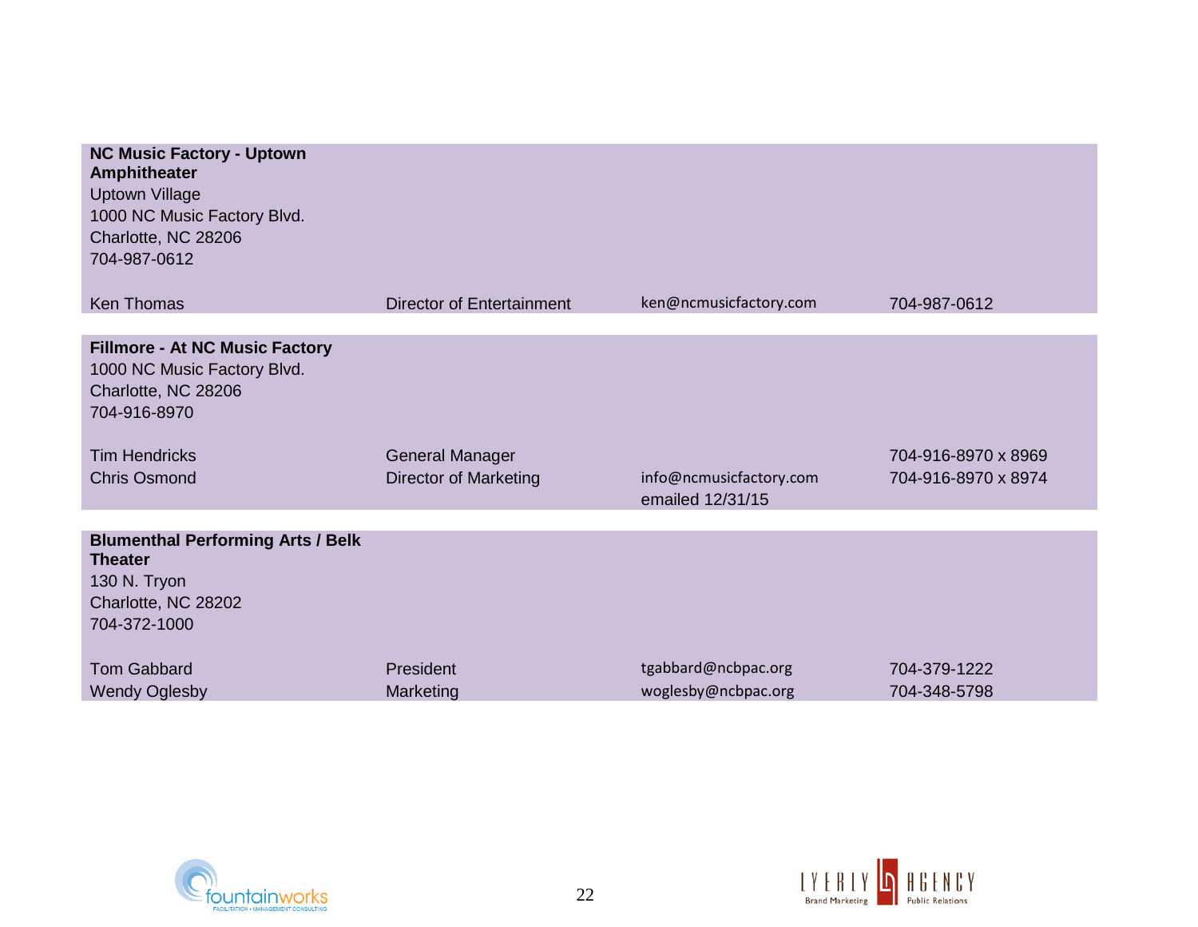| | | | |
|---|---|---|---|
| **NC Music Factory - Uptown Amphitheater**<br>Uptown Village<br>1000 NC Music Factory Blvd.<br>Charlotte, NC 28206<br>704-987-0612 | | | |
| Ken Thomas | Director of Entertainment | ken@ncmusicfactory.com | 704-987-0612 |

| | | | |
|---|---|---|---|
| **Fillmore - At NC Music Factory**<br>1000 NC Music Factory Blvd.<br>Charlotte, NC 28206<br>704-916-8970 | | | |
| Tim Hendricks | General Manager | | 704-916-8970 x 8969 |
| Chris Osmond | Director of Marketing | info@ncmusicfactory.com<br>emailed 12/31/15 | 704-916-8970 x 8974 |

| | | | |
|---|---|---|---|
| **Blumenthal Performing Arts / Belk Theater**<br>130 N. Tryon<br>Charlotte, NC 28202<br>704-372-1000 | | | |
| Tom Gabbard | President | tgabbard@ncbpac.org | 704-379-1222 |
| Wendy Oglesby | Marketing | woglesby@ncbpac.org | 704-348-5798 |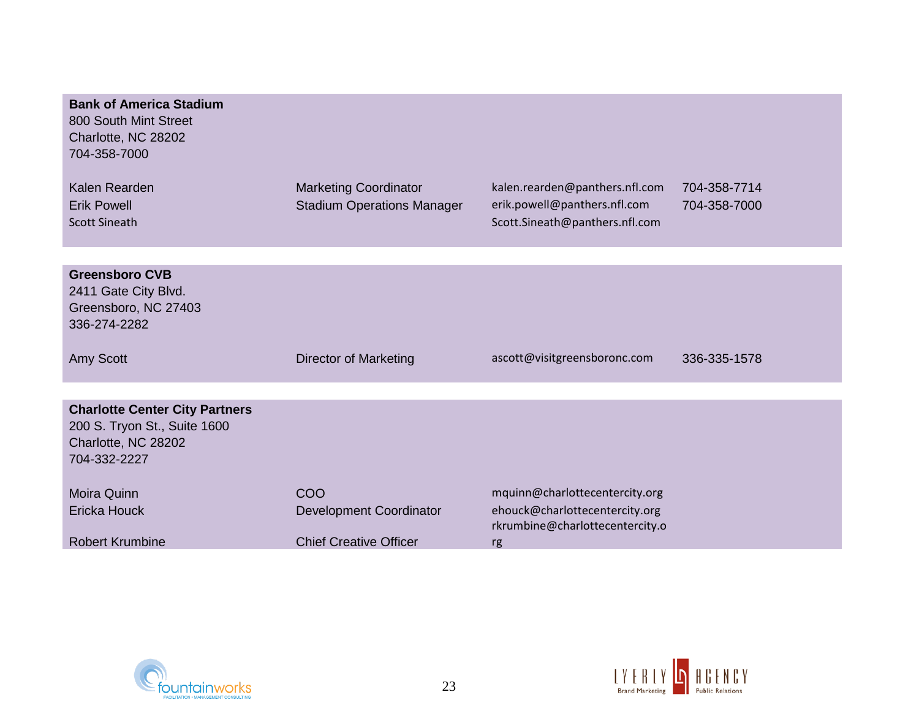**Bank of America Stadium**
800 South Mint Street
Charlotte, NC 28202
704-358-7000

| | | | |
|---|---|---|---|
| Kalen Rearden | Marketing Coordinator | kalen.rearden@panthers.nfl.com | 704-358-7714 |
| Erik Powell | Stadium Operations Manager | erik.powell@panthers.nfl.com | 704-358-7000 |
| Scott Sineath | | Scott.Sineath@panthers.nfl.com | |

**Greensboro CVB**
2411 Gate City Blvd.
Greensboro, NC 27403
336-274-2282

| | | | |
|---|---|---|---|
| Amy Scott | Director of Marketing | ascott@visitgreensboronc.com | 336-335-1578 |

**Charlotte Center City Partners**
200 S. Tryon St., Suite 1600
Charlotte, NC 28202
704-332-2227

| | | | |
|---|---|---|---|
| Moira Quinn | COO | mquinn@charlottecentercity.org | |
| Ericka Houck | Development Coordinator | ehouck@charlottecentercity.org | |
| Robert Krumbine | Chief Creative Officer | rkrumbine@charlottecentercity.org | |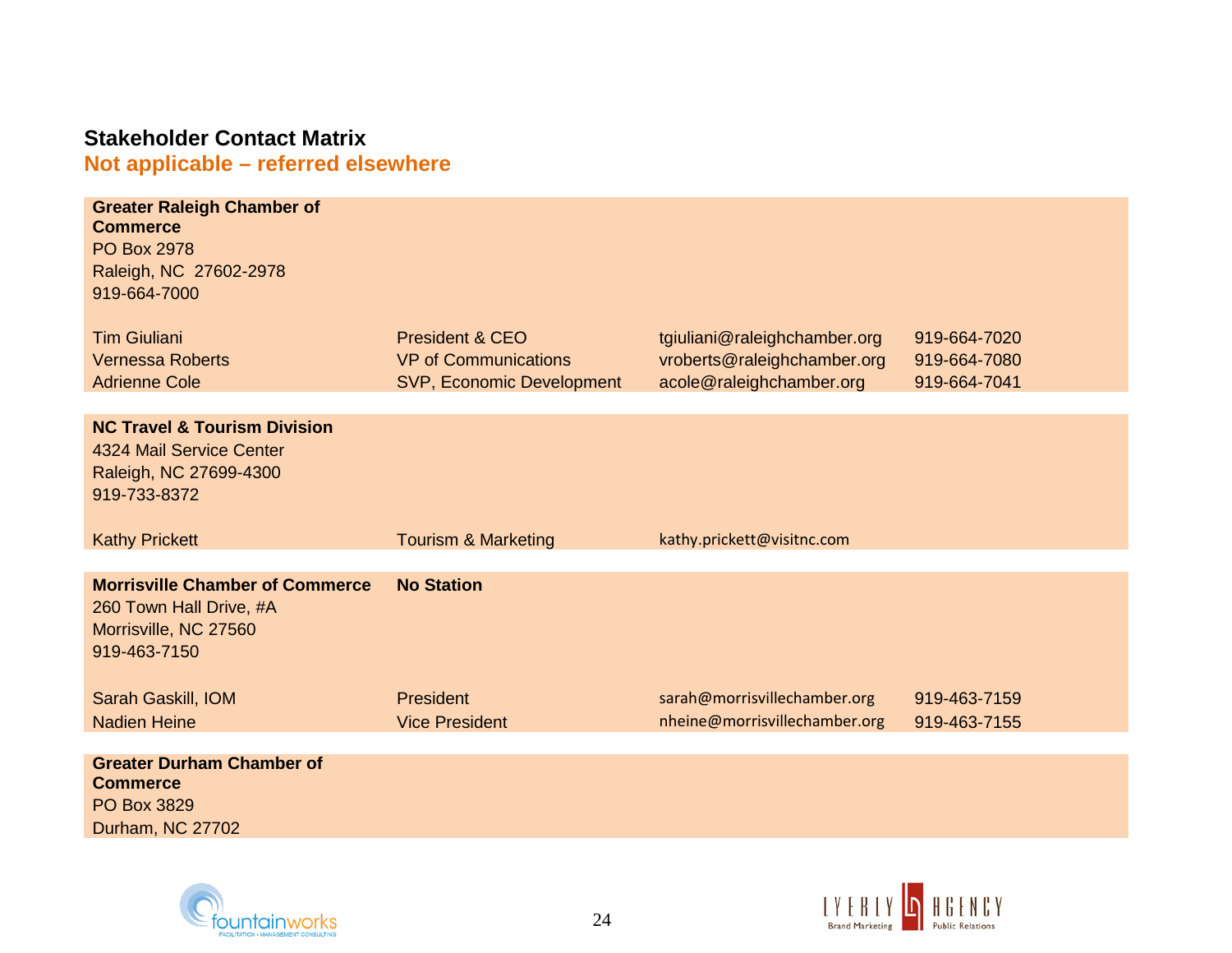## Stakeholder Contact Matrix

**Not applicable – referred elsewhere**

| | | | |
|---|---|---|---|
| **Greater Raleigh Chamber of Commerce**<br>PO Box 2978<br>Raleigh, NC 27602-2978<br>919-664-7000 | | | |
| Tim Giuliani | President & CEO | tgiuliani@raleighchamber.org | 919-664-7020 |
| Vernessa Roberts | VP of Communications | vroberts@raleighchamber.org | 919-664-7080 |
| Adrienne Cole | SVP, Economic Development | acole@raleighchamber.org | 919-664-7041 |
| **NC Travel & Tourism Division**<br>4324 Mail Service Center<br>Raleigh, NC 27699-4300<br>919-733-8372 | | | |
| Kathy Prickett | Tourism & Marketing | kathy.prickett@visitnc.com | |
| **Morrisville Chamber of Commerce**<br>260 Town Hall Drive, #A<br>Morrisville, NC 27560<br>919-463-7150 | **No Station** | | |
| Sarah Gaskill, IOM | President | sarah@morrisvillechamber.org | 919-463-7159 |
| Nadien Heine | Vice President | nheine@morrisvillechamber.org | 919-463-7155 |
| **Greater Durham Chamber of Commerce**<br>PO Box 3829<br>Durham, NC 27702 | | | |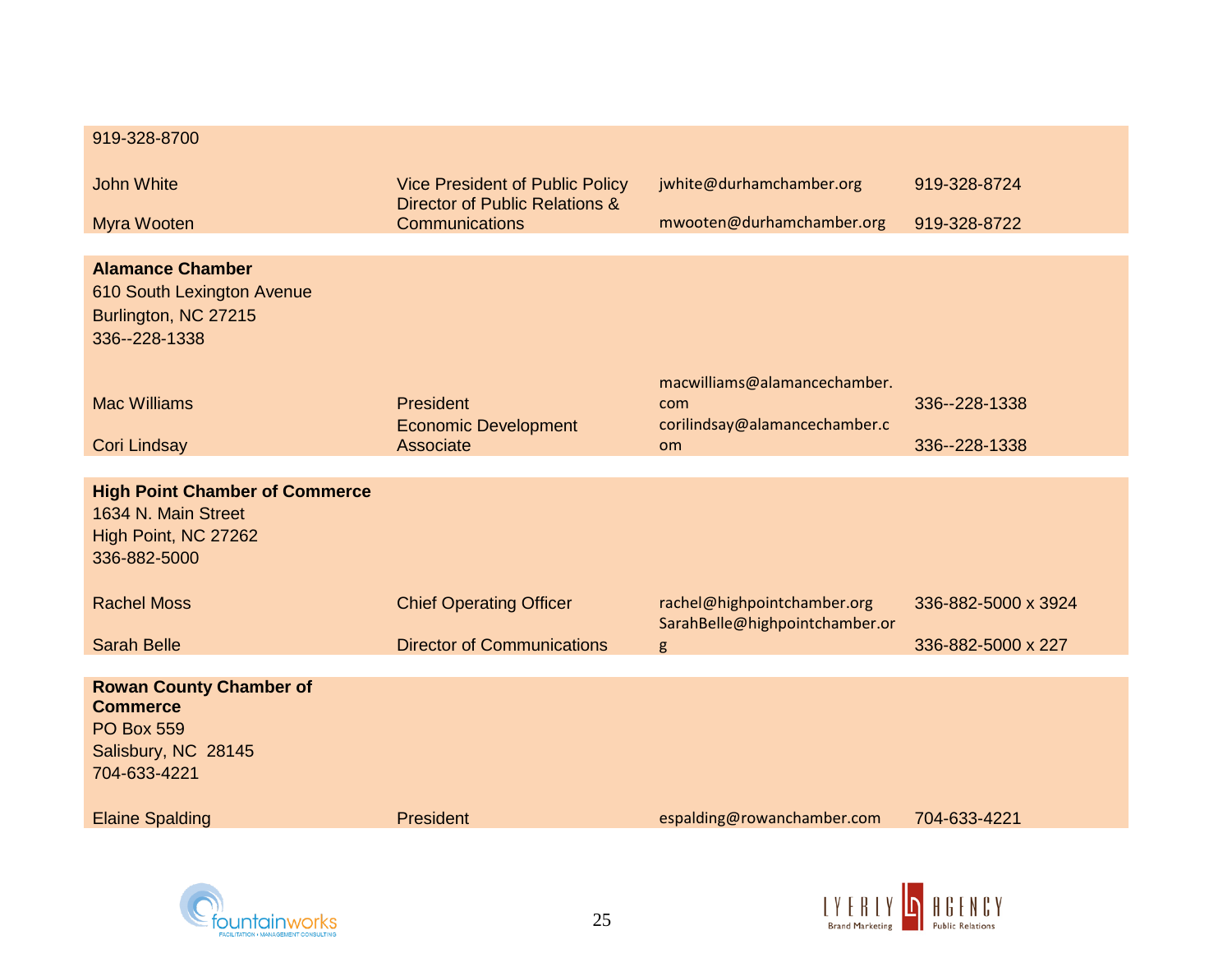| | | | |
|---|---|---|---|
| 919-328-8700 | | | |
| John White | Vice President of Public Policy | jwhite@durhamchamber.org | 919-328-8724 |
| Myra Wooten | Director of Public Relations & Communications | mwooten@durhamchamber.org | 919-328-8722 |
| **Alamance Chamber**<br>610 South Lexington Avenue<br>Burlington, NC 27215<br>336--228-1338 | | | |
| Mac Williams | President | macwilliams@alamancechamber.com | 336--228-1338 |
| Cori Lindsay | Economic Development Associate | corilindsay@alamancechamber.com | 336--228-1338 |
| **High Point Chamber of Commerce**<br>1634 N. Main Street<br>High Point, NC 27262<br>336-882-5000 | | | |
| Rachel Moss | Chief Operating Officer | rachel@highpointchamber.org | 336-882-5000 x 3924 |
| Sarah Belle | Director of Communications | SarahBelle@highpointchamber.org | 336-882-5000 x 227 |
| **Rowan County Chamber of Commerce**<br>PO Box 559<br>Salisbury, NC 28145<br>704-633-4221 | | | |
| Elaine Spalding | President | espalding@rowanchamber.com | 704-633-4221 |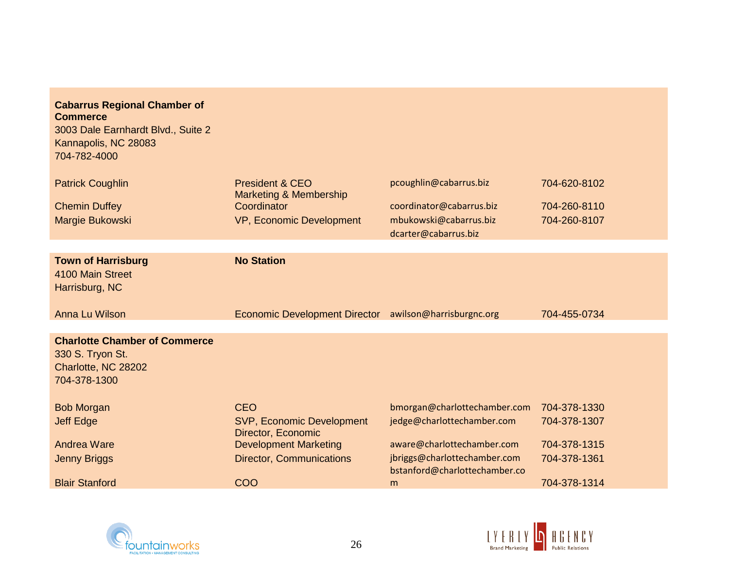**Cabarrus Regional Chamber of Commerce**
3003 Dale Earnhardt Blvd., Suite 2
Kannapolis, NC 28083
704-782-4000

| Name | Title | Email | Phone |
|---|---|---|---|
| Patrick Coughlin | President & CEO | pcoughlin@cabarrus.biz | 704-620-8102 |
| Chemin Duffey | Marketing & Membership Coordinator | coordinator@cabarrus.biz | 704-260-8110 |
| Margie Bukowski | VP, Economic Development | mbukowski@cabarrus.biz | 704-260-8107 |
| | | dcarter@cabarrus.biz | |

**Town of Harrisburg** — **No Station**
4100 Main Street
Harrisburg, NC

| Name | Title | Email | Phone |
|---|---|---|---|
| Anna Lu Wilson | Economic Development Director | awilson@harrisburgnc.org | 704-455-0734 |

**Charlotte Chamber of Commerce**
330 S. Tryon St.
Charlotte, NC 28202
704-378-1300

| Name | Title | Email | Phone |
|---|---|---|---|
| Bob Morgan | CEO | bmorgan@charlottechamber.com | 704-378-1330 |
| Jeff Edge | SVP, Economic Development | jedge@charlottechamber.com | 704-378-1307 |
| Andrea Ware | Director, Economic Development Marketing | aware@charlottechamber.com | 704-378-1315 |
| Jenny Briggs | Director, Communications | jbriggs@charlottechamber.com | 704-378-1361 |
| Blair Stanford | COO | bstanford@charlottechamber.com | 704-378-1314 |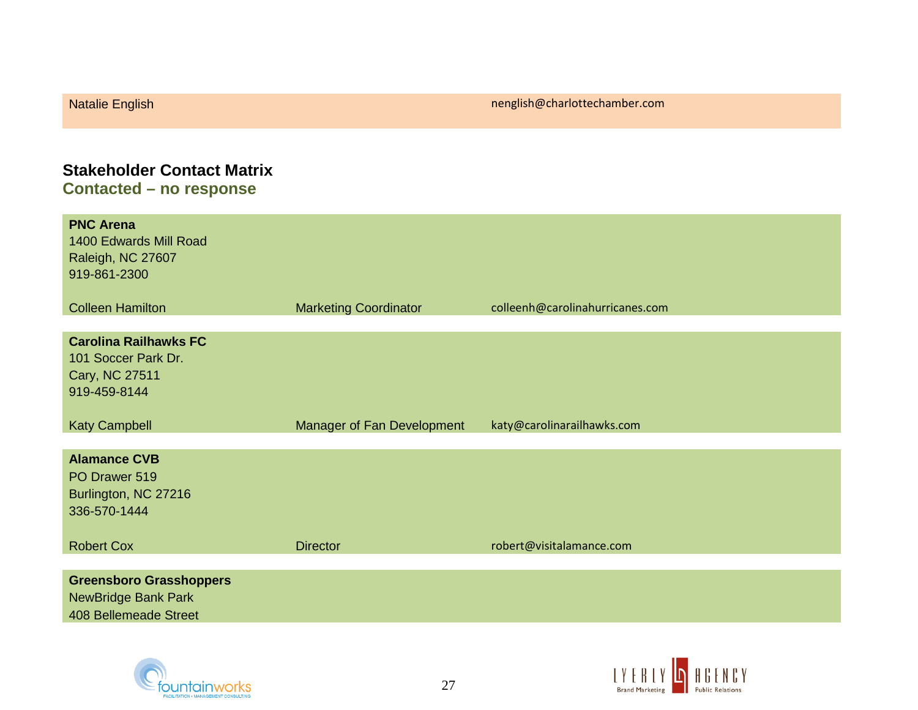| Natalie English | | nenglish@charlottechamber.com |
|---|---|---|

## Stakeholder Contact Matrix

### Contacted – no response

**PNC Arena**
1400 Edwards Mill Road
Raleigh, NC 27607
919-861-2300

| Colleen Hamilton | Marketing Coordinator | colleenh@carolinahurricanes.com |
|---|---|---|

**Carolina Railhawks FC**
101 Soccer Park Dr.
Cary, NC 27511
919-459-8144

| Katy Campbell | Manager of Fan Development | katy@carolinarailhawks.com |
|---|---|---|

**Alamance CVB**
PO Drawer 519
Burlington, NC 27216
336-570-1444

| Robert Cox | Director | robert@visitalamance.com |
|---|---|---|

**Greensboro Grasshoppers**
NewBridge Bank Park
408 Bellemeade Street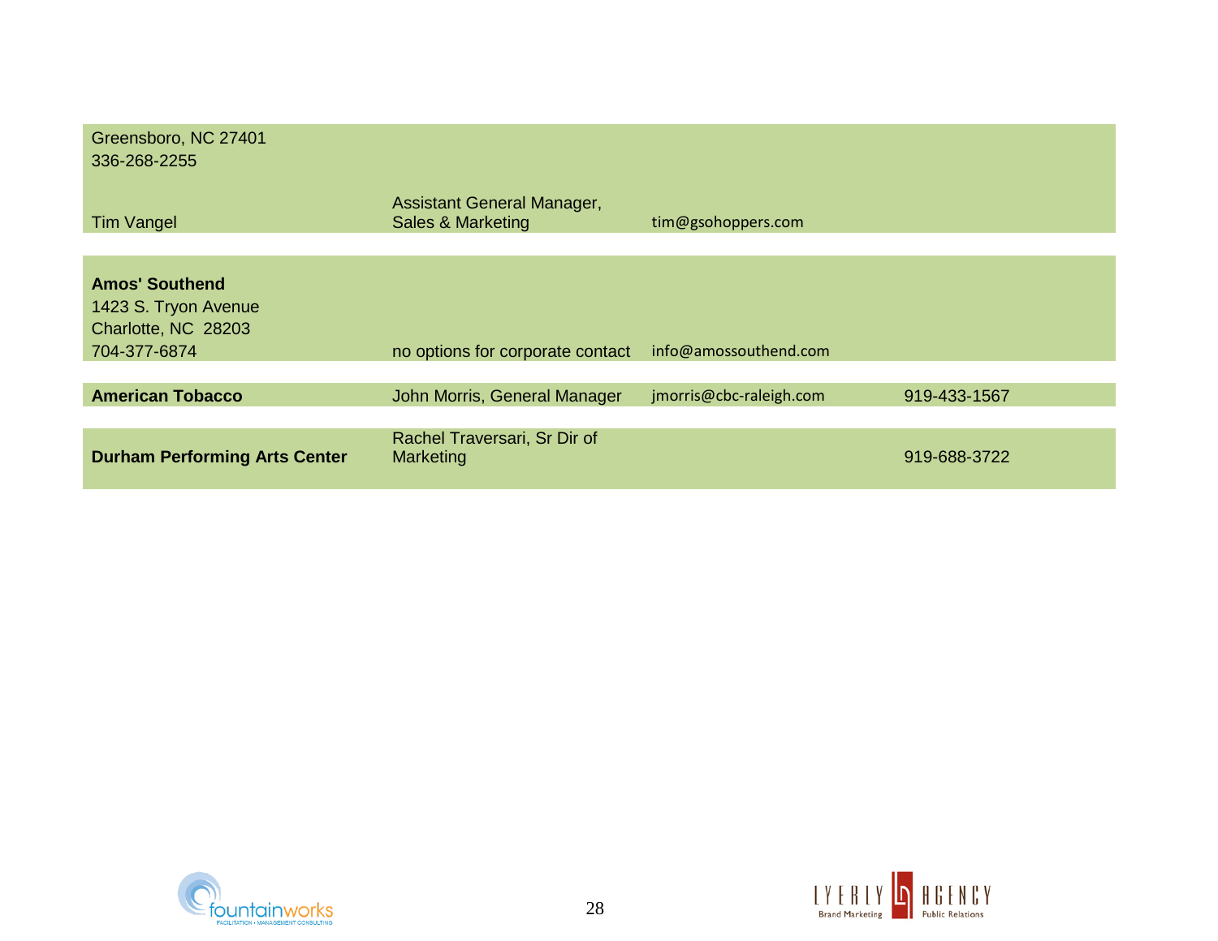| | | | |
|---|---|---|---|
| Greensboro, NC 27401<br>336-268-2255<br><br>Tim Vangel | Assistant General Manager, Sales & Marketing | tim@gsohoppers.com | |
| **Amos' Southend**<br>1423 S. Tryon Avenue<br>Charlotte, NC 28203<br>704-377-6874 | no options for corporate contact | info@amossouthend.com | |
| **American Tobacco** | John Morris, General Manager | jmorris@cbc-raleigh.com | 919-433-1567 |
| **Durham Performing Arts Center** | Rachel Traversari, Sr Dir of Marketing | | 919-688-3722 |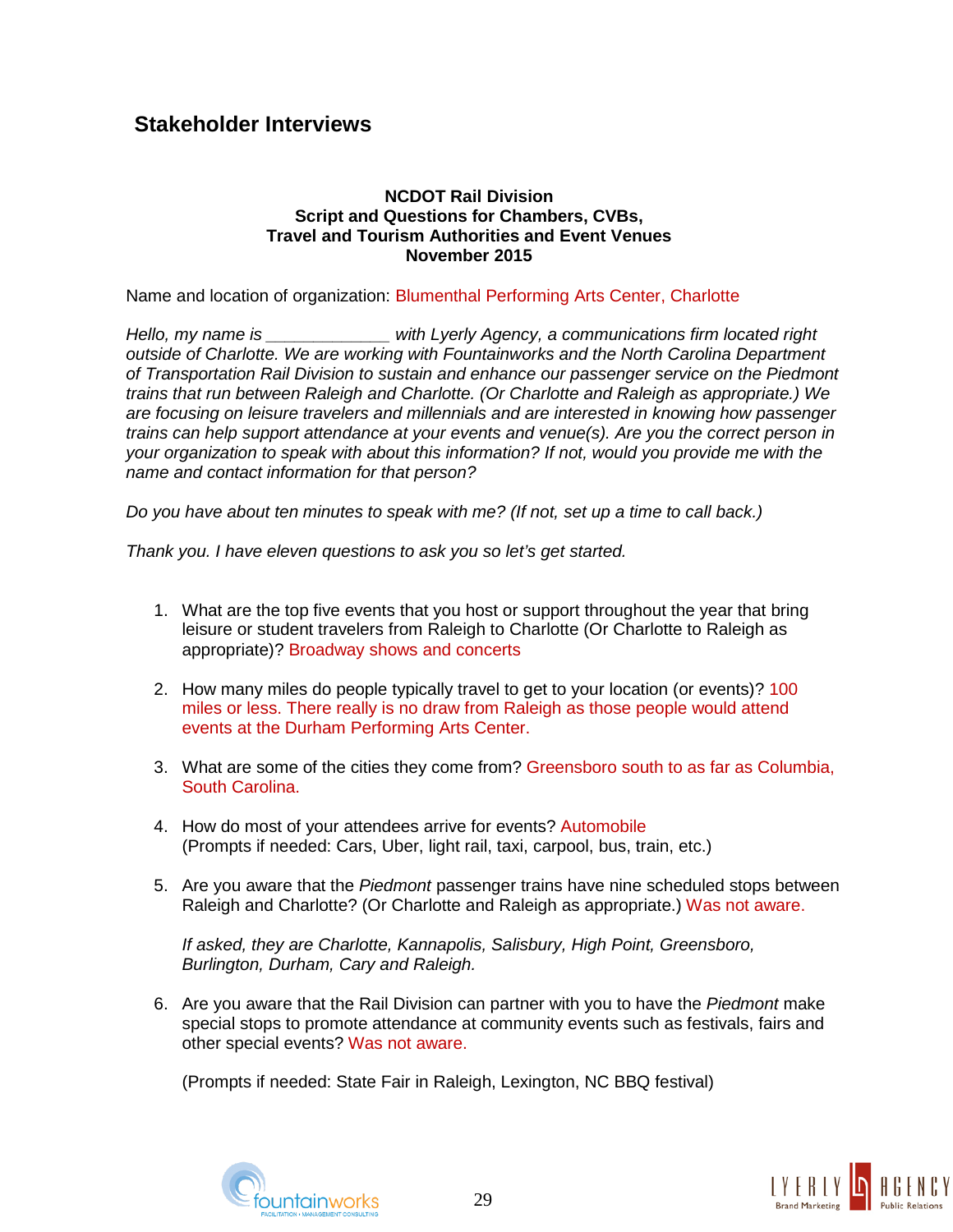## Stakeholder Interviews

**NCDOT Rail Division**
**Script and Questions for Chambers, CVBs,**
**Travel and Tourism Authorities and Event Venues**
**November 2015**

Name and location of organization: Blumenthal Performing Arts Center, Charlotte

*Hello, my name is _____________ with Lyerly Agency, a communications firm located right outside of Charlotte. We are working with Fountainworks and the North Carolina Department of Transportation Rail Division to sustain and enhance our passenger service on the Piedmont trains that run between Raleigh and Charlotte. (Or Charlotte and Raleigh as appropriate.) We are focusing on leisure travelers and millennials and are interested in knowing how passenger trains can help support attendance at your events and venue(s). Are you the correct person in your organization to speak with about this information? If not, would you provide me with the name and contact information for that person?*

*Do you have about ten minutes to speak with me? (If not, set up a time to call back.)*

*Thank you. I have eleven questions to ask you so let's get started.*

1. What are the top five events that you host or support throughout the year that bring leisure or student travelers from Raleigh to Charlotte (Or Charlotte to Raleigh as appropriate)? Broadway shows and concerts

2. How many miles do people typically travel to get to your location (or events)? 100 miles or less. There really is no draw from Raleigh as those people would attend events at the Durham Performing Arts Center.

3. What are some of the cities they come from? Greensboro south to as far as Columbia, South Carolina.

4. How do most of your attendees arrive for events? Automobile
   (Prompts if needed: Cars, Uber, light rail, taxi, carpool, bus, train, etc.)

5. Are you aware that the *Piedmont* passenger trains have nine scheduled stops between Raleigh and Charlotte? (Or Charlotte and Raleigh as appropriate.) Was not aware.

   *If asked, they are Charlotte, Kannapolis, Salisbury, High Point, Greensboro, Burlington, Durham, Cary and Raleigh.*

6. Are you aware that the Rail Division can partner with you to have the *Piedmont* make special stops to promote attendance at community events such as festivals, fairs and other special events? Was not aware.

   (Prompts if needed: State Fair in Raleigh, Lexington, NC BBQ festival)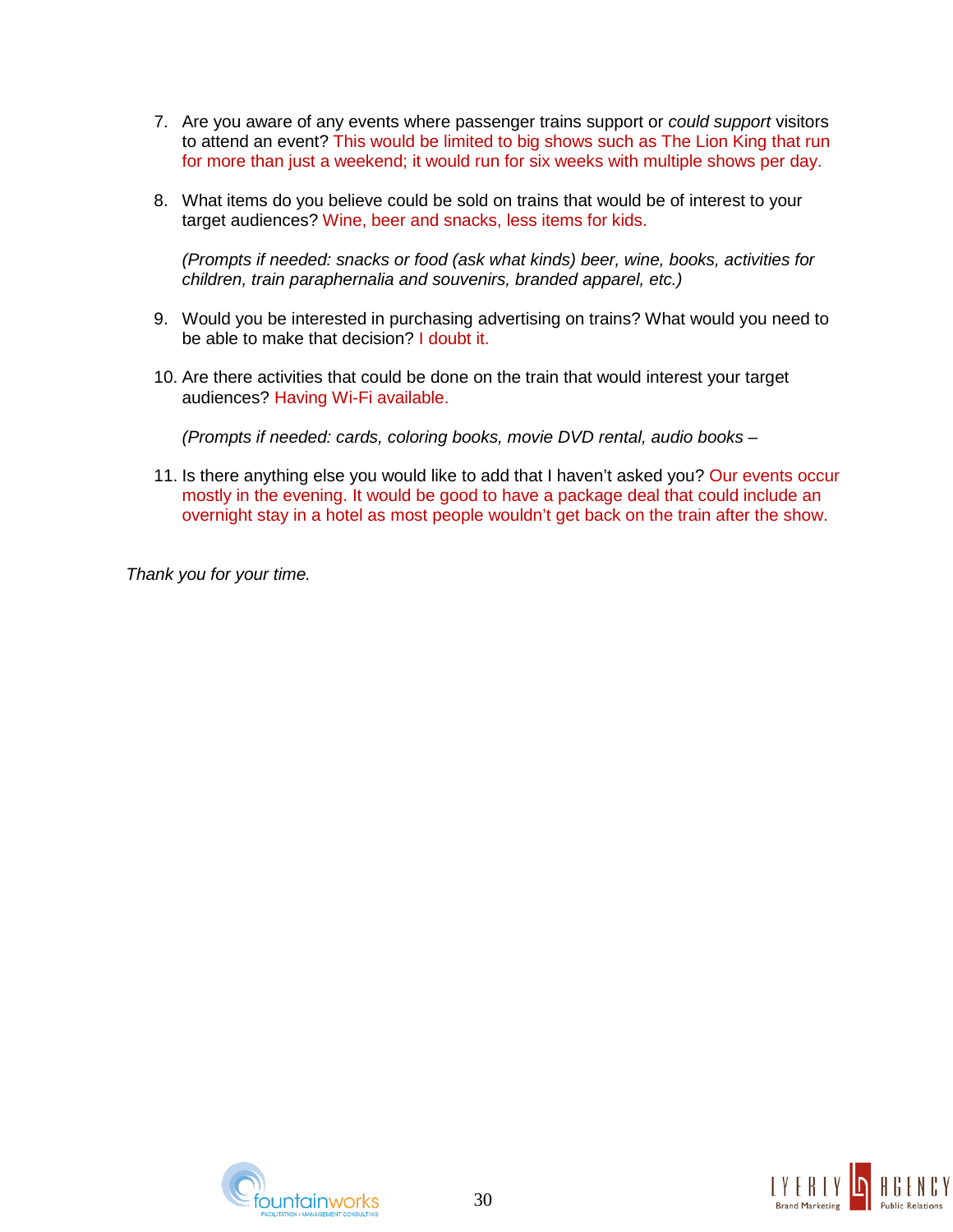7. Are you aware of any events where passenger trains support or *could support* visitors to attend an event? This would be limited to big shows such as The Lion King that run for more than just a weekend; it would run for six weeks with multiple shows per day.

8. What items do you believe could be sold on trains that would be of interest to your target audiences? Wine, beer and snacks, less items for kids.

   *(Prompts if needed: snacks or food (ask what kinds) beer, wine, books, activities for children, train paraphernalia and souvenirs, branded apparel, etc.)*

9. Would you be interested in purchasing advertising on trains? What would you need to be able to make that decision? I doubt it.

10. Are there activities that could be done on the train that would interest your target audiences? Having Wi-Fi available.

    *(Prompts if needed: cards, coloring books, movie DVD rental, audio books –*

11. Is there anything else you would like to add that I haven't asked you? Our events occur mostly in the evening. It would be good to have a package deal that could include an overnight stay in a hotel as most people wouldn't get back on the train after the show.

*Thank you for your time.*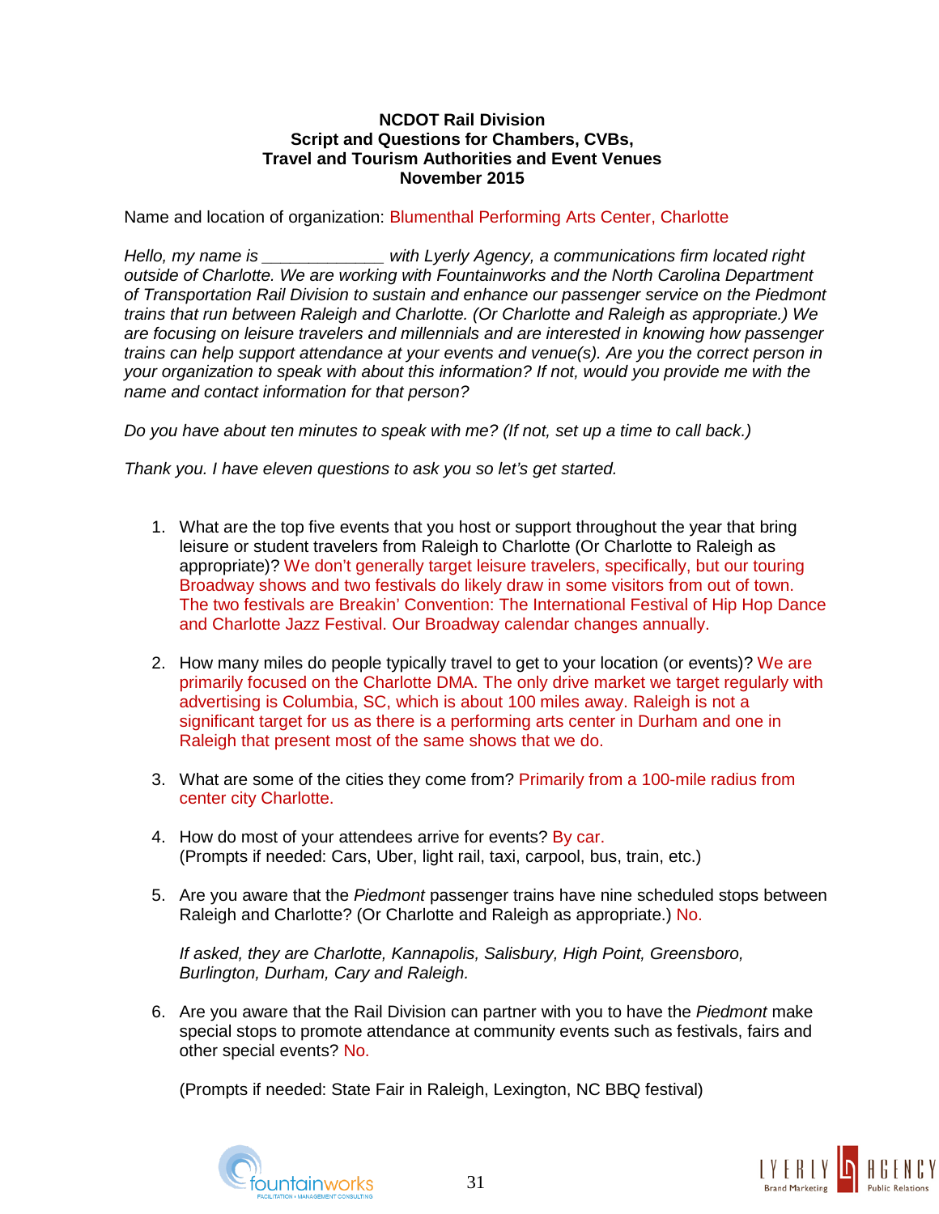**NCDOT Rail Division**
**Script and Questions for Chambers, CVBs,**
**Travel and Tourism Authorities and Event Venues**
**November 2015**

Name and location of organization: Blumenthal Performing Arts Center, Charlotte

*Hello, my name is _____________ with Lyerly Agency, a communications firm located right outside of Charlotte. We are working with Fountainworks and the North Carolina Department of Transportation Rail Division to sustain and enhance our passenger service on the Piedmont trains that run between Raleigh and Charlotte. (Or Charlotte and Raleigh as appropriate.) We are focusing on leisure travelers and millennials and are interested in knowing how passenger trains can help support attendance at your events and venue(s). Are you the correct person in your organization to speak with about this information? If not, would you provide me with the name and contact information for that person?*

*Do you have about ten minutes to speak with me? (If not, set up a time to call back.)*

*Thank you. I have eleven questions to ask you so let's get started.*

1. What are the top five events that you host or support throughout the year that bring leisure or student travelers from Raleigh to Charlotte (Or Charlotte to Raleigh as appropriate)? We don't generally target leisure travelers, specifically, but our touring Broadway shows and two festivals do likely draw in some visitors from out of town. The two festivals are Breakin' Convention: The International Festival of Hip Hop Dance and Charlotte Jazz Festival. Our Broadway calendar changes annually.

2. How many miles do people typically travel to get to your location (or events)? We are primarily focused on the Charlotte DMA. The only drive market we target regularly with advertising is Columbia, SC, which is about 100 miles away. Raleigh is not a significant target for us as there is a performing arts center in Durham and one in Raleigh that present most of the same shows that we do.

3. What are some of the cities they come from? Primarily from a 100-mile radius from center city Charlotte.

4. How do most of your attendees arrive for events? By car.
(Prompts if needed: Cars, Uber, light rail, taxi, carpool, bus, train, etc.)

5. Are you aware that the *Piedmont* passenger trains have nine scheduled stops between Raleigh and Charlotte? (Or Charlotte and Raleigh as appropriate.) No.

   *If asked, they are Charlotte, Kannapolis, Salisbury, High Point, Greensboro, Burlington, Durham, Cary and Raleigh.*

6. Are you aware that the Rail Division can partner with you to have the *Piedmont* make special stops to promote attendance at community events such as festivals, fairs and other special events? No.

   (Prompts if needed: State Fair in Raleigh, Lexington, NC BBQ festival)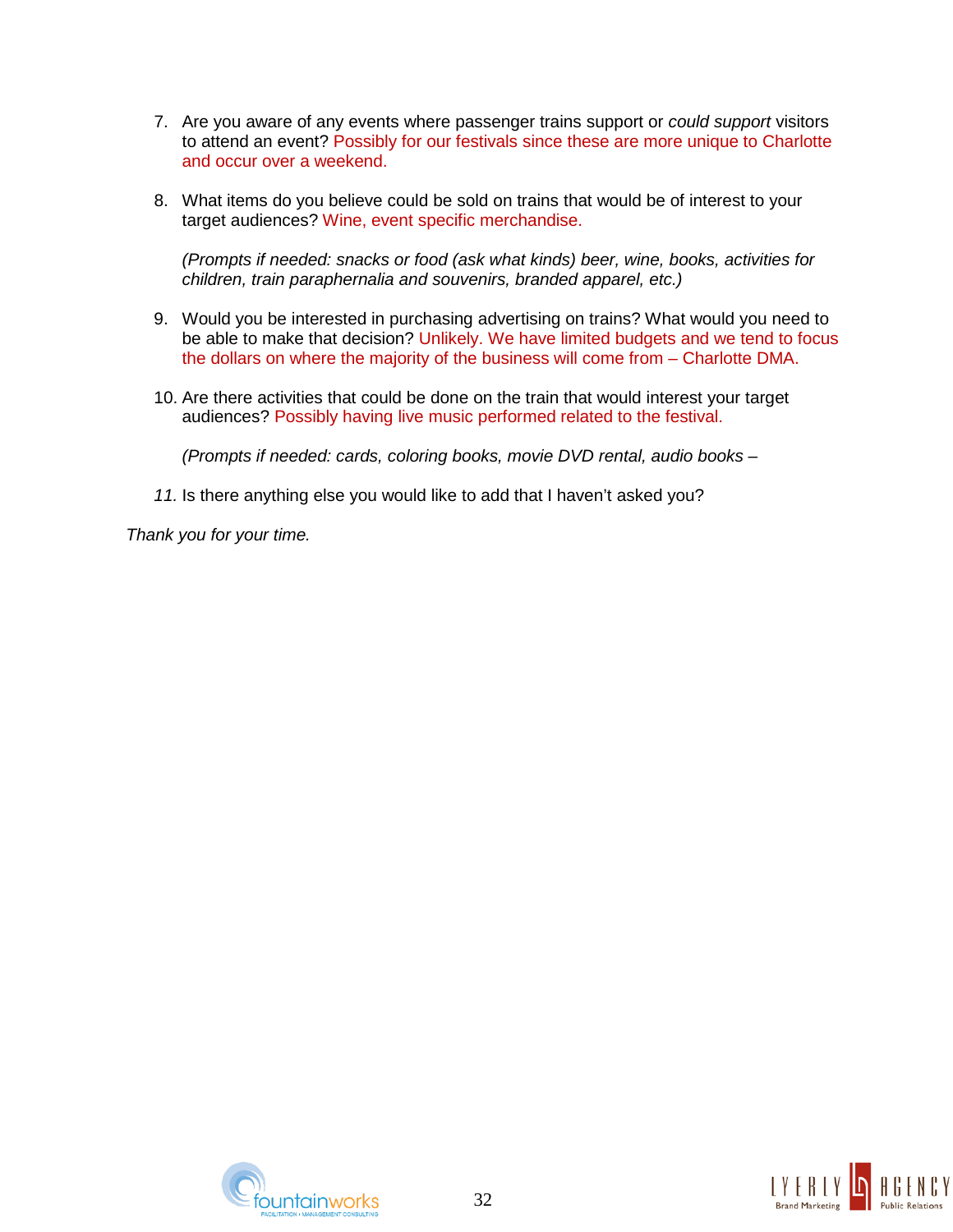7. Are you aware of any events where passenger trains support or *could support* visitors to attend an event? Possibly for our festivals since these are more unique to Charlotte and occur over a weekend.

8. What items do you believe could be sold on trains that would be of interest to your target audiences? Wine, event specific merchandise.

   *(Prompts if needed: snacks or food (ask what kinds) beer, wine, books, activities for children, train paraphernalia and souvenirs, branded apparel, etc.)*

9. Would you be interested in purchasing advertising on trains? What would you need to be able to make that decision? Unlikely. We have limited budgets and we tend to focus the dollars on where the majority of the business will come from – Charlotte DMA.

10. Are there activities that could be done on the train that would interest your target audiences? Possibly having live music performed related to the festival.

    *(Prompts if needed: cards, coloring books, movie DVD rental, audio books –*

11. Is there anything else you would like to add that I haven't asked you?

*Thank you for your time.*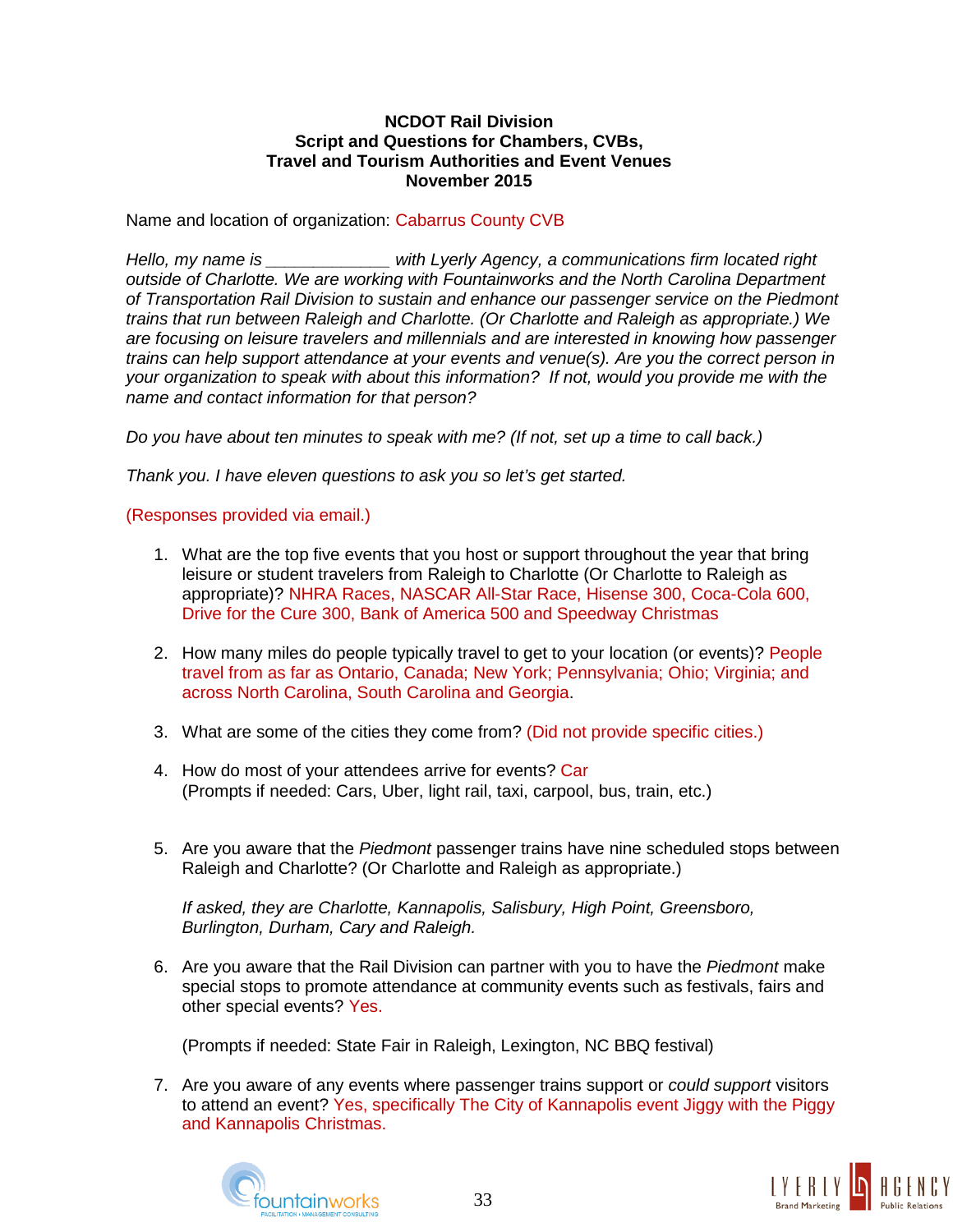**NCDOT Rail Division**
**Script and Questions for Chambers, CVBs,**
**Travel and Tourism Authorities and Event Venues**
**November 2015**

Name and location of organization: Cabarrus County CVB

*Hello, my name is _____________ with Lyerly Agency, a communications firm located right outside of Charlotte. We are working with Fountainworks and the North Carolina Department of Transportation Rail Division to sustain and enhance our passenger service on the Piedmont trains that run between Raleigh and Charlotte. (Or Charlotte and Raleigh as appropriate.) We are focusing on leisure travelers and millennials and are interested in knowing how passenger trains can help support attendance at your events and venue(s). Are you the correct person in your organization to speak with about this information? If not, would you provide me with the name and contact information for that person?*

*Do you have about ten minutes to speak with me? (If not, set up a time to call back.)*

*Thank you. I have eleven questions to ask you so let's get started.*

(Responses provided via email.)

1. What are the top five events that you host or support throughout the year that bring leisure or student travelers from Raleigh to Charlotte (Or Charlotte to Raleigh as appropriate)? NHRA Races, NASCAR All-Star Race, Hisense 300, Coca-Cola 600, Drive for the Cure 300, Bank of America 500 and Speedway Christmas

2. How many miles do people typically travel to get to your location (or events)? People travel from as far as Ontario, Canada; New York; Pennsylvania; Ohio; Virginia; and across North Carolina, South Carolina and Georgia.

3. What are some of the cities they come from? (Did not provide specific cities.)

4. How do most of your attendees arrive for events? Car
   (Prompts if needed: Cars, Uber, light rail, taxi, carpool, bus, train, etc.)

5. Are you aware that the *Piedmont* passenger trains have nine scheduled stops between Raleigh and Charlotte? (Or Charlotte and Raleigh as appropriate.)

   *If asked, they are Charlotte, Kannapolis, Salisbury, High Point, Greensboro, Burlington, Durham, Cary and Raleigh.*

6. Are you aware that the Rail Division can partner with you to have the *Piedmont* make special stops to promote attendance at community events such as festivals, fairs and other special events? Yes.

   (Prompts if needed: State Fair in Raleigh, Lexington, NC BBQ festival)

7. Are you aware of any events where passenger trains support or *could support* visitors to attend an event? Yes, specifically The City of Kannapolis event Jiggy with the Piggy and Kannapolis Christmas.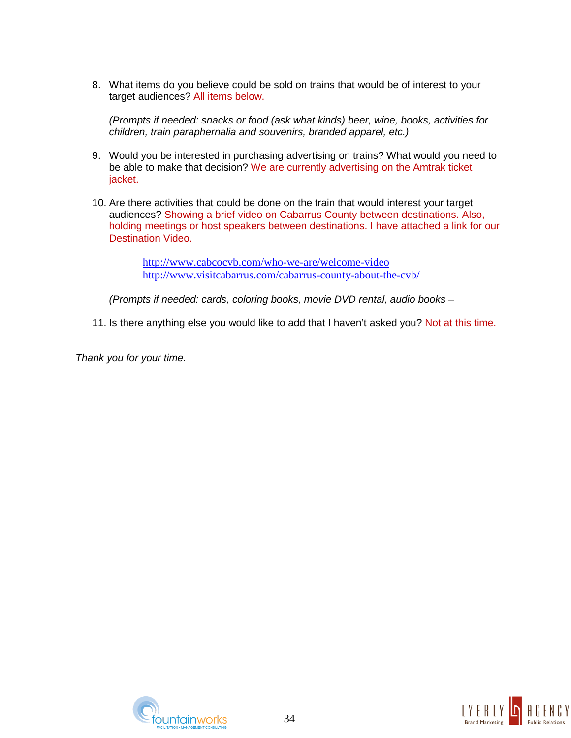8. What items do you believe could be sold on trains that would be of interest to your target audiences? All items below.

   *(Prompts if needed: snacks or food (ask what kinds) beer, wine, books, activities for children, train paraphernalia and souvenirs, branded apparel, etc.)*

9. Would you be interested in purchasing advertising on trains? What would you need to be able to make that decision? We are currently advertising on the Amtrak ticket jacket.

10. Are there activities that could be done on the train that would interest your target audiences? Showing a brief video on Cabarrus County between destinations. Also, holding meetings or host speakers between destinations. I have attached a link for our Destination Video.

    http://www.cabcocvb.com/who-we-are/welcome-video
    http://www.visitcabarrus.com/cabarrus-county-about-the-cvb/

    *(Prompts if needed: cards, coloring books, movie DVD rental, audio books –*

11. Is there anything else you would like to add that I haven't asked you? Not at this time.

*Thank you for your time.*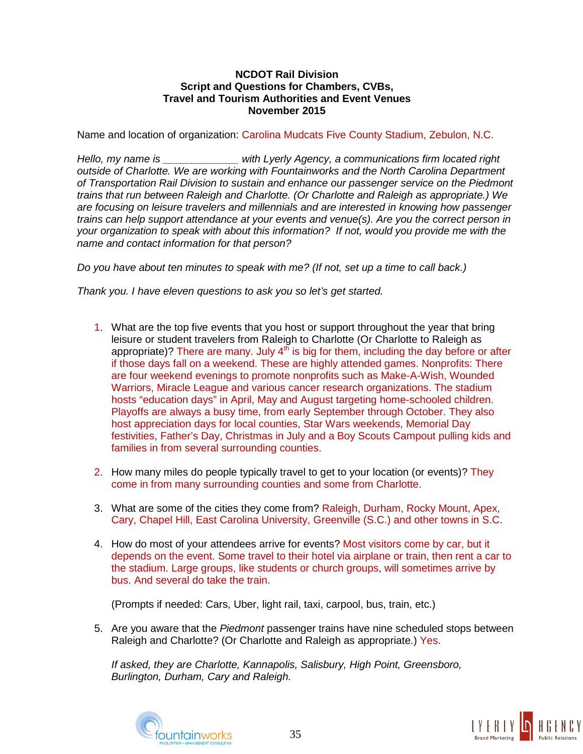**NCDOT Rail Division**
**Script and Questions for Chambers, CVBs,**
**Travel and Tourism Authorities and Event Venues**
**November 2015**

Name and location of organization: Carolina Mudcats Five County Stadium, Zebulon, N.C.

*Hello, my name is _____________ with Lyerly Agency, a communications firm located right outside of Charlotte. We are working with Fountainworks and the North Carolina Department of Transportation Rail Division to sustain and enhance our passenger service on the Piedmont trains that run between Raleigh and Charlotte. (Or Charlotte and Raleigh as appropriate.) We are focusing on leisure travelers and millennials and are interested in knowing how passenger trains can help support attendance at your events and venue(s). Are you the correct person in your organization to speak with about this information? If not, would you provide me with the name and contact information for that person?*

*Do you have about ten minutes to speak with me? (If not, set up a time to call back.)*

*Thank you. I have eleven questions to ask you so let's get started.*

1. What are the top five events that you host or support throughout the year that bring leisure or student travelers from Raleigh to Charlotte (Or Charlotte to Raleigh as appropriate)? There are many. July 4th is big for them, including the day before or after if those days fall on a weekend. These are highly attended games. Nonprofits: There are four weekend evenings to promote nonprofits such as Make-A-Wish, Wounded Warriors, Miracle League and various cancer research organizations. The stadium hosts "education days" in April, May and August targeting home-schooled children. Playoffs are always a busy time, from early September through October. They also host appreciation days for local counties, Star Wars weekends, Memorial Day festivities, Father's Day, Christmas in July and a Boy Scouts Campout pulling kids and families in from several surrounding counties.

2. How many miles do people typically travel to get to your location (or events)? They come in from many surrounding counties and some from Charlotte.

3. What are some of the cities they come from? Raleigh, Durham, Rocky Mount, Apex, Cary, Chapel Hill, East Carolina University, Greenville (S.C.) and other towns in S.C.

4. How do most of your attendees arrive for events? Most visitors come by car, but it depends on the event. Some travel to their hotel via airplane or train, then rent a car to the stadium. Large groups, like students or church groups, will sometimes arrive by bus. And several do take the train.

   (Prompts if needed: Cars, Uber, light rail, taxi, carpool, bus, train, etc.)

5. Are you aware that the *Piedmont* passenger trains have nine scheduled stops between Raleigh and Charlotte? (Or Charlotte and Raleigh as appropriate.) Yes.

   *If asked, they are Charlotte, Kannapolis, Salisbury, High Point, Greensboro, Burlington, Durham, Cary and Raleigh.*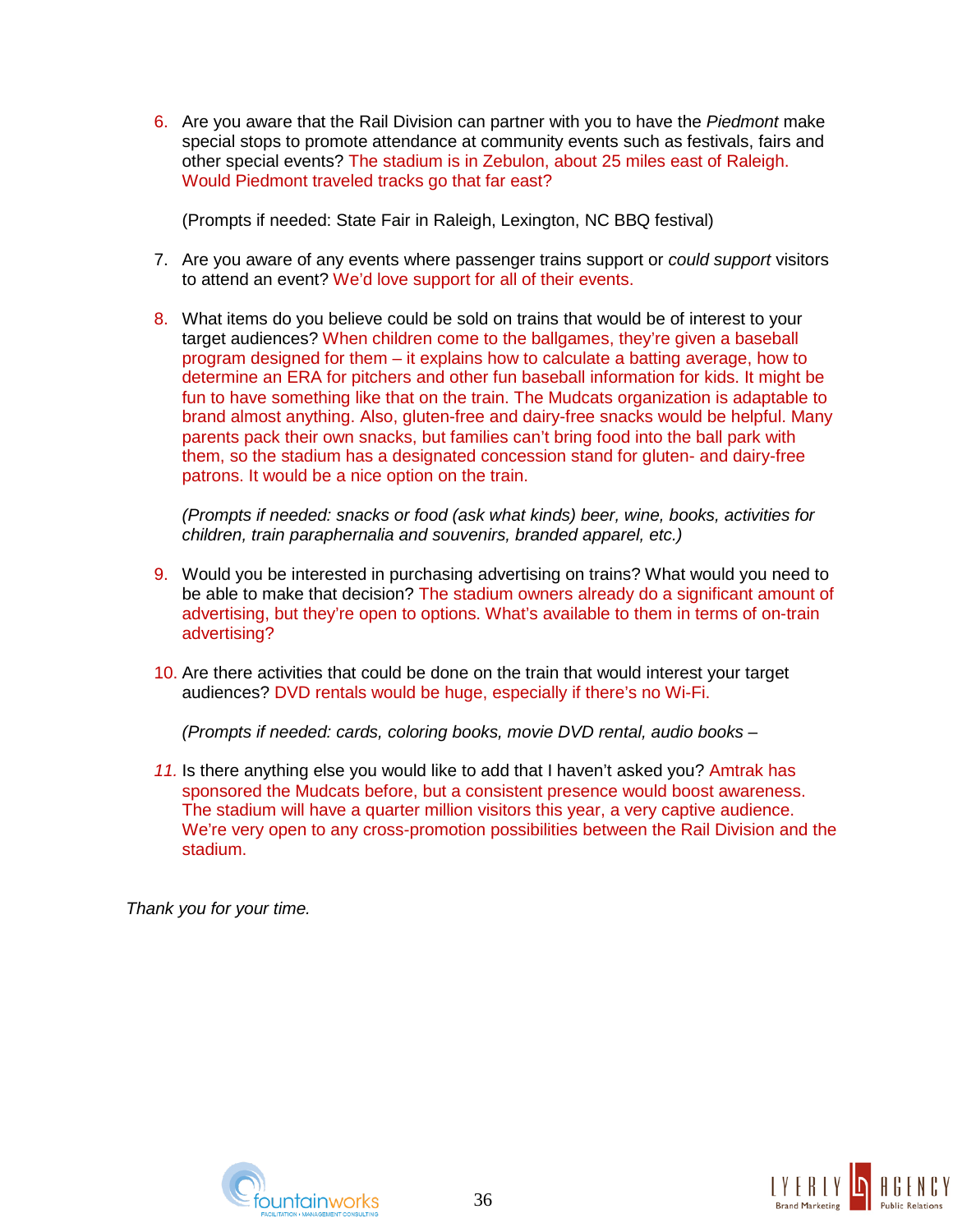6. Are you aware that the Rail Division can partner with you to have the *Piedmont* make special stops to promote attendance at community events such as festivals, fairs and other special events? The stadium is in Zebulon, about 25 miles east of Raleigh. Would Piedmont traveled tracks go that far east?

   (Prompts if needed: State Fair in Raleigh, Lexington, NC BBQ festival)

7. Are you aware of any events where passenger trains support or *could support* visitors to attend an event? We'd love support for all of their events.

8. What items do you believe could be sold on trains that would be of interest to your target audiences? When children come to the ballgames, they're given a baseball program designed for them – it explains how to calculate a batting average, how to determine an ERA for pitchers and other fun baseball information for kids. It might be fun to have something like that on the train. The Mudcats organization is adaptable to brand almost anything. Also, gluten-free and dairy-free snacks would be helpful. Many parents pack their own snacks, but families can't bring food into the ball park with them, so the stadium has a designated concession stand for gluten- and dairy-free patrons. It would be a nice option on the train.

   *(Prompts if needed: snacks or food (ask what kinds) beer, wine, books, activities for children, train paraphernalia and souvenirs, branded apparel, etc.)*

9. Would you be interested in purchasing advertising on trains? What would you need to be able to make that decision? The stadium owners already do a significant amount of advertising, but they're open to options. What's available to them in terms of on-train advertising?

10. Are there activities that could be done on the train that would interest your target audiences? DVD rentals would be huge, especially if there's no Wi-Fi.

    *(Prompts if needed: cards, coloring books, movie DVD rental, audio books –*

11. Is there anything else you would like to add that I haven't asked you? Amtrak has sponsored the Mudcats before, but a consistent presence would boost awareness. The stadium will have a quarter million visitors this year, a very captive audience. We're very open to any cross-promotion possibilities between the Rail Division and the stadium.

*Thank you for your time.*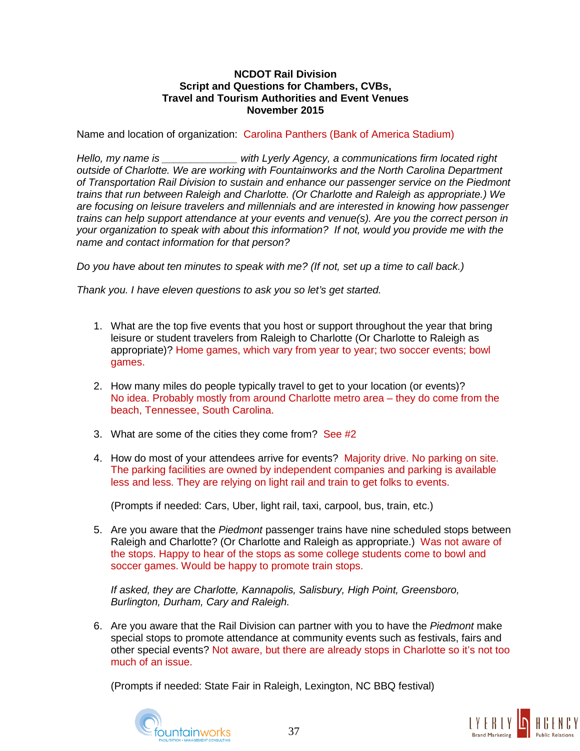**NCDOT Rail Division**
**Script and Questions for Chambers, CVBs,**
**Travel and Tourism Authorities and Event Venues**
**November 2015**

Name and location of organization: Carolina Panthers (Bank of America Stadium)

*Hello, my name is _____________ with Lyerly Agency, a communications firm located right outside of Charlotte. We are working with Fountainworks and the North Carolina Department of Transportation Rail Division to sustain and enhance our passenger service on the Piedmont trains that run between Raleigh and Charlotte. (Or Charlotte and Raleigh as appropriate.) We are focusing on leisure travelers and millennials and are interested in knowing how passenger trains can help support attendance at your events and venue(s). Are you the correct person in your organization to speak with about this information? If not, would you provide me with the name and contact information for that person?*

*Do you have about ten minutes to speak with me? (If not, set up a time to call back.)*

*Thank you. I have eleven questions to ask you so let's get started.*

1. What are the top five events that you host or support throughout the year that bring leisure or student travelers from Raleigh to Charlotte (Or Charlotte to Raleigh as appropriate)? Home games, which vary from year to year; two soccer events; bowl games.

2. How many miles do people typically travel to get to your location (or events)? No idea. Probably mostly from around Charlotte metro area – they do come from the beach, Tennessee, South Carolina.

3. What are some of the cities they come from? See #2

4. How do most of your attendees arrive for events? Majority drive. No parking on site. The parking facilities are owned by independent companies and parking is available less and less. They are relying on light rail and train to get folks to events.

   (Prompts if needed: Cars, Uber, light rail, taxi, carpool, bus, train, etc.)

5. Are you aware that the *Piedmont* passenger trains have nine scheduled stops between Raleigh and Charlotte? (Or Charlotte and Raleigh as appropriate.) Was not aware of the stops. Happy to hear of the stops as some college students come to bowl and soccer games. Would be happy to promote train stops.

   *If asked, they are Charlotte, Kannapolis, Salisbury, High Point, Greensboro, Burlington, Durham, Cary and Raleigh.*

6. Are you aware that the Rail Division can partner with you to have the *Piedmont* make special stops to promote attendance at community events such as festivals, fairs and other special events? Not aware, but there are already stops in Charlotte so it's not too much of an issue.

   (Prompts if needed: State Fair in Raleigh, Lexington, NC BBQ festival)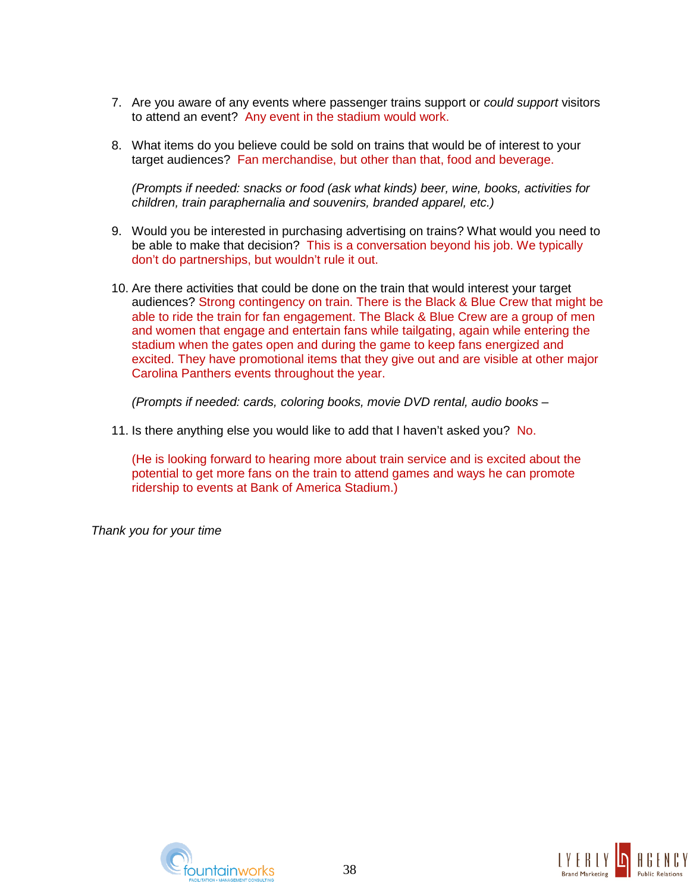7. Are you aware of any events where passenger trains support or *could support* visitors to attend an event? Any event in the stadium would work.

8. What items do you believe could be sold on trains that would be of interest to your target audiences? Fan merchandise, but other than that, food and beverage.

   *(Prompts if needed: snacks or food (ask what kinds) beer, wine, books, activities for children, train paraphernalia and souvenirs, branded apparel, etc.)*

9. Would you be interested in purchasing advertising on trains? What would you need to be able to make that decision? This is a conversation beyond his job. We typically don't do partnerships, but wouldn't rule it out.

10. Are there activities that could be done on the train that would interest your target audiences? Strong contingency on train. There is the Black & Blue Crew that might be able to ride the train for fan engagement. The Black & Blue Crew are a group of men and women that engage and entertain fans while tailgating, again while entering the stadium when the gates open and during the game to keep fans energized and excited. They have promotional items that they give out and are visible at other major Carolina Panthers events throughout the year.

    *(Prompts if needed: cards, coloring books, movie DVD rental, audio books –*

11. Is there anything else you would like to add that I haven't asked you? No.

    (He is looking forward to hearing more about train service and is excited about the potential to get more fans on the train to attend games and ways he can promote ridership to events at Bank of America Stadium.)

*Thank you for your time*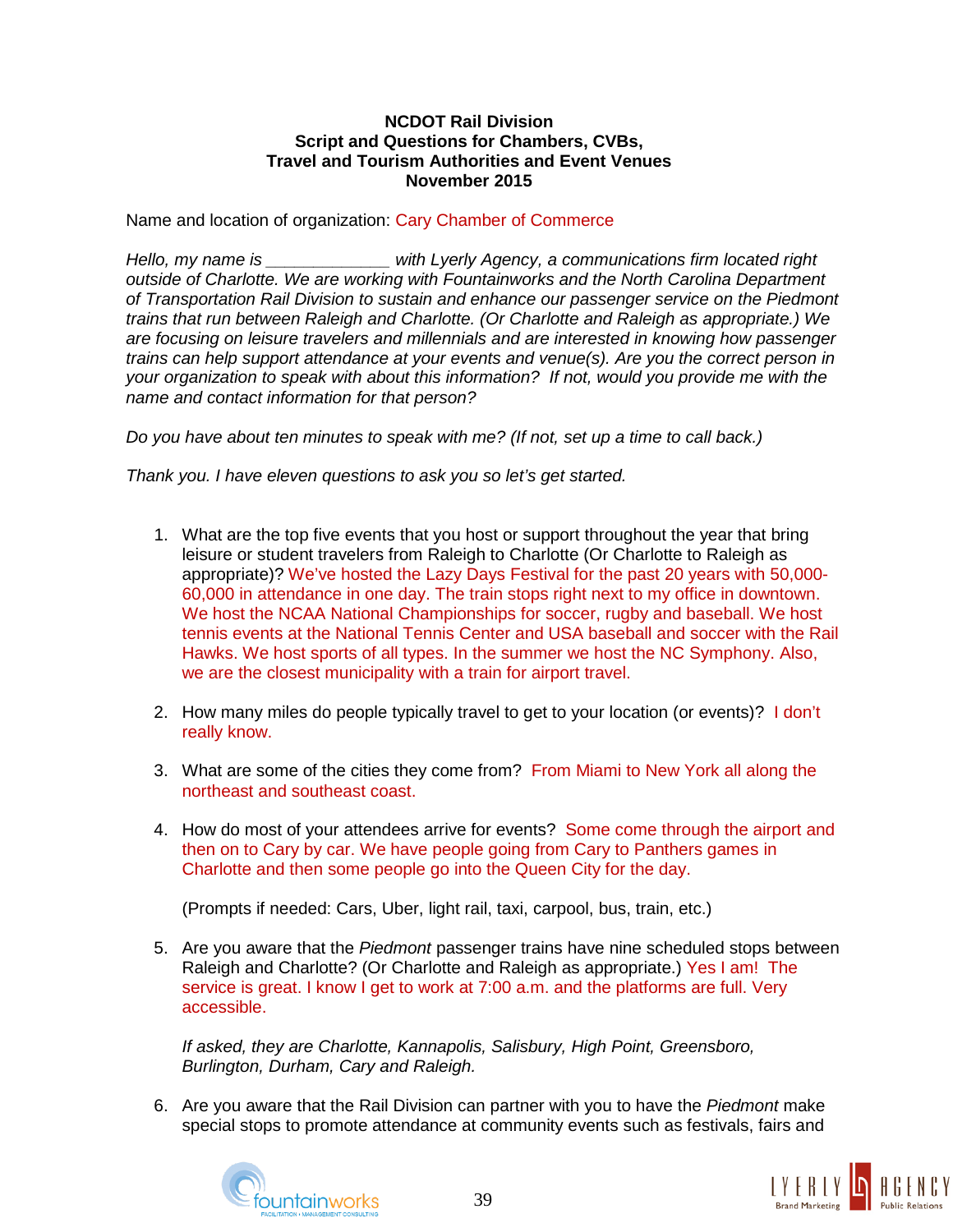**NCDOT Rail Division**
**Script and Questions for Chambers, CVBs,**
**Travel and Tourism Authorities and Event Venues**
**November 2015**

Name and location of organization: Cary Chamber of Commerce

*Hello, my name is _____________ with Lyerly Agency, a communications firm located right outside of Charlotte. We are working with Fountainworks and the North Carolina Department of Transportation Rail Division to sustain and enhance our passenger service on the Piedmont trains that run between Raleigh and Charlotte. (Or Charlotte and Raleigh as appropriate.) We are focusing on leisure travelers and millennials and are interested in knowing how passenger trains can help support attendance at your events and venue(s). Are you the correct person in your organization to speak with about this information? If not, would you provide me with the name and contact information for that person?*

*Do you have about ten minutes to speak with me? (If not, set up a time to call back.)*

*Thank you. I have eleven questions to ask you so let's get started.*

1. What are the top five events that you host or support throughout the year that bring leisure or student travelers from Raleigh to Charlotte (Or Charlotte to Raleigh as appropriate)? We've hosted the Lazy Days Festival for the past 20 years with 50,000-60,000 in attendance in one day. The train stops right next to my office in downtown. We host the NCAA National Championships for soccer, rugby and baseball. We host tennis events at the National Tennis Center and USA baseball and soccer with the Rail Hawks. We host sports of all types. In the summer we host the NC Symphony. Also, we are the closest municipality with a train for airport travel.

2. How many miles do people typically travel to get to your location (or events)? I don't really know.

3. What are some of the cities they come from? From Miami to New York all along the northeast and southeast coast.

4. How do most of your attendees arrive for events? Some come through the airport and then on to Cary by car. We have people going from Cary to Panthers games in Charlotte and then some people go into the Queen City for the day.

   (Prompts if needed: Cars, Uber, light rail, taxi, carpool, bus, train, etc.)

5. Are you aware that the *Piedmont* passenger trains have nine scheduled stops between Raleigh and Charlotte? (Or Charlotte and Raleigh as appropriate.) Yes I am! The service is great. I know I get to work at 7:00 a.m. and the platforms are full. Very accessible.

   *If asked, they are Charlotte, Kannapolis, Salisbury, High Point, Greensboro, Burlington, Durham, Cary and Raleigh.*

6. Are you aware that the Rail Division can partner with you to have the *Piedmont* make special stops to promote attendance at community events such as festivals, fairs and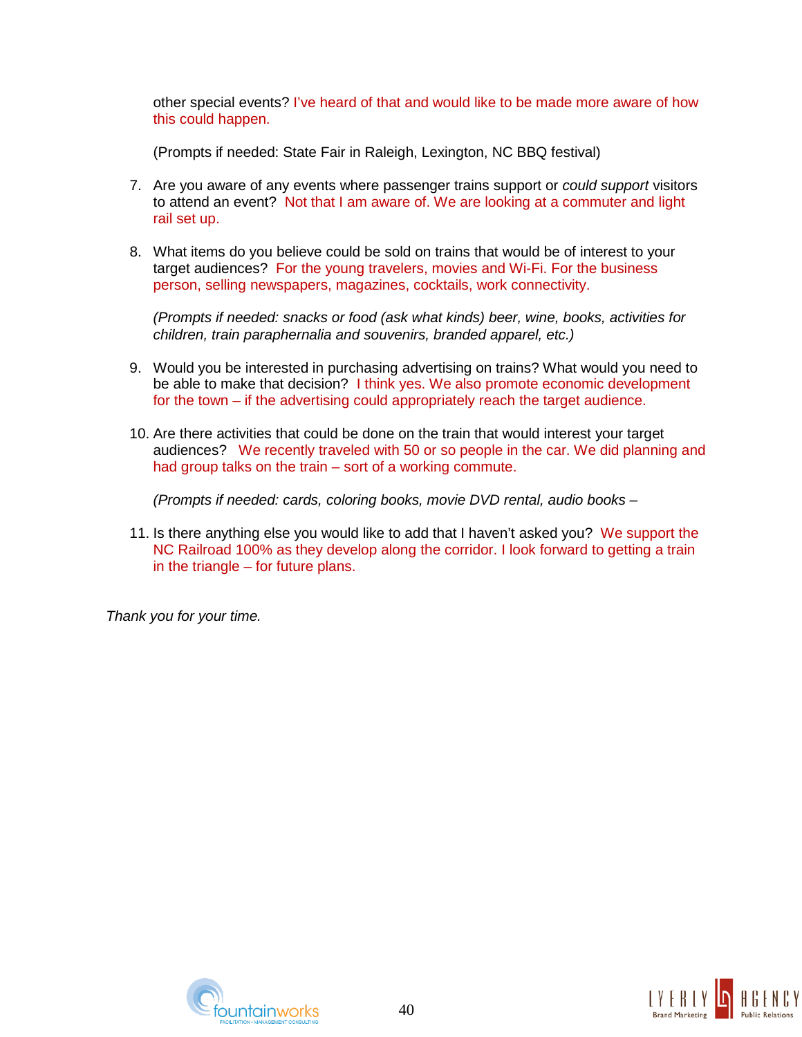other special events? I've heard of that and would like to be made more aware of how this could happen.

(Prompts if needed: State Fair in Raleigh, Lexington, NC BBQ festival)

7. Are you aware of any events where passenger trains support or *could support* visitors to attend an event? Not that I am aware of. We are looking at a commuter and light rail set up.

8. What items do you believe could be sold on trains that would be of interest to your target audiences? For the young travelers, movies and Wi-Fi. For the business person, selling newspapers, magazines, cocktails, work connectivity.

   *(Prompts if needed: snacks or food (ask what kinds) beer, wine, books, activities for children, train paraphernalia and souvenirs, branded apparel, etc.)*

9. Would you be interested in purchasing advertising on trains? What would you need to be able to make that decision? I think yes. We also promote economic development for the town – if the advertising could appropriately reach the target audience.

10. Are there activities that could be done on the train that would interest your target audiences? We recently traveled with 50 or so people in the car. We did planning and had group talks on the train – sort of a working commute.

    *(Prompts if needed: cards, coloring books, movie DVD rental, audio books –*

11. Is there anything else you would like to add that I haven't asked you? We support the NC Railroad 100% as they develop along the corridor. I look forward to getting a train in the triangle – for future plans.

*Thank you for your time.*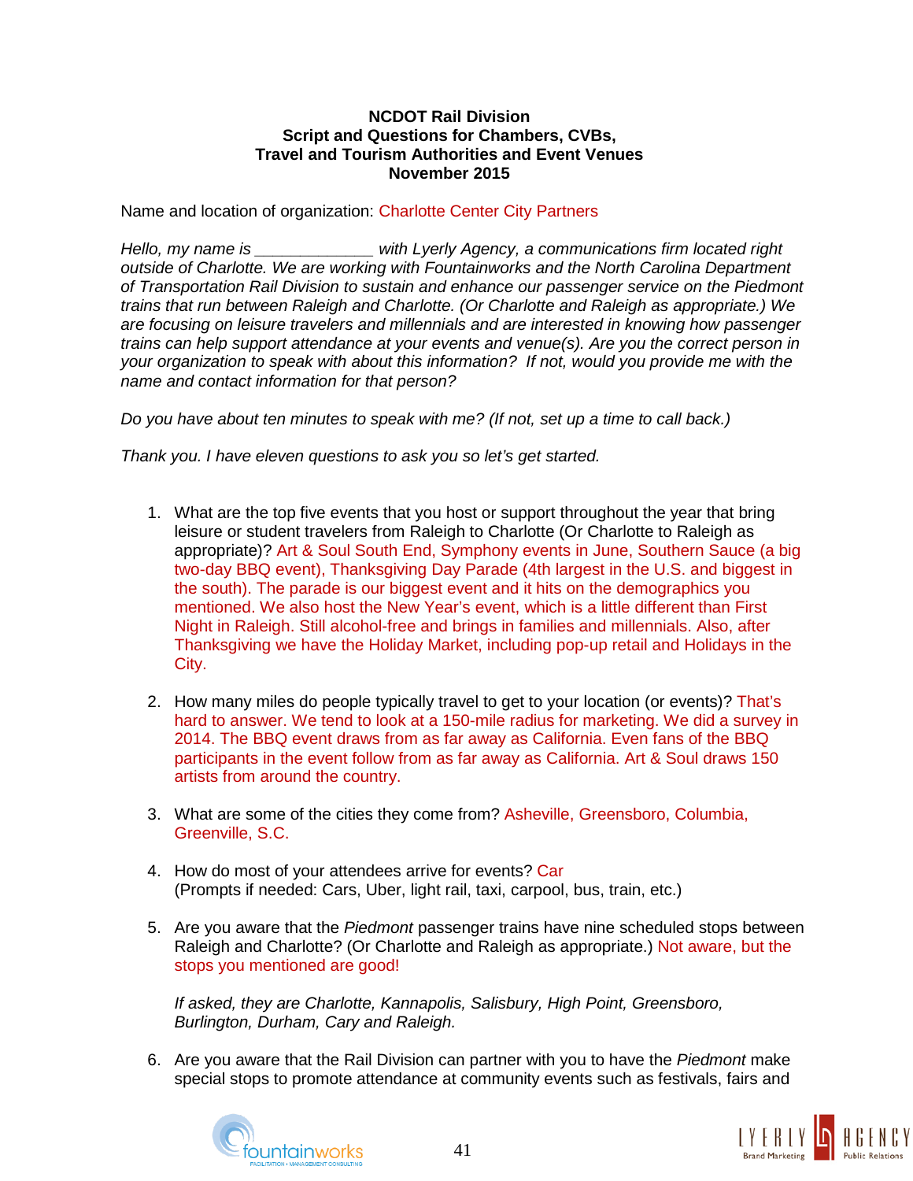**NCDOT Rail Division**
**Script and Questions for Chambers, CVBs,**
**Travel and Tourism Authorities and Event Venues**
**November 2015**

Name and location of organization: Charlotte Center City Partners

*Hello, my name is _____________ with Lyerly Agency, a communications firm located right outside of Charlotte. We are working with Fountainworks and the North Carolina Department of Transportation Rail Division to sustain and enhance our passenger service on the Piedmont trains that run between Raleigh and Charlotte. (Or Charlotte and Raleigh as appropriate.) We are focusing on leisure travelers and millennials and are interested in knowing how passenger trains can help support attendance at your events and venue(s). Are you the correct person in your organization to speak with about this information? If not, would you provide me with the name and contact information for that person?*

*Do you have about ten minutes to speak with me? (If not, set up a time to call back.)*

*Thank you. I have eleven questions to ask you so let's get started.*

1. What are the top five events that you host or support throughout the year that bring leisure or student travelers from Raleigh to Charlotte (Or Charlotte to Raleigh as appropriate)? Art & Soul South End, Symphony events in June, Southern Sauce (a big two-day BBQ event), Thanksgiving Day Parade (4th largest in the U.S. and biggest in the south). The parade is our biggest event and it hits on the demographics you mentioned. We also host the New Year's event, which is a little different than First Night in Raleigh. Still alcohol-free and brings in families and millennials. Also, after Thanksgiving we have the Holiday Market, including pop-up retail and Holidays in the City.

2. How many miles do people typically travel to get to your location (or events)? That's hard to answer. We tend to look at a 150-mile radius for marketing. We did a survey in 2014. The BBQ event draws from as far away as California. Even fans of the BBQ participants in the event follow from as far away as California. Art & Soul draws 150 artists from around the country.

3. What are some of the cities they come from? Asheville, Greensboro, Columbia, Greenville, S.C.

4. How do most of your attendees arrive for events? Car
   (Prompts if needed: Cars, Uber, light rail, taxi, carpool, bus, train, etc.)

5. Are you aware that the *Piedmont* passenger trains have nine scheduled stops between Raleigh and Charlotte? (Or Charlotte and Raleigh as appropriate.) Not aware, but the stops you mentioned are good!

   *If asked, they are Charlotte, Kannapolis, Salisbury, High Point, Greensboro, Burlington, Durham, Cary and Raleigh.*

6. Are you aware that the Rail Division can partner with you to have the *Piedmont* make special stops to promote attendance at community events such as festivals, fairs and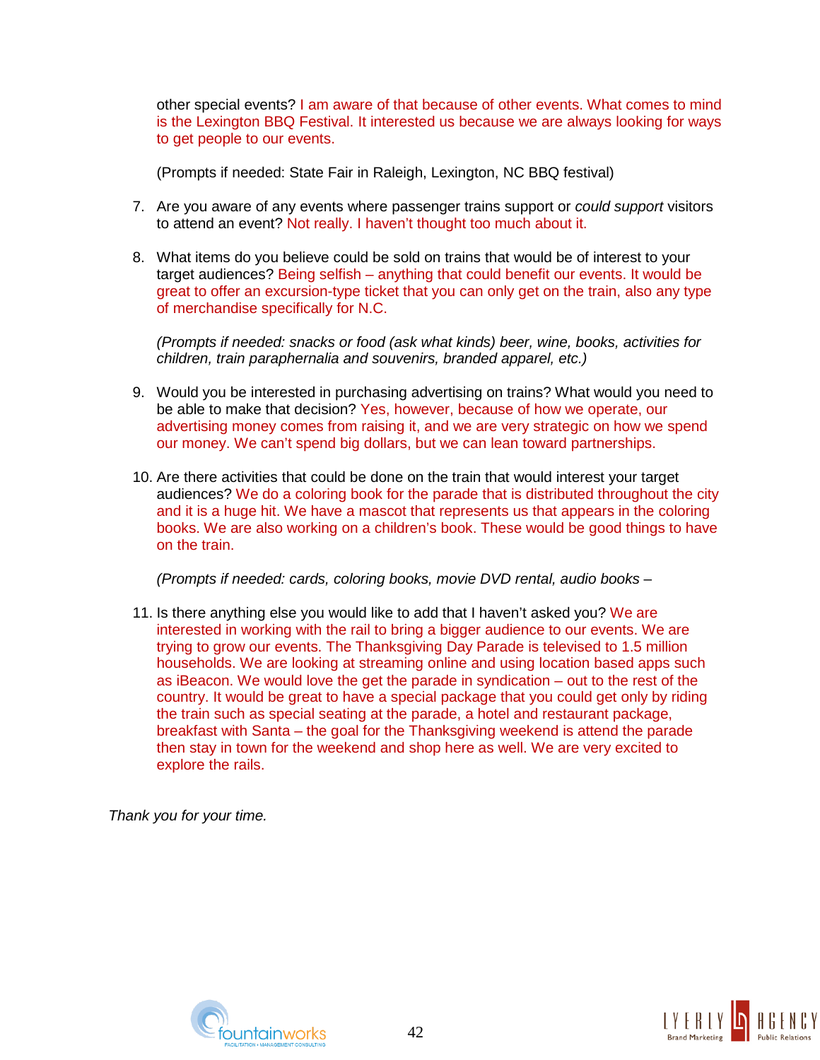other special events? I am aware of that because of other events. What comes to mind is the Lexington BBQ Festival. It interested us because we are always looking for ways to get people to our events.

(Prompts if needed: State Fair in Raleigh, Lexington, NC BBQ festival)

7. Are you aware of any events where passenger trains support or *could support* visitors to attend an event? Not really. I haven't thought too much about it.

8. What items do you believe could be sold on trains that would be of interest to your target audiences? Being selfish – anything that could benefit our events. It would be great to offer an excursion-type ticket that you can only get on the train, also any type of merchandise specifically for N.C.

   *(Prompts if needed: snacks or food (ask what kinds) beer, wine, books, activities for children, train paraphernalia and souvenirs, branded apparel, etc.)*

9. Would you be interested in purchasing advertising on trains? What would you need to be able to make that decision? Yes, however, because of how we operate, our advertising money comes from raising it, and we are very strategic on how we spend our money. We can't spend big dollars, but we can lean toward partnerships.

10. Are there activities that could be done on the train that would interest your target audiences? We do a coloring book for the parade that is distributed throughout the city and it is a huge hit. We have a mascot that represents us that appears in the coloring books. We are also working on a children's book. These would be good things to have on the train.

    *(Prompts if needed: cards, coloring books, movie DVD rental, audio books –*

11. Is there anything else you would like to add that I haven't asked you? We are interested in working with the rail to bring a bigger audience to our events. We are trying to grow our events. The Thanksgiving Day Parade is televised to 1.5 million households. We are looking at streaming online and using location based apps such as iBeacon. We would love the get the parade in syndication – out to the rest of the country. It would be great to have a special package that you could get only by riding the train such as special seating at the parade, a hotel and restaurant package, breakfast with Santa – the goal for the Thanksgiving weekend is attend the parade then stay in town for the weekend and shop here as well. We are very excited to explore the rails.

*Thank you for your time.*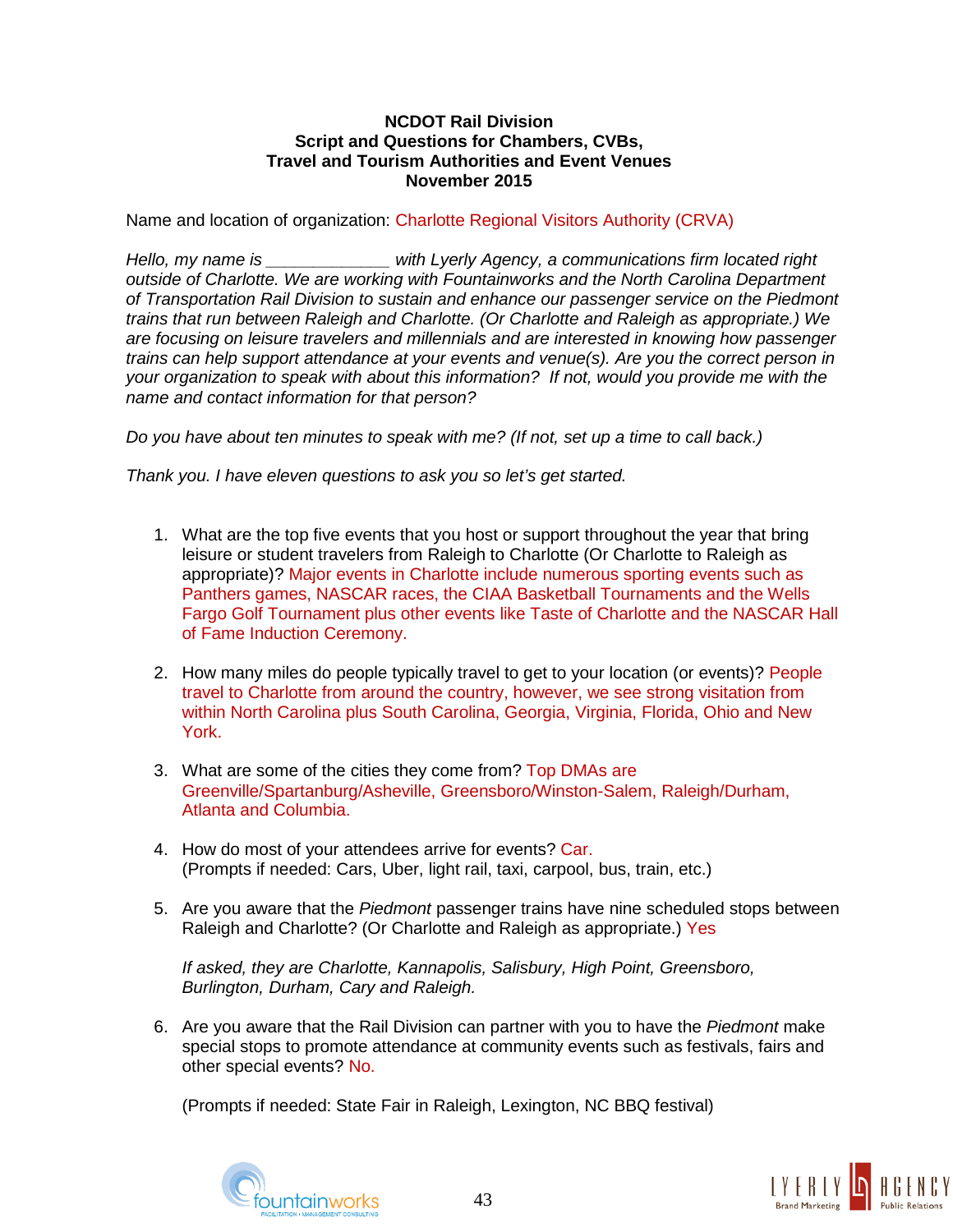**NCDOT Rail Division**
**Script and Questions for Chambers, CVBs,**
**Travel and Tourism Authorities and Event Venues**
**November 2015**

Name and location of organization: Charlotte Regional Visitors Authority (CRVA)

*Hello, my name is _____________ with Lyerly Agency, a communications firm located right outside of Charlotte. We are working with Fountainworks and the North Carolina Department of Transportation Rail Division to sustain and enhance our passenger service on the Piedmont trains that run between Raleigh and Charlotte. (Or Charlotte and Raleigh as appropriate.) We are focusing on leisure travelers and millennials and are interested in knowing how passenger trains can help support attendance at your events and venue(s). Are you the correct person in your organization to speak with about this information? If not, would you provide me with the name and contact information for that person?*

*Do you have about ten minutes to speak with me? (If not, set up a time to call back.)*

*Thank you. I have eleven questions to ask you so let's get started.*

1. What are the top five events that you host or support throughout the year that bring leisure or student travelers from Raleigh to Charlotte (Or Charlotte to Raleigh as appropriate)? Major events in Charlotte include numerous sporting events such as Panthers games, NASCAR races, the CIAA Basketball Tournaments and the Wells Fargo Golf Tournament plus other events like Taste of Charlotte and the NASCAR Hall of Fame Induction Ceremony.

2. How many miles do people typically travel to get to your location (or events)? People travel to Charlotte from around the country, however, we see strong visitation from within North Carolina plus South Carolina, Georgia, Virginia, Florida, Ohio and New York.

3. What are some of the cities they come from? Top DMAs are Greenville/Spartanburg/Asheville, Greensboro/Winston-Salem, Raleigh/Durham, Atlanta and Columbia.

4. How do most of your attendees arrive for events? Car.
   (Prompts if needed: Cars, Uber, light rail, taxi, carpool, bus, train, etc.)

5. Are you aware that the *Piedmont* passenger trains have nine scheduled stops between Raleigh and Charlotte? (Or Charlotte and Raleigh as appropriate.) Yes

   *If asked, they are Charlotte, Kannapolis, Salisbury, High Point, Greensboro, Burlington, Durham, Cary and Raleigh.*

6. Are you aware that the Rail Division can partner with you to have the *Piedmont* make special stops to promote attendance at community events such as festivals, fairs and other special events? No.

   (Prompts if needed: State Fair in Raleigh, Lexington, NC BBQ festival)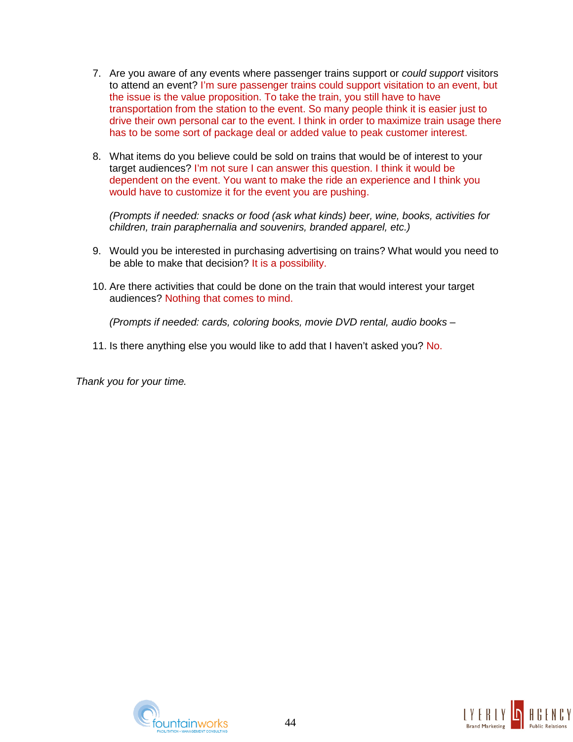7. Are you aware of any events where passenger trains support or *could support* visitors to attend an event? I'm sure passenger trains could support visitation to an event, but the issue is the value proposition. To take the train, you still have to have transportation from the station to the event. So many people think it is easier just to drive their own personal car to the event. I think in order to maximize train usage there has to be some sort of package deal or added value to peak customer interest.

8. What items do you believe could be sold on trains that would be of interest to your target audiences? I'm not sure I can answer this question. I think it would be dependent on the event. You want to make the ride an experience and I think you would have to customize it for the event you are pushing.

   *(Prompts if needed: snacks or food (ask what kinds) beer, wine, books, activities for children, train paraphernalia and souvenirs, branded apparel, etc.)*

9. Would you be interested in purchasing advertising on trains? What would you need to be able to make that decision? It is a possibility.

10. Are there activities that could be done on the train that would interest your target audiences? Nothing that comes to mind.

    *(Prompts if needed: cards, coloring books, movie DVD rental, audio books –*

11. Is there anything else you would like to add that I haven't asked you? No.

*Thank you for your time.*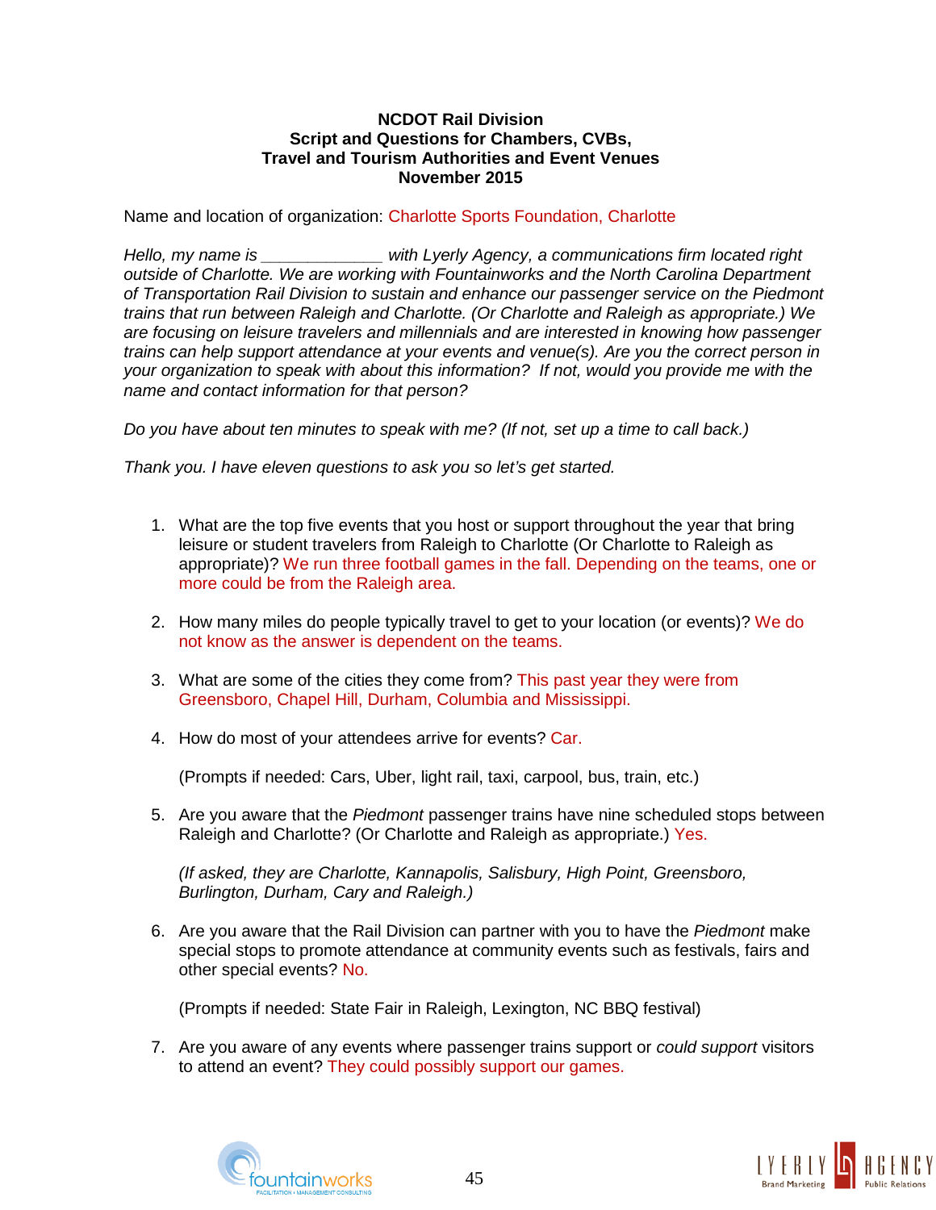**NCDOT Rail Division**
**Script and Questions for Chambers, CVBs,**
**Travel and Tourism Authorities and Event Venues**
**November 2015**

Name and location of organization: Charlotte Sports Foundation, Charlotte

*Hello, my name is _____________ with Lyerly Agency, a communications firm located right outside of Charlotte. We are working with Fountainworks and the North Carolina Department of Transportation Rail Division to sustain and enhance our passenger service on the Piedmont trains that run between Raleigh and Charlotte. (Or Charlotte and Raleigh as appropriate.) We are focusing on leisure travelers and millennials and are interested in knowing how passenger trains can help support attendance at your events and venue(s). Are you the correct person in your organization to speak with about this information? If not, would you provide me with the name and contact information for that person?*

*Do you have about ten minutes to speak with me? (If not, set up a time to call back.)*

*Thank you. I have eleven questions to ask you so let's get started.*

1. What are the top five events that you host or support throughout the year that bring leisure or student travelers from Raleigh to Charlotte (Or Charlotte to Raleigh as appropriate)? We run three football games in the fall. Depending on the teams, one or more could be from the Raleigh area.

2. How many miles do people typically travel to get to your location (or events)? We do not know as the answer is dependent on the teams.

3. What are some of the cities they come from? This past year they were from Greensboro, Chapel Hill, Durham, Columbia and Mississippi.

4. How do most of your attendees arrive for events? Car.

   (Prompts if needed: Cars, Uber, light rail, taxi, carpool, bus, train, etc.)

5. Are you aware that the *Piedmont* passenger trains have nine scheduled stops between Raleigh and Charlotte? (Or Charlotte and Raleigh as appropriate.) Yes.

   *(If asked, they are Charlotte, Kannapolis, Salisbury, High Point, Greensboro, Burlington, Durham, Cary and Raleigh.)*

6. Are you aware that the Rail Division can partner with you to have the *Piedmont* make special stops to promote attendance at community events such as festivals, fairs and other special events? No.

   (Prompts if needed: State Fair in Raleigh, Lexington, NC BBQ festival)

7. Are you aware of any events where passenger trains support or *could support* visitors to attend an event? They could possibly support our games.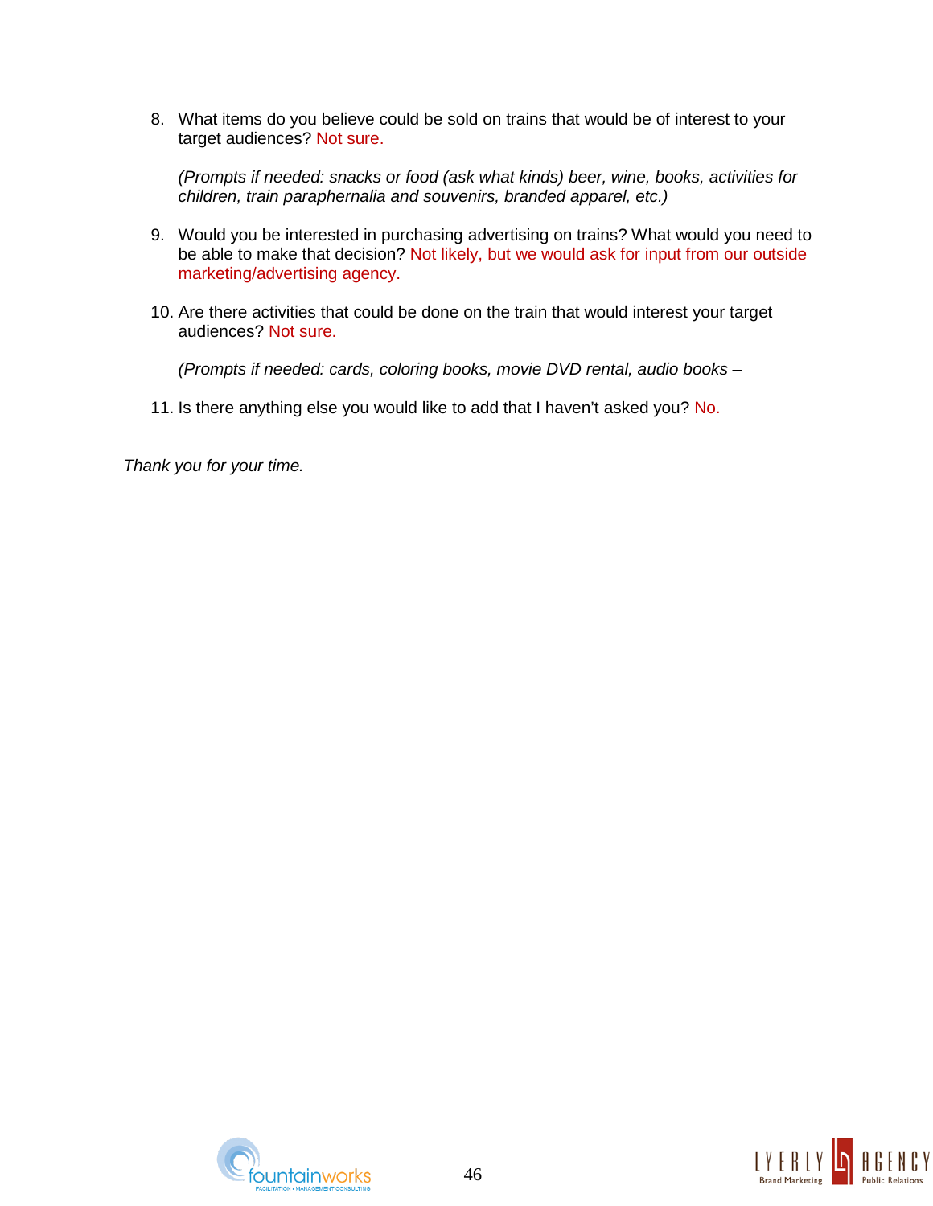8. What items do you believe could be sold on trains that would be of interest to your target audiences? Not sure.

   *(Prompts if needed: snacks or food (ask what kinds) beer, wine, books, activities for children, train paraphernalia and souvenirs, branded apparel, etc.)*

9. Would you be interested in purchasing advertising on trains? What would you need to be able to make that decision? Not likely, but we would ask for input from our outside marketing/advertising agency.

10. Are there activities that could be done on the train that would interest your target audiences? Not sure.

    *(Prompts if needed: cards, coloring books, movie DVD rental, audio books –*

11. Is there anything else you would like to add that I haven't asked you? No.

*Thank you for your time.*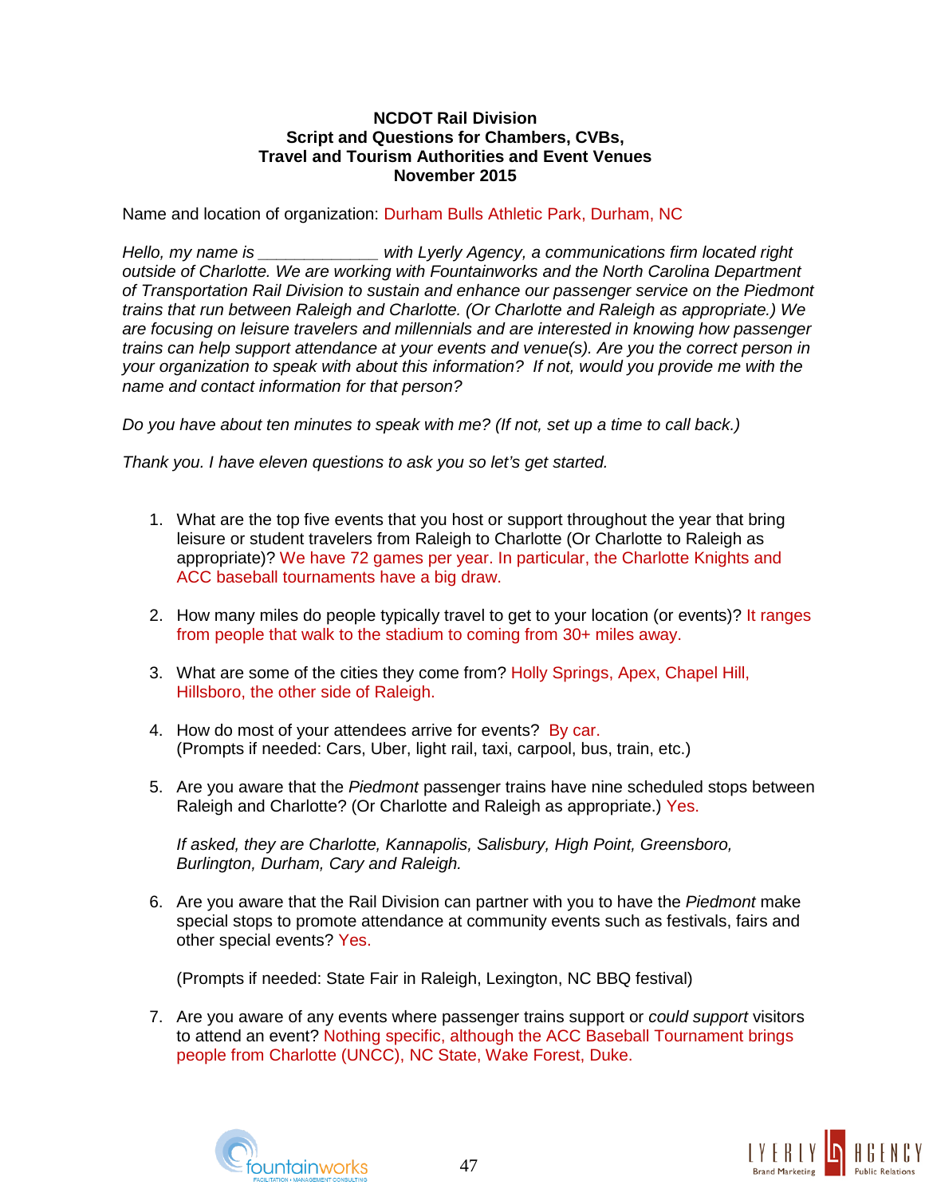**NCDOT Rail Division**
**Script and Questions for Chambers, CVBs,**
**Travel and Tourism Authorities and Event Venues**
**November 2015**

Name and location of organization: Durham Bulls Athletic Park, Durham, NC

*Hello, my name is _____________ with Lyerly Agency, a communications firm located right outside of Charlotte. We are working with Fountainworks and the North Carolina Department of Transportation Rail Division to sustain and enhance our passenger service on the Piedmont trains that run between Raleigh and Charlotte. (Or Charlotte and Raleigh as appropriate.) We are focusing on leisure travelers and millennials and are interested in knowing how passenger trains can help support attendance at your events and venue(s). Are you the correct person in your organization to speak with about this information? If not, would you provide me with the name and contact information for that person?*

*Do you have about ten minutes to speak with me? (If not, set up a time to call back.)*

*Thank you. I have eleven questions to ask you so let's get started.*

1. What are the top five events that you host or support throughout the year that bring leisure or student travelers from Raleigh to Charlotte (Or Charlotte to Raleigh as appropriate)? We have 72 games per year. In particular, the Charlotte Knights and ACC baseball tournaments have a big draw.

2. How many miles do people typically travel to get to your location (or events)? It ranges from people that walk to the stadium to coming from 30+ miles away.

3. What are some of the cities they come from? Holly Springs, Apex, Chapel Hill, Hillsboro, the other side of Raleigh.

4. How do most of your attendees arrive for events? By car.
   (Prompts if needed: Cars, Uber, light rail, taxi, carpool, bus, train, etc.)

5. Are you aware that the *Piedmont* passenger trains have nine scheduled stops between Raleigh and Charlotte? (Or Charlotte and Raleigh as appropriate.) Yes.

   *If asked, they are Charlotte, Kannapolis, Salisbury, High Point, Greensboro, Burlington, Durham, Cary and Raleigh.*

6. Are you aware that the Rail Division can partner with you to have the *Piedmont* make special stops to promote attendance at community events such as festivals, fairs and other special events? Yes.

   (Prompts if needed: State Fair in Raleigh, Lexington, NC BBQ festival)

7. Are you aware of any events where passenger trains support or *could support* visitors to attend an event? Nothing specific, although the ACC Baseball Tournament brings people from Charlotte (UNCC), NC State, Wake Forest, Duke.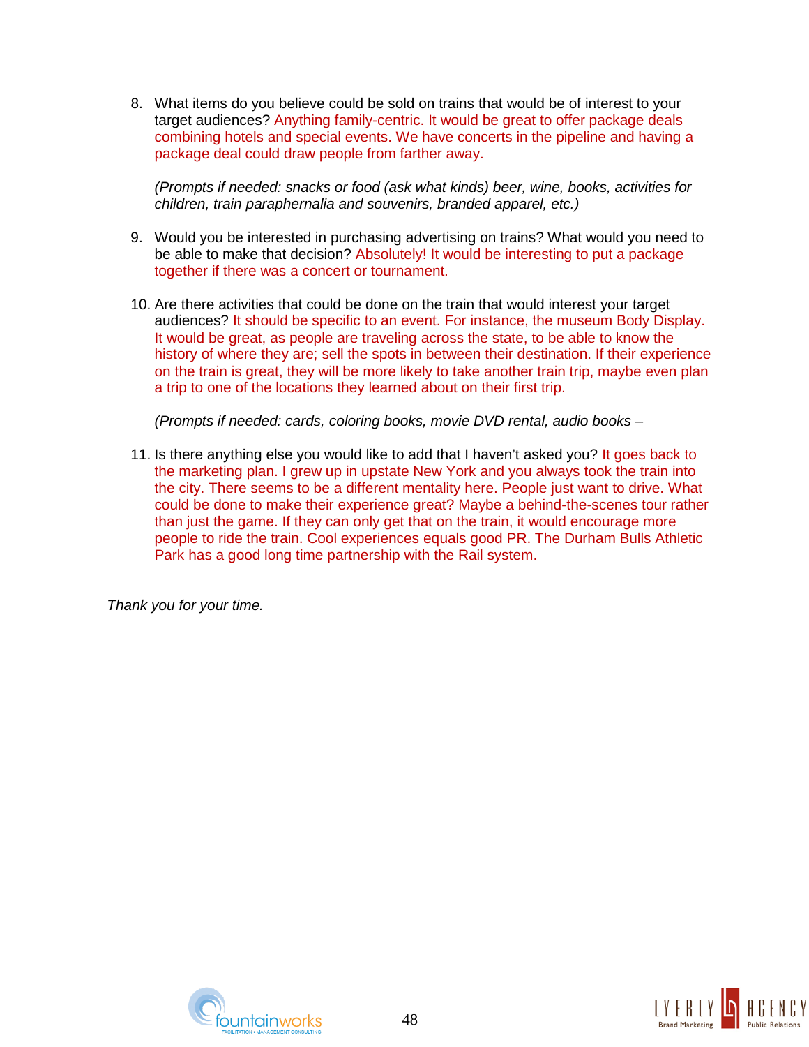8. What items do you believe could be sold on trains that would be of interest to your target audiences? Anything family-centric. It would be great to offer package deals combining hotels and special events. We have concerts in the pipeline and having a package deal could draw people from farther away.

   *(Prompts if needed: snacks or food (ask what kinds) beer, wine, books, activities for children, train paraphernalia and souvenirs, branded apparel, etc.)*

9. Would you be interested in purchasing advertising on trains? What would you need to be able to make that decision? Absolutely! It would be interesting to put a package together if there was a concert or tournament.

10. Are there activities that could be done on the train that would interest your target audiences? It should be specific to an event. For instance, the museum Body Display. It would be great, as people are traveling across the state, to be able to know the history of where they are; sell the spots in between their destination. If their experience on the train is great, they will be more likely to take another train trip, maybe even plan a trip to one of the locations they learned about on their first trip.

    *(Prompts if needed: cards, coloring books, movie DVD rental, audio books –*

11. Is there anything else you would like to add that I haven't asked you? It goes back to the marketing plan. I grew up in upstate New York and you always took the train into the city. There seems to be a different mentality here. People just want to drive. What could be done to make their experience great? Maybe a behind-the-scenes tour rather than just the game. If they can only get that on the train, it would encourage more people to ride the train. Cool experiences equals good PR. The Durham Bulls Athletic Park has a good long time partnership with the Rail system.

*Thank you for your time.*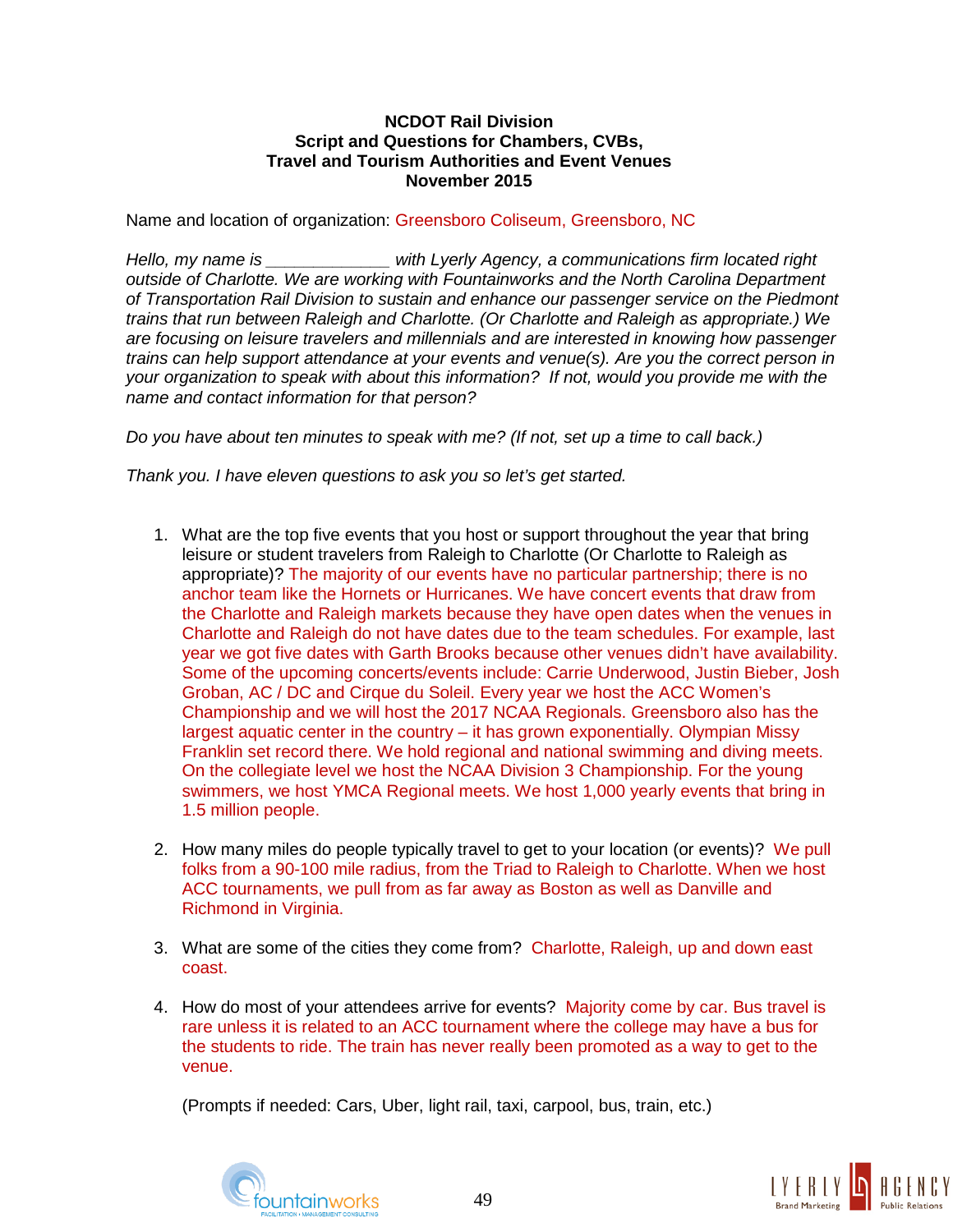**NCDOT Rail Division**
**Script and Questions for Chambers, CVBs,**
**Travel and Tourism Authorities and Event Venues**
**November 2015**

Name and location of organization: Greensboro Coliseum, Greensboro, NC

*Hello, my name is _____________ with Lyerly Agency, a communications firm located right outside of Charlotte. We are working with Fountainworks and the North Carolina Department of Transportation Rail Division to sustain and enhance our passenger service on the Piedmont trains that run between Raleigh and Charlotte. (Or Charlotte and Raleigh as appropriate.) We are focusing on leisure travelers and millennials and are interested in knowing how passenger trains can help support attendance at your events and venue(s). Are you the correct person in your organization to speak with about this information? If not, would you provide me with the name and contact information for that person?*

*Do you have about ten minutes to speak with me? (If not, set up a time to call back.)*

*Thank you. I have eleven questions to ask you so let's get started.*

1. What are the top five events that you host or support throughout the year that bring leisure or student travelers from Raleigh to Charlotte (Or Charlotte to Raleigh as appropriate)? The majority of our events have no particular partnership; there is no anchor team like the Hornets or Hurricanes. We have concert events that draw from the Charlotte and Raleigh markets because they have open dates when the venues in Charlotte and Raleigh do not have dates due to the team schedules. For example, last year we got five dates with Garth Brooks because other venues didn't have availability. Some of the upcoming concerts/events include: Carrie Underwood, Justin Bieber, Josh Groban, AC / DC and Cirque du Soleil. Every year we host the ACC Women's Championship and we will host the 2017 NCAA Regionals. Greensboro also has the largest aquatic center in the country – it has grown exponentially. Olympian Missy Franklin set record there. We hold regional and national swimming and diving meets. On the collegiate level we host the NCAA Division 3 Championship. For the young swimmers, we host YMCA Regional meets. We host 1,000 yearly events that bring in 1.5 million people.

2. How many miles do people typically travel to get to your location (or events)? We pull folks from a 90-100 mile radius, from the Triad to Raleigh to Charlotte. When we host ACC tournaments, we pull from as far away as Boston as well as Danville and Richmond in Virginia.

3. What are some of the cities they come from? Charlotte, Raleigh, up and down east coast.

4. How do most of your attendees arrive for events? Majority come by car. Bus travel is rare unless it is related to an ACC tournament where the college may have a bus for the students to ride. The train has never really been promoted as a way to get to the venue.

   (Prompts if needed: Cars, Uber, light rail, taxi, carpool, bus, train, etc.)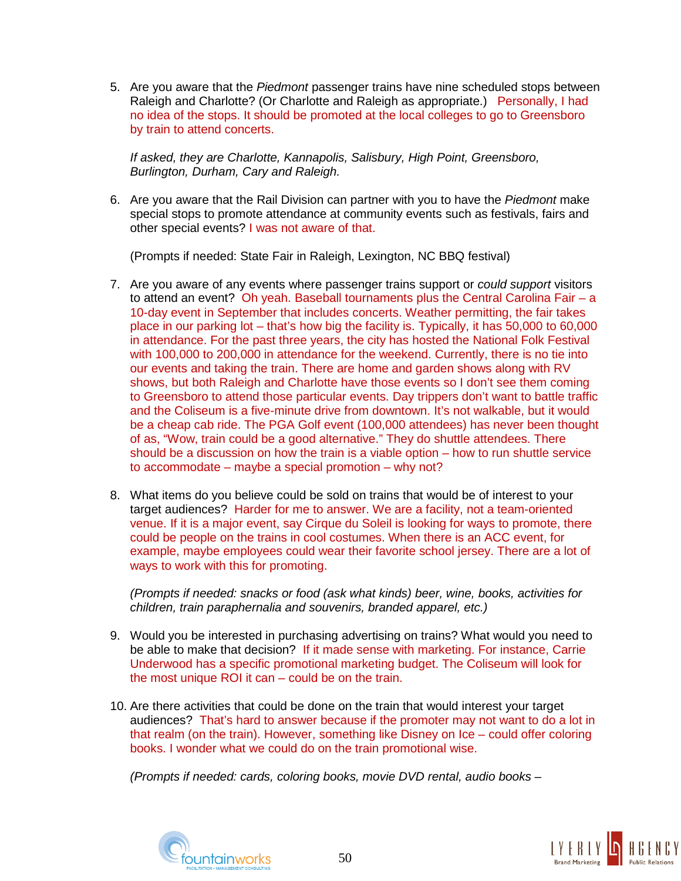5. Are you aware that the *Piedmont* passenger trains have nine scheduled stops between Raleigh and Charlotte? (Or Charlotte and Raleigh as appropriate.) Personally, I had no idea of the stops. It should be promoted at the local colleges to go to Greensboro by train to attend concerts.

   *If asked, they are Charlotte, Kannapolis, Salisbury, High Point, Greensboro, Burlington, Durham, Cary and Raleigh.*

6. Are you aware that the Rail Division can partner with you to have the *Piedmont* make special stops to promote attendance at community events such as festivals, fairs and other special events? I was not aware of that.

   (Prompts if needed: State Fair in Raleigh, Lexington, NC BBQ festival)

7. Are you aware of any events where passenger trains support or *could support* visitors to attend an event? Oh yeah. Baseball tournaments plus the Central Carolina Fair – a 10-day event in September that includes concerts. Weather permitting, the fair takes place in our parking lot – that's how big the facility is. Typically, it has 50,000 to 60,000 in attendance. For the past three years, the city has hosted the National Folk Festival with 100,000 to 200,000 in attendance for the weekend. Currently, there is no tie into our events and taking the train. There are home and garden shows along with RV shows, but both Raleigh and Charlotte have those events so I don't see them coming to Greensboro to attend those particular events. Day trippers don't want to battle traffic and the Coliseum is a five-minute drive from downtown. It's not walkable, but it would be a cheap cab ride. The PGA Golf event (100,000 attendees) has never been thought of as, "Wow, train could be a good alternative." They do shuttle attendees. There should be a discussion on how the train is a viable option – how to run shuttle service to accommodate – maybe a special promotion – why not?

8. What items do you believe could be sold on trains that would be of interest to your target audiences? Harder for me to answer. We are a facility, not a team-oriented venue. If it is a major event, say Cirque du Soleil is looking for ways to promote, there could be people on the trains in cool costumes. When there is an ACC event, for example, maybe employees could wear their favorite school jersey. There are a lot of ways to work with this for promoting.

   *(Prompts if needed: snacks or food (ask what kinds) beer, wine, books, activities for children, train paraphernalia and souvenirs, branded apparel, etc.)*

9. Would you be interested in purchasing advertising on trains? What would you need to be able to make that decision? If it made sense with marketing. For instance, Carrie Underwood has a specific promotional marketing budget. The Coliseum will look for the most unique ROI it can – could be on the train.

10. Are there activities that could be done on the train that would interest your target audiences? That's hard to answer because if the promoter may not want to do a lot in that realm (on the train). However, something like Disney on Ice – could offer coloring books. I wonder what we could do on the train promotional wise.

    *(Prompts if needed: cards, coloring books, movie DVD rental, audio books –*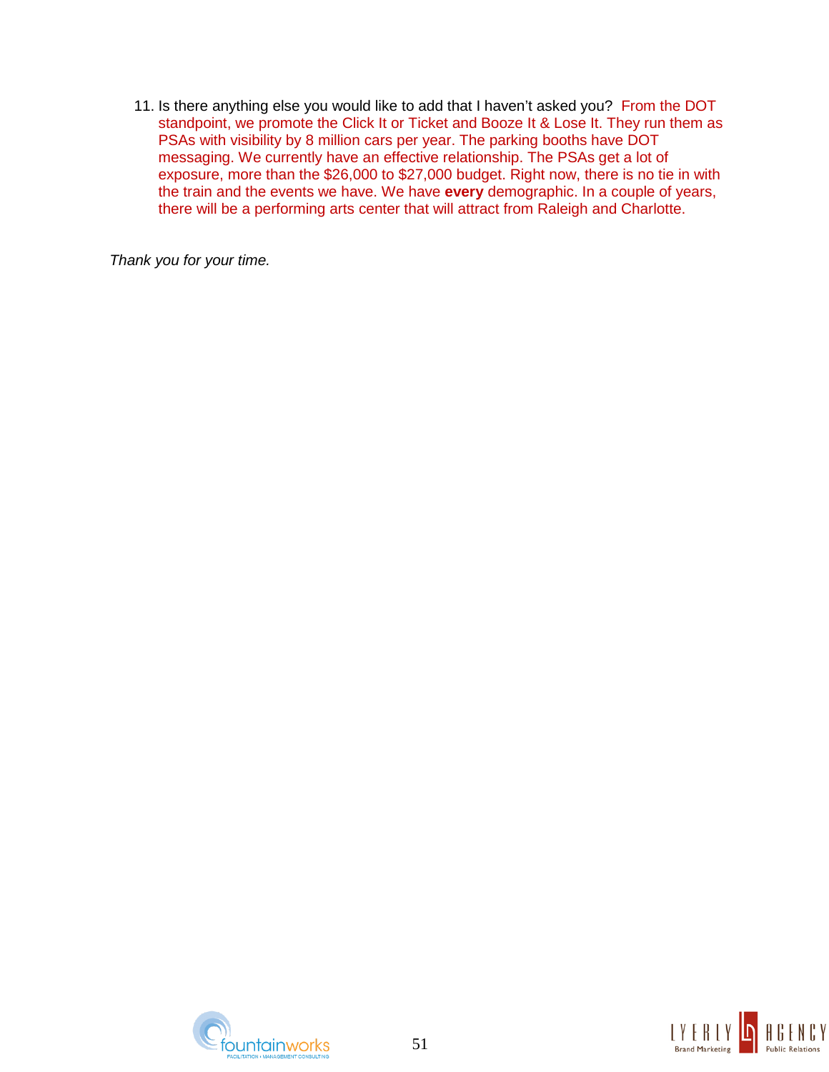11. Is there anything else you would like to add that I haven't asked you? From the DOT standpoint, we promote the Click It or Ticket and Booze It & Lose It. They run them as PSAs with visibility by 8 million cars per year. The parking booths have DOT messaging. We currently have an effective relationship. The PSAs get a lot of exposure, more than the $26,000 to $27,000 budget. Right now, there is no tie in with the train and the events we have. We have **every** demographic. In a couple of years, there will be a performing arts center that will attract from Raleigh and Charlotte.

*Thank you for your time.*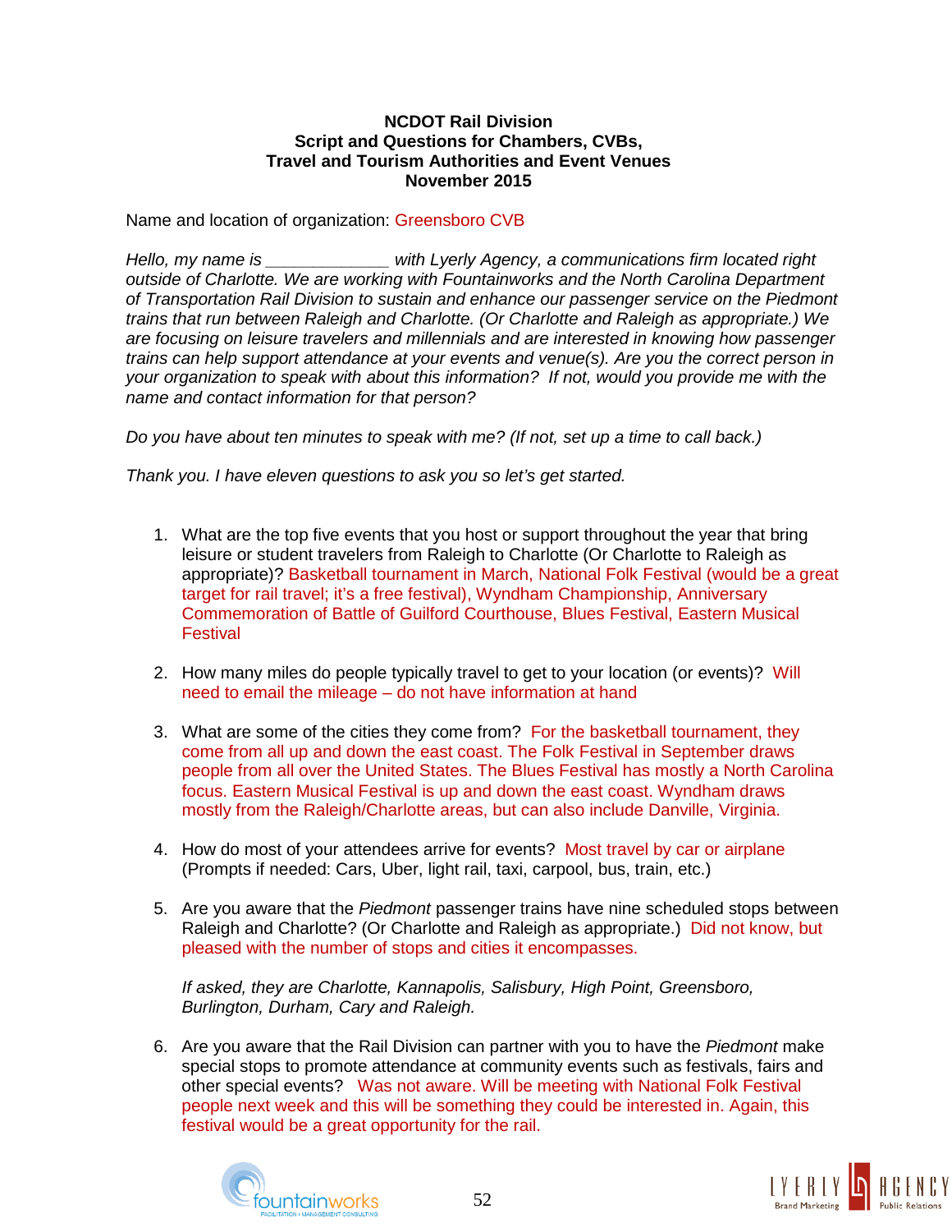**NCDOT Rail Division**
**Script and Questions for Chambers, CVBs,**
**Travel and Tourism Authorities and Event Venues**
**November 2015**

Name and location of organization: Greensboro CVB

*Hello, my name is _____________ with Lyerly Agency, a communications firm located right outside of Charlotte. We are working with Fountainworks and the North Carolina Department of Transportation Rail Division to sustain and enhance our passenger service on the Piedmont trains that run between Raleigh and Charlotte. (Or Charlotte and Raleigh as appropriate.) We are focusing on leisure travelers and millennials and are interested in knowing how passenger trains can help support attendance at your events and venue(s). Are you the correct person in your organization to speak with about this information? If not, would you provide me with the name and contact information for that person?*

*Do you have about ten minutes to speak with me? (If not, set up a time to call back.)*

*Thank you. I have eleven questions to ask you so let's get started.*

1. What are the top five events that you host or support throughout the year that bring leisure or student travelers from Raleigh to Charlotte (Or Charlotte to Raleigh as appropriate)? Basketball tournament in March, National Folk Festival (would be a great target for rail travel; it's a free festival), Wyndham Championship, Anniversary Commemoration of Battle of Guilford Courthouse, Blues Festival, Eastern Musical Festival

2. How many miles do people typically travel to get to your location (or events)? Will need to email the mileage – do not have information at hand

3. What are some of the cities they come from? For the basketball tournament, they come from all up and down the east coast. The Folk Festival in September draws people from all over the United States. The Blues Festival has mostly a North Carolina focus. Eastern Musical Festival is up and down the east coast. Wyndham draws mostly from the Raleigh/Charlotte areas, but can also include Danville, Virginia.

4. How do most of your attendees arrive for events? Most travel by car or airplane (Prompts if needed: Cars, Uber, light rail, taxi, carpool, bus, train, etc.)

5. Are you aware that the *Piedmont* passenger trains have nine scheduled stops between Raleigh and Charlotte? (Or Charlotte and Raleigh as appropriate.) Did not know, but pleased with the number of stops and cities it encompasses.

   *If asked, they are Charlotte, Kannapolis, Salisbury, High Point, Greensboro, Burlington, Durham, Cary and Raleigh.*

6. Are you aware that the Rail Division can partner with you to have the *Piedmont* make special stops to promote attendance at community events such as festivals, fairs and other special events? Was not aware. Will be meeting with National Folk Festival people next week and this will be something they could be interested in. Again, this festival would be a great opportunity for the rail.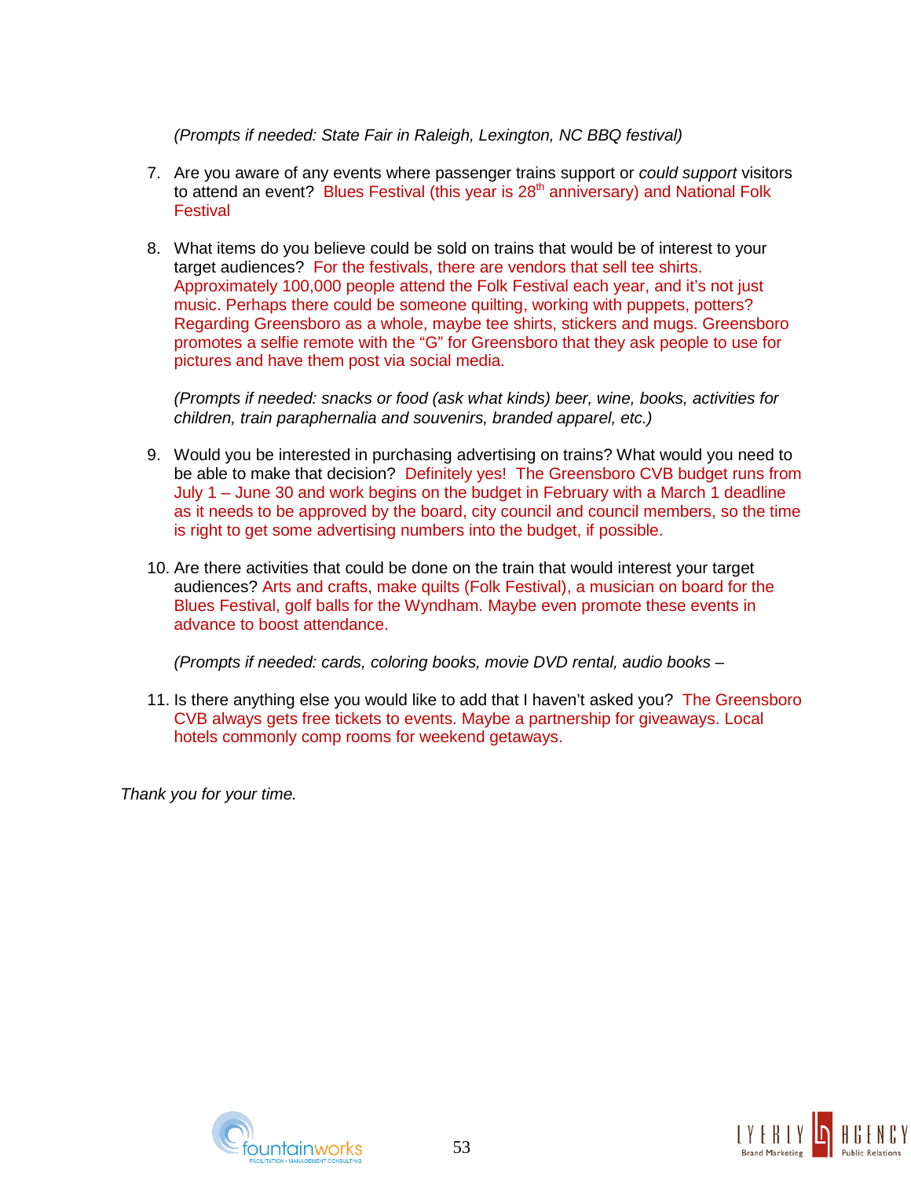*(Prompts if needed: State Fair in Raleigh, Lexington, NC BBQ festival)*

7. Are you aware of any events where passenger trains support or *could support* visitors to attend an event? Blues Festival (this year is 28th anniversary) and National Folk Festival

8. What items do you believe could be sold on trains that would be of interest to your target audiences? For the festivals, there are vendors that sell tee shirts. Approximately 100,000 people attend the Folk Festival each year, and it's not just music. Perhaps there could be someone quilting, working with puppets, potters? Regarding Greensboro as a whole, maybe tee shirts, stickers and mugs. Greensboro promotes a selfie remote with the "G" for Greensboro that they ask people to use for pictures and have them post via social media.

   *(Prompts if needed: snacks or food (ask what kinds) beer, wine, books, activities for children, train paraphernalia and souvenirs, branded apparel, etc.)*

9. Would you be interested in purchasing advertising on trains? What would you need to be able to make that decision? Definitely yes! The Greensboro CVB budget runs from July 1 – June 30 and work begins on the budget in February with a March 1 deadline as it needs to be approved by the board, city council and council members, so the time is right to get some advertising numbers into the budget, if possible.

10. Are there activities that could be done on the train that would interest your target audiences? Arts and crafts, make quilts (Folk Festival), a musician on board for the Blues Festival, golf balls for the Wyndham. Maybe even promote these events in advance to boost attendance.

    *(Prompts if needed: cards, coloring books, movie DVD rental, audio books –*

11. Is there anything else you would like to add that I haven't asked you? The Greensboro CVB always gets free tickets to events. Maybe a partnership for giveaways. Local hotels commonly comp rooms for weekend getaways.

*Thank you for your time.*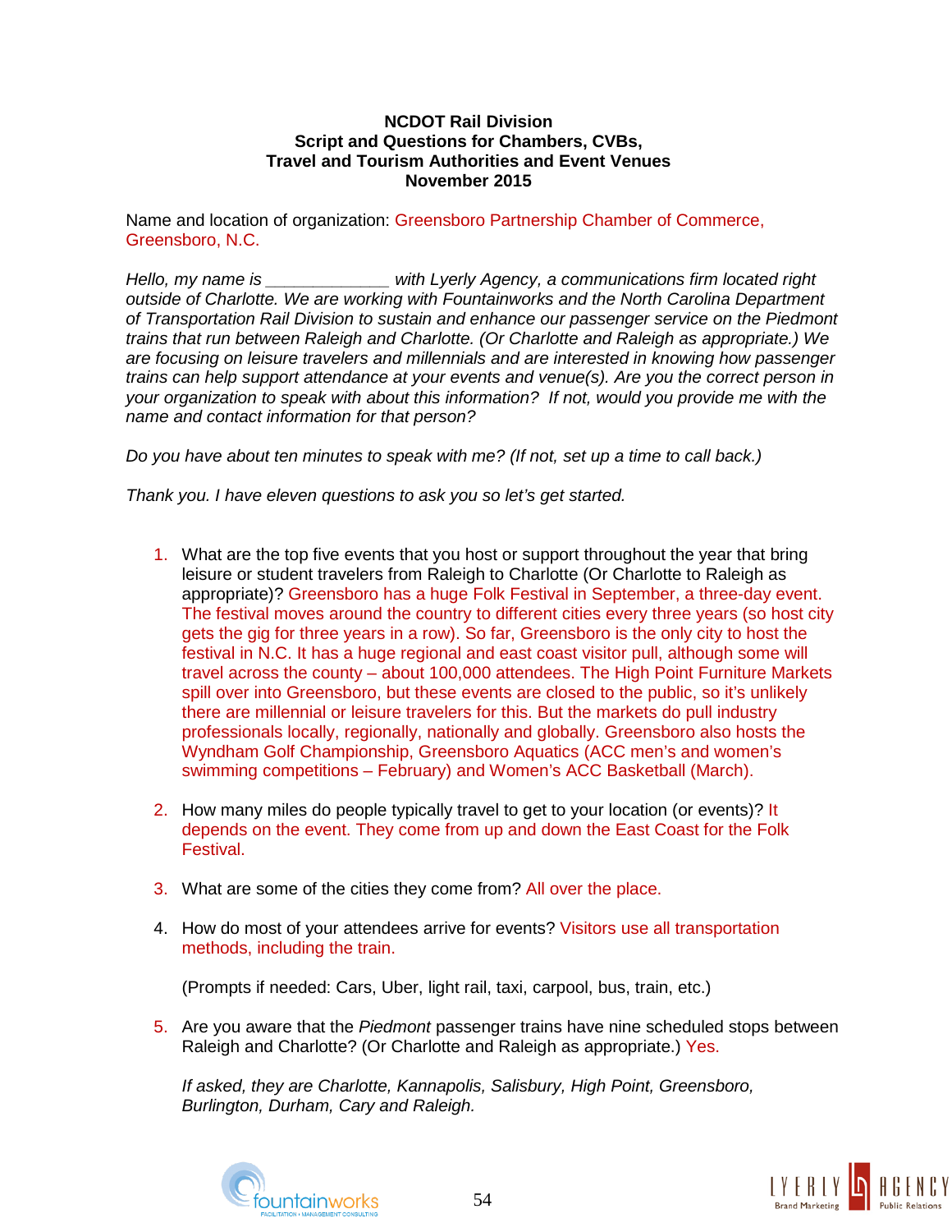**NCDOT Rail Division**
**Script and Questions for Chambers, CVBs,**
**Travel and Tourism Authorities and Event Venues**
**November 2015**

Name and location of organization: Greensboro Partnership Chamber of Commerce, Greensboro, N.C.

*Hello, my name is _____________ with Lyerly Agency, a communications firm located right outside of Charlotte. We are working with Fountainworks and the North Carolina Department of Transportation Rail Division to sustain and enhance our passenger service on the Piedmont trains that run between Raleigh and Charlotte. (Or Charlotte and Raleigh as appropriate.) We are focusing on leisure travelers and millennials and are interested in knowing how passenger trains can help support attendance at your events and venue(s). Are you the correct person in your organization to speak with about this information? If not, would you provide me with the name and contact information for that person?*

*Do you have about ten minutes to speak with me? (If not, set up a time to call back.)*

*Thank you. I have eleven questions to ask you so let's get started.*

1. What are the top five events that you host or support throughout the year that bring leisure or student travelers from Raleigh to Charlotte (Or Charlotte to Raleigh as appropriate)? Greensboro has a huge Folk Festival in September, a three-day event. The festival moves around the country to different cities every three years (so host city gets the gig for three years in a row). So far, Greensboro is the only city to host the festival in N.C. It has a huge regional and east coast visitor pull, although some will travel across the county – about 100,000 attendees. The High Point Furniture Markets spill over into Greensboro, but these events are closed to the public, so it's unlikely there are millennial or leisure travelers for this. But the markets do pull industry professionals locally, regionally, nationally and globally. Greensboro also hosts the Wyndham Golf Championship, Greensboro Aquatics (ACC men's and women's swimming competitions – February) and Women's ACC Basketball (March).

2. How many miles do people typically travel to get to your location (or events)? It depends on the event. They come from up and down the East Coast for the Folk Festival.

3. What are some of the cities they come from? All over the place.

4. How do most of your attendees arrive for events? Visitors use all transportation methods, including the train.

   (Prompts if needed: Cars, Uber, light rail, taxi, carpool, bus, train, etc.)

5. Are you aware that the *Piedmont* passenger trains have nine scheduled stops between Raleigh and Charlotte? (Or Charlotte and Raleigh as appropriate.) Yes.

   *If asked, they are Charlotte, Kannapolis, Salisbury, High Point, Greensboro, Burlington, Durham, Cary and Raleigh.*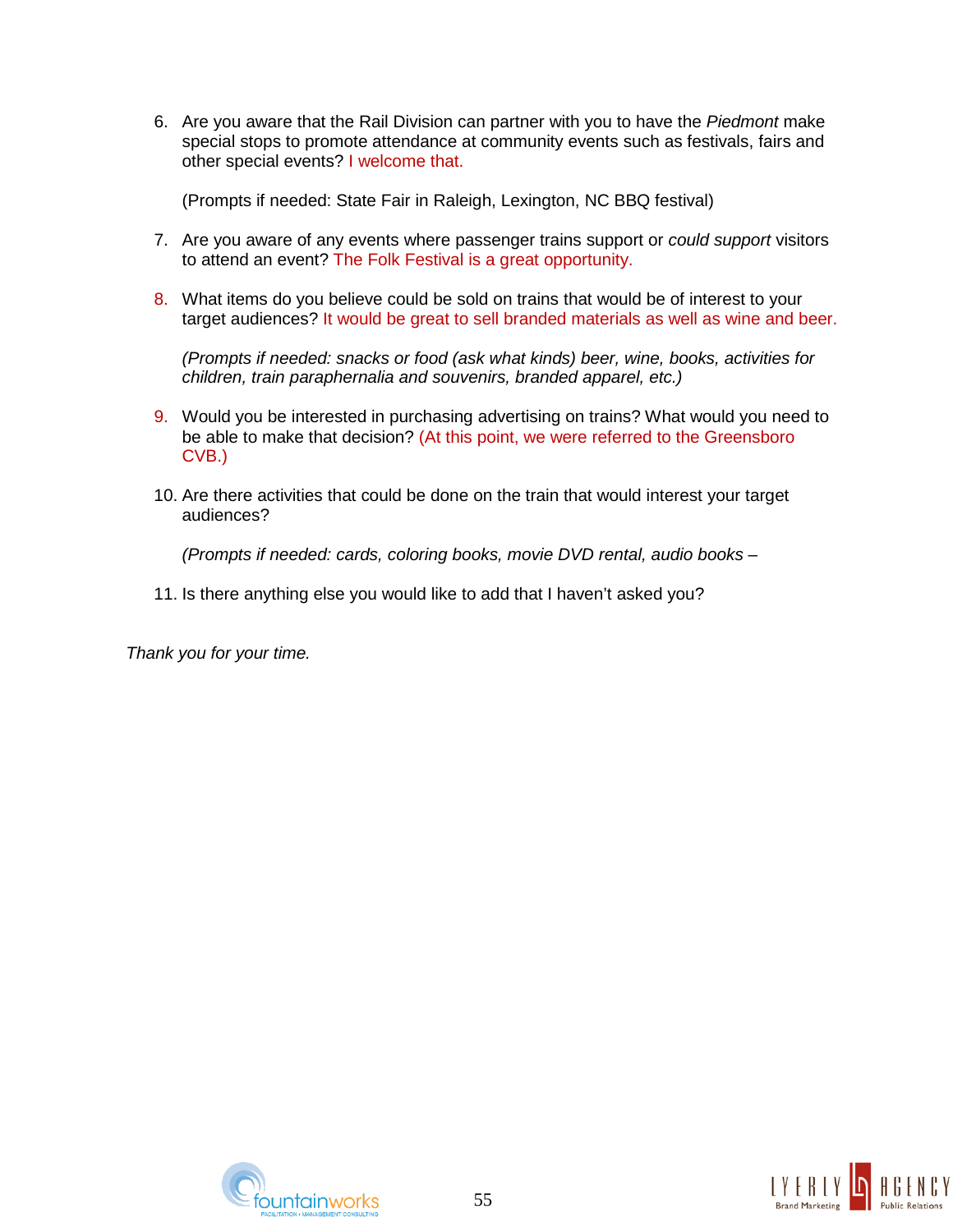6. Are you aware that the Rail Division can partner with you to have the *Piedmont* make special stops to promote attendance at community events such as festivals, fairs and other special events? I welcome that.

   (Prompts if needed: State Fair in Raleigh, Lexington, NC BBQ festival)

7. Are you aware of any events where passenger trains support or *could support* visitors to attend an event? The Folk Festival is a great opportunity.

8. What items do you believe could be sold on trains that would be of interest to your target audiences? It would be great to sell branded materials as well as wine and beer.

   *(Prompts if needed: snacks or food (ask what kinds) beer, wine, books, activities for children, train paraphernalia and souvenirs, branded apparel, etc.)*

9. Would you be interested in purchasing advertising on trains? What would you need to be able to make that decision? (At this point, we were referred to the Greensboro CVB.)

10. Are there activities that could be done on the train that would interest your target audiences?

    *(Prompts if needed: cards, coloring books, movie DVD rental, audio books –*

11. Is there anything else you would like to add that I haven't asked you?

*Thank you for your time.*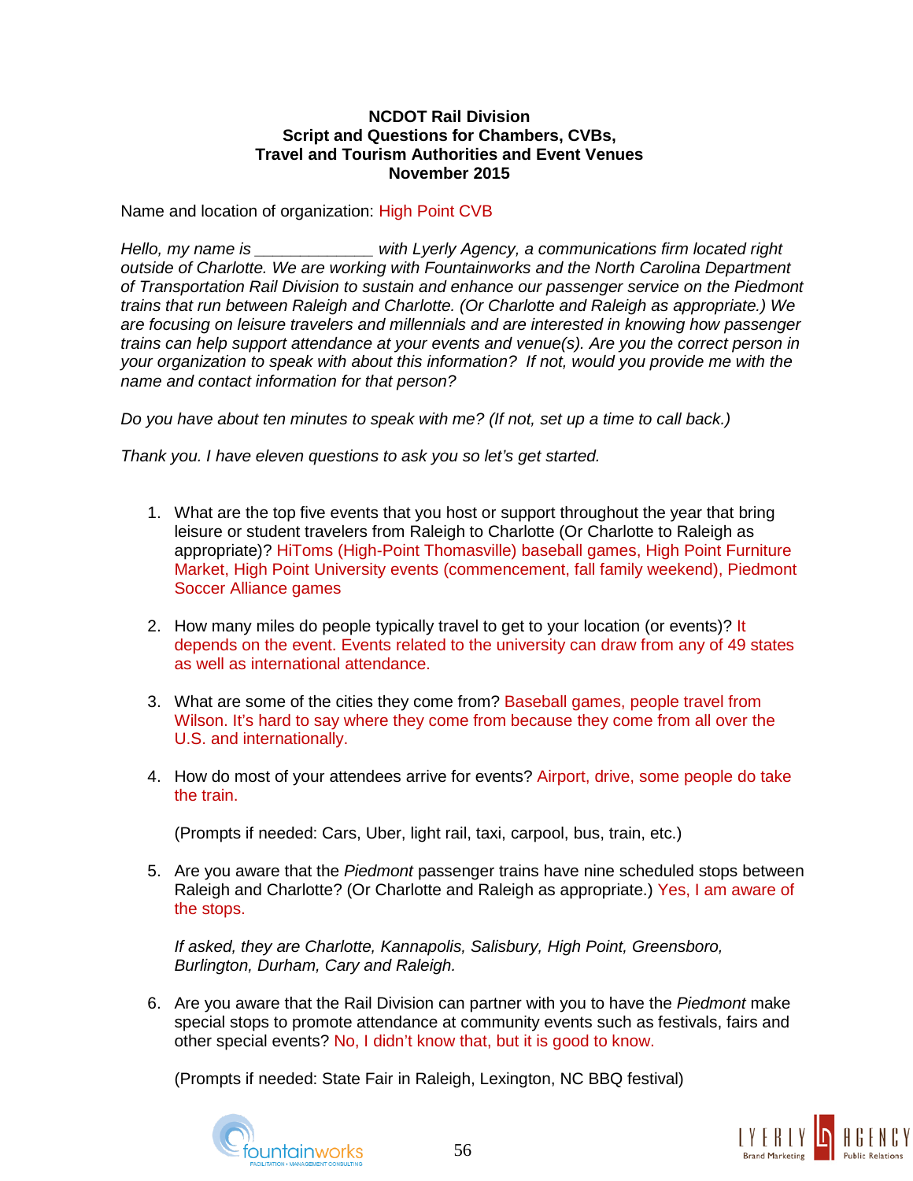**NCDOT Rail Division**
**Script and Questions for Chambers, CVBs,**
**Travel and Tourism Authorities and Event Venues**
**November 2015**

Name and location of organization: High Point CVB

*Hello, my name is _____________ with Lyerly Agency, a communications firm located right outside of Charlotte. We are working with Fountainworks and the North Carolina Department of Transportation Rail Division to sustain and enhance our passenger service on the Piedmont trains that run between Raleigh and Charlotte. (Or Charlotte and Raleigh as appropriate.) We are focusing on leisure travelers and millennials and are interested in knowing how passenger trains can help support attendance at your events and venue(s). Are you the correct person in your organization to speak with about this information? If not, would you provide me with the name and contact information for that person?*

*Do you have about ten minutes to speak with me? (If not, set up a time to call back.)*

*Thank you. I have eleven questions to ask you so let's get started.*

1. What are the top five events that you host or support throughout the year that bring leisure or student travelers from Raleigh to Charlotte (Or Charlotte to Raleigh as appropriate)? HiToms (High-Point Thomasville) baseball games, High Point Furniture Market, High Point University events (commencement, fall family weekend), Piedmont Soccer Alliance games

2. How many miles do people typically travel to get to your location (or events)? It depends on the event. Events related to the university can draw from any of 49 states as well as international attendance.

3. What are some of the cities they come from? Baseball games, people travel from Wilson. It's hard to say where they come from because they come from all over the U.S. and internationally.

4. How do most of your attendees arrive for events? Airport, drive, some people do take the train.

   (Prompts if needed: Cars, Uber, light rail, taxi, carpool, bus, train, etc.)

5. Are you aware that the *Piedmont* passenger trains have nine scheduled stops between Raleigh and Charlotte? (Or Charlotte and Raleigh as appropriate.) Yes, I am aware of the stops.

   *If asked, they are Charlotte, Kannapolis, Salisbury, High Point, Greensboro, Burlington, Durham, Cary and Raleigh.*

6. Are you aware that the Rail Division can partner with you to have the *Piedmont* make special stops to promote attendance at community events such as festivals, fairs and other special events? No, I didn't know that, but it is good to know.

   (Prompts if needed: State Fair in Raleigh, Lexington, NC BBQ festival)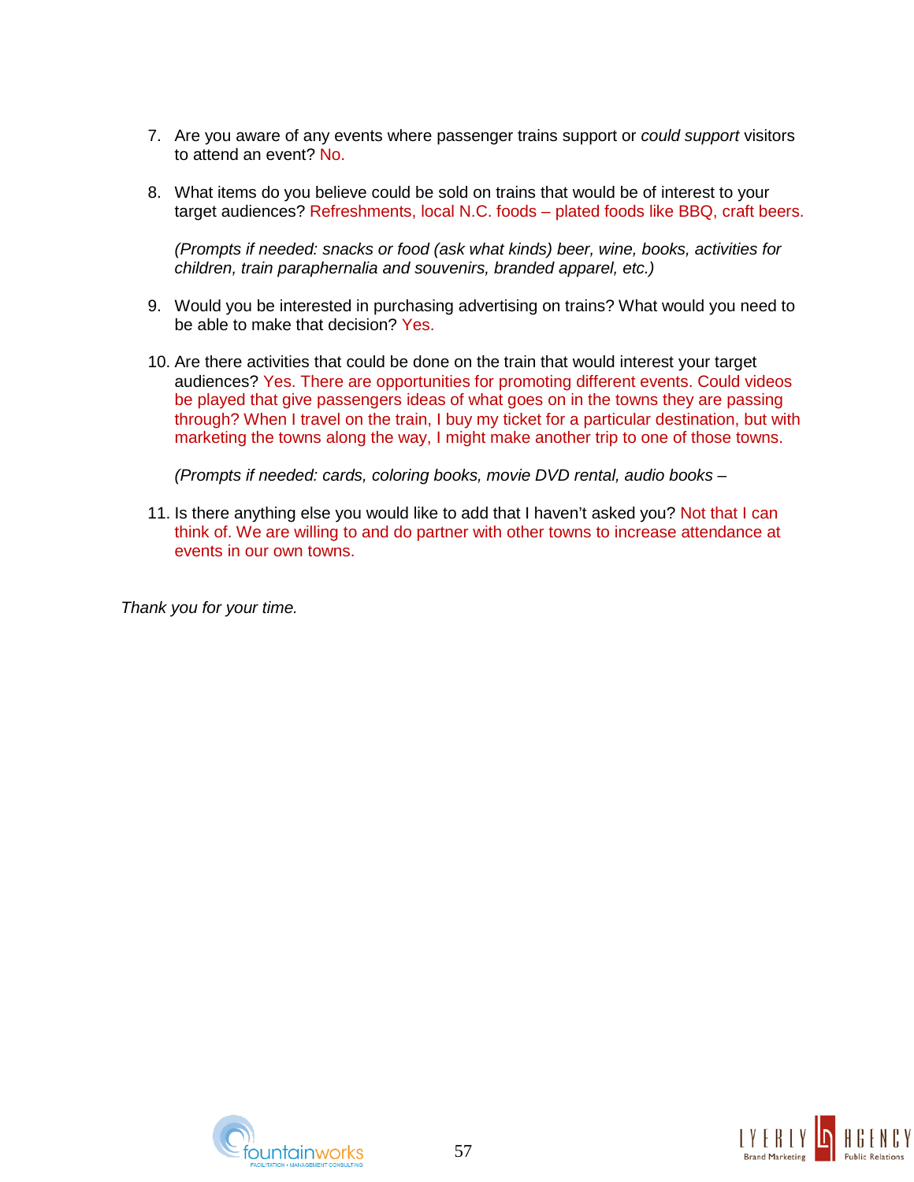7. Are you aware of any events where passenger trains support or *could support* visitors to attend an event? No.

8. What items do you believe could be sold on trains that would be of interest to your target audiences? Refreshments, local N.C. foods – plated foods like BBQ, craft beers.

   *(Prompts if needed: snacks or food (ask what kinds) beer, wine, books, activities for children, train paraphernalia and souvenirs, branded apparel, etc.)*

9. Would you be interested in purchasing advertising on trains? What would you need to be able to make that decision? Yes.

10. Are there activities that could be done on the train that would interest your target audiences? Yes. There are opportunities for promoting different events. Could videos be played that give passengers ideas of what goes on in the towns they are passing through? When I travel on the train, I buy my ticket for a particular destination, but with marketing the towns along the way, I might make another trip to one of those towns.

    *(Prompts if needed: cards, coloring books, movie DVD rental, audio books –*

11. Is there anything else you would like to add that I haven't asked you? Not that I can think of. We are willing to and do partner with other towns to increase attendance at events in our own towns.

*Thank you for your time.*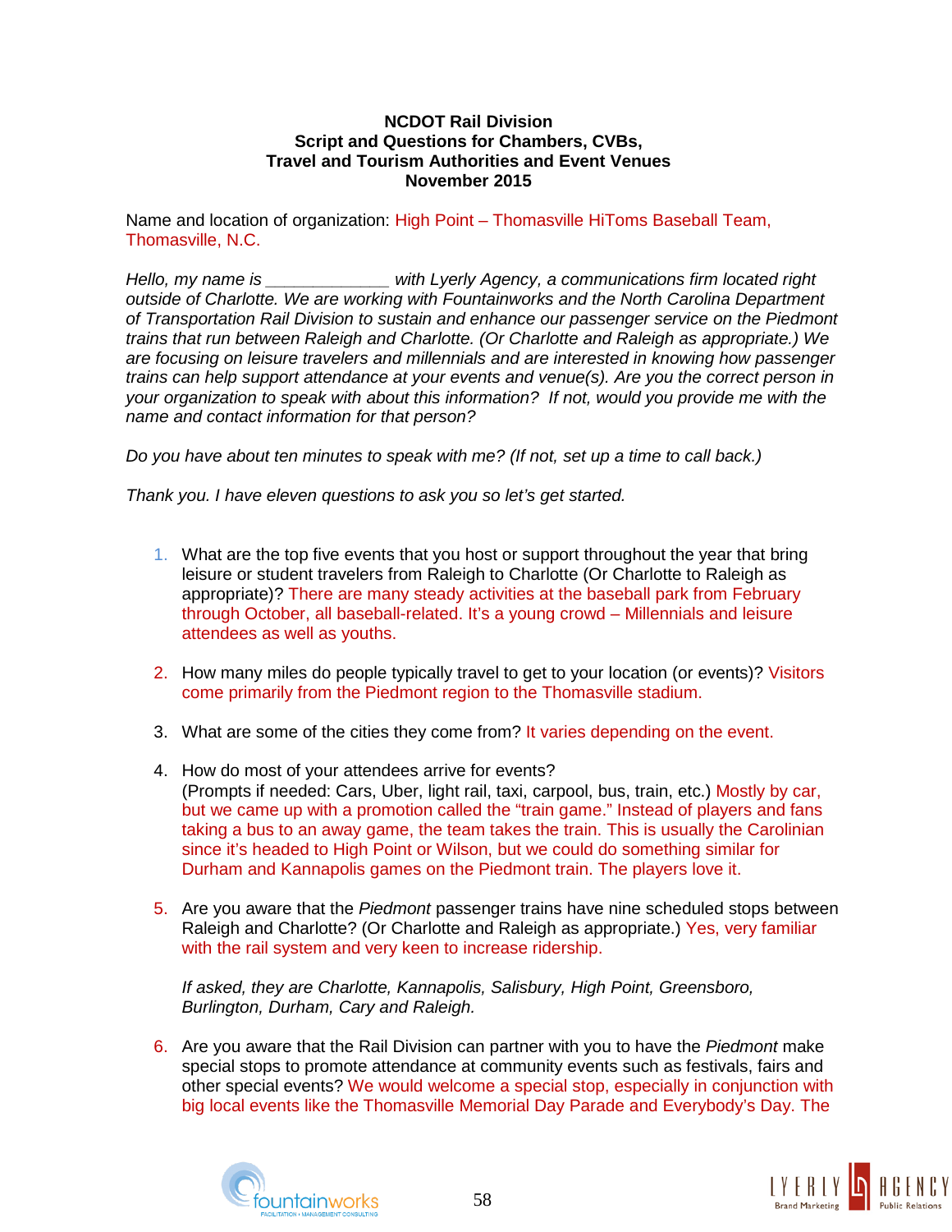**NCDOT Rail Division**
**Script and Questions for Chambers, CVBs,**
**Travel and Tourism Authorities and Event Venues**
**November 2015**

Name and location of organization: High Point – Thomasville HiToms Baseball Team, Thomasville, N.C.

*Hello, my name is _____________ with Lyerly Agency, a communications firm located right outside of Charlotte. We are working with Fountainworks and the North Carolina Department of Transportation Rail Division to sustain and enhance our passenger service on the Piedmont trains that run between Raleigh and Charlotte. (Or Charlotte and Raleigh as appropriate.) We are focusing on leisure travelers and millennials and are interested in knowing how passenger trains can help support attendance at your events and venue(s). Are you the correct person in your organization to speak with about this information? If not, would you provide me with the name and contact information for that person?*

*Do you have about ten minutes to speak with me? (If not, set up a time to call back.)*

*Thank you. I have eleven questions to ask you so let's get started.*

1. What are the top five events that you host or support throughout the year that bring leisure or student travelers from Raleigh to Charlotte (Or Charlotte to Raleigh as appropriate)? There are many steady activities at the baseball park from February through October, all baseball-related. It's a young crowd – Millennials and leisure attendees as well as youths.

2. How many miles do people typically travel to get to your location (or events)? Visitors come primarily from the Piedmont region to the Thomasville stadium.

3. What are some of the cities they come from? It varies depending on the event.

4. How do most of your attendees arrive for events?
(Prompts if needed: Cars, Uber, light rail, taxi, carpool, bus, train, etc.) Mostly by car, but we came up with a promotion called the "train game." Instead of players and fans taking a bus to an away game, the team takes the train. This is usually the Carolinian since it's headed to High Point or Wilson, but we could do something similar for Durham and Kannapolis games on the Piedmont train. The players love it.

5. Are you aware that the *Piedmont* passenger trains have nine scheduled stops between Raleigh and Charlotte? (Or Charlotte and Raleigh as appropriate.) Yes, very familiar with the rail system and very keen to increase ridership.

   *If asked, they are Charlotte, Kannapolis, Salisbury, High Point, Greensboro, Burlington, Durham, Cary and Raleigh.*

6. Are you aware that the Rail Division can partner with you to have the *Piedmont* make special stops to promote attendance at community events such as festivals, fairs and other special events? We would welcome a special stop, especially in conjunction with big local events like the Thomasville Memorial Day Parade and Everybody's Day. The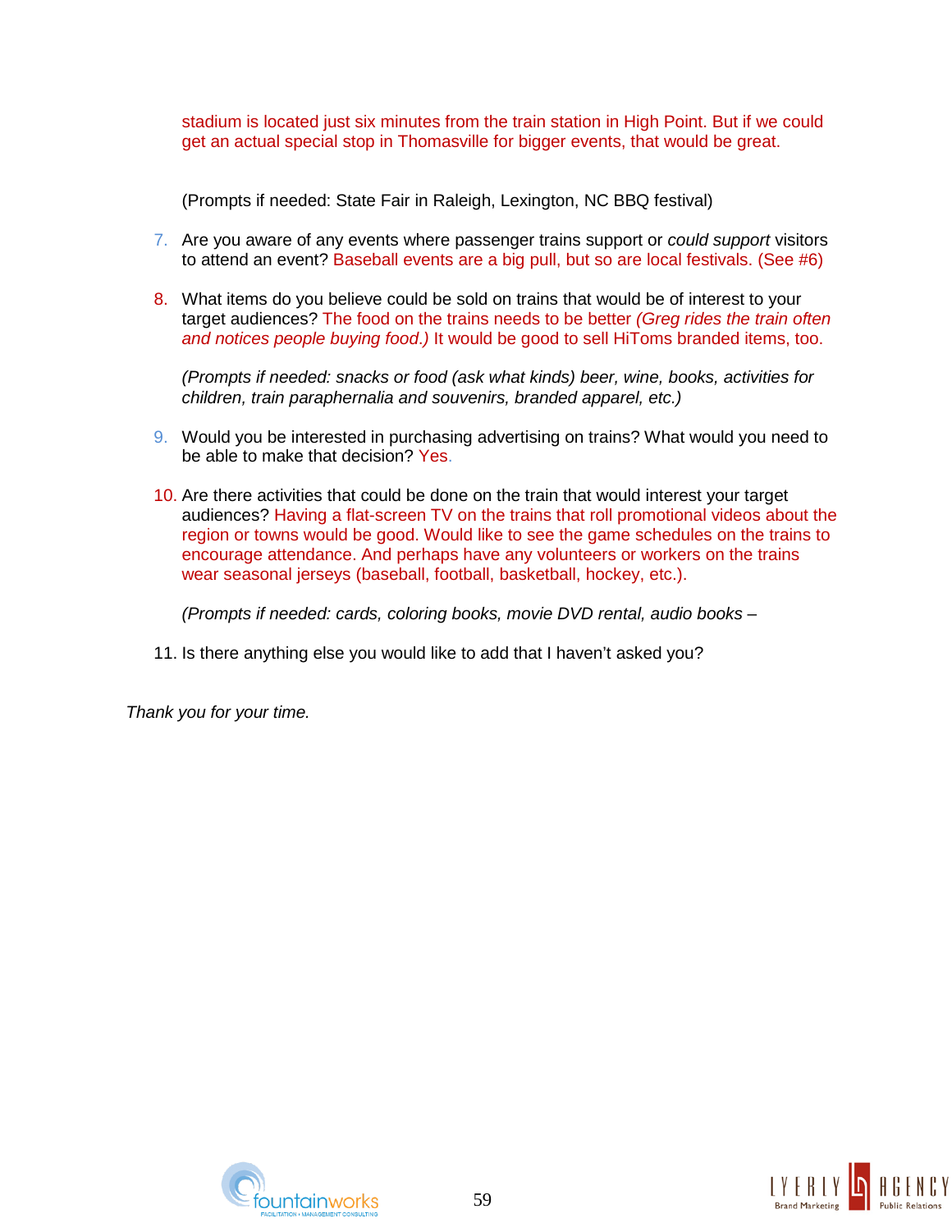stadium is located just six minutes from the train station in High Point. But if we could get an actual special stop in Thomasville for bigger events, that would be great.

(Prompts if needed: State Fair in Raleigh, Lexington, NC BBQ festival)

7. Are you aware of any events where passenger trains support or *could support* visitors to attend an event? Baseball events are a big pull, but so are local festivals. (See #6)

8. What items do you believe could be sold on trains that would be of interest to your target audiences? The food on the trains needs to be better *(Greg rides the train often and notices people buying food.)* It would be good to sell HiToms branded items, too.

   *(Prompts if needed: snacks or food (ask what kinds) beer, wine, books, activities for children, train paraphernalia and souvenirs, branded apparel, etc.)*

9. Would you be interested in purchasing advertising on trains? What would you need to be able to make that decision? Yes.

10. Are there activities that could be done on the train that would interest your target audiences? Having a flat-screen TV on the trains that roll promotional videos about the region or towns would be good. Would like to see the game schedules on the trains to encourage attendance. And perhaps have any volunteers or workers on the trains wear seasonal jerseys (baseball, football, basketball, hockey, etc.).

    *(Prompts if needed: cards, coloring books, movie DVD rental, audio books –*

11. Is there anything else you would like to add that I haven't asked you?

*Thank you for your time.*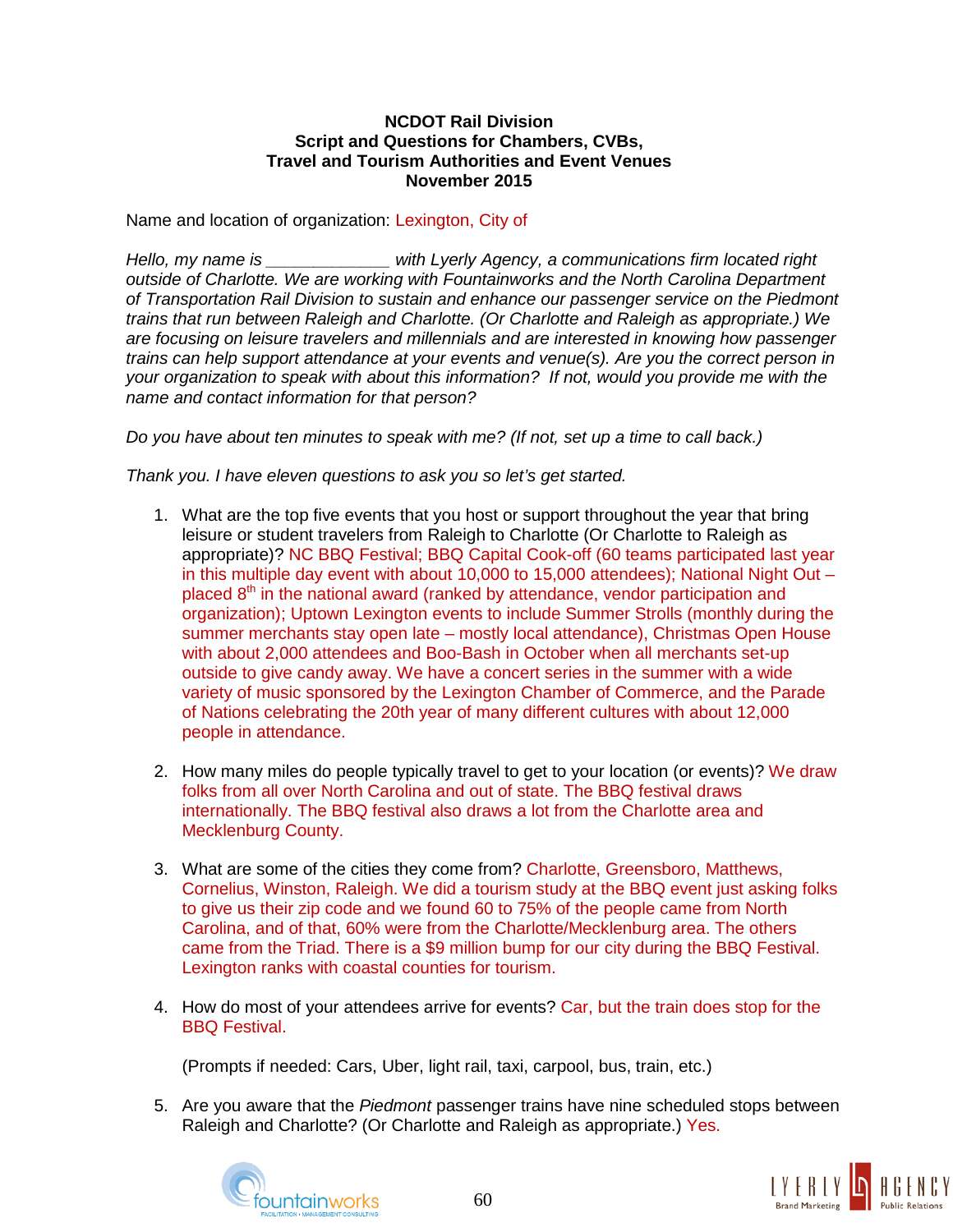**NCDOT Rail Division**
**Script and Questions for Chambers, CVBs,**
**Travel and Tourism Authorities and Event Venues**
**November 2015**

Name and location of organization: Lexington, City of

*Hello, my name is _____________ with Lyerly Agency, a communications firm located right outside of Charlotte. We are working with Fountainworks and the North Carolina Department of Transportation Rail Division to sustain and enhance our passenger service on the Piedmont trains that run between Raleigh and Charlotte. (Or Charlotte and Raleigh as appropriate.) We are focusing on leisure travelers and millennials and are interested in knowing how passenger trains can help support attendance at your events and venue(s). Are you the correct person in your organization to speak with about this information? If not, would you provide me with the name and contact information for that person?*

*Do you have about ten minutes to speak with me? (If not, set up a time to call back.)*

*Thank you. I have eleven questions to ask you so let's get started.*

1. What are the top five events that you host or support throughout the year that bring leisure or student travelers from Raleigh to Charlotte (Or Charlotte to Raleigh as appropriate)? NC BBQ Festival; BBQ Capital Cook-off (60 teams participated last year in this multiple day event with about 10,000 to 15,000 attendees); National Night Out – placed 8th in the national award (ranked by attendance, vendor participation and organization); Uptown Lexington events to include Summer Strolls (monthly during the summer merchants stay open late – mostly local attendance), Christmas Open House with about 2,000 attendees and Boo-Bash in October when all merchants set-up outside to give candy away. We have a concert series in the summer with a wide variety of music sponsored by the Lexington Chamber of Commerce, and the Parade of Nations celebrating the 20th year of many different cultures with about 12,000 people in attendance.

2. How many miles do people typically travel to get to your location (or events)? We draw folks from all over North Carolina and out of state. The BBQ festival draws internationally. The BBQ festival also draws a lot from the Charlotte area and Mecklenburg County.

3. What are some of the cities they come from? Charlotte, Greensboro, Matthews, Cornelius, Winston, Raleigh. We did a tourism study at the BBQ event just asking folks to give us their zip code and we found 60 to 75% of the people came from North Carolina, and of that, 60% were from the Charlotte/Mecklenburg area. The others came from the Triad. There is a $9 million bump for our city during the BBQ Festival. Lexington ranks with coastal counties for tourism.

4. How do most of your attendees arrive for events? Car, but the train does stop for the BBQ Festival.

   (Prompts if needed: Cars, Uber, light rail, taxi, carpool, bus, train, etc.)

5. Are you aware that the *Piedmont* passenger trains have nine scheduled stops between Raleigh and Charlotte? (Or Charlotte and Raleigh as appropriate.) Yes.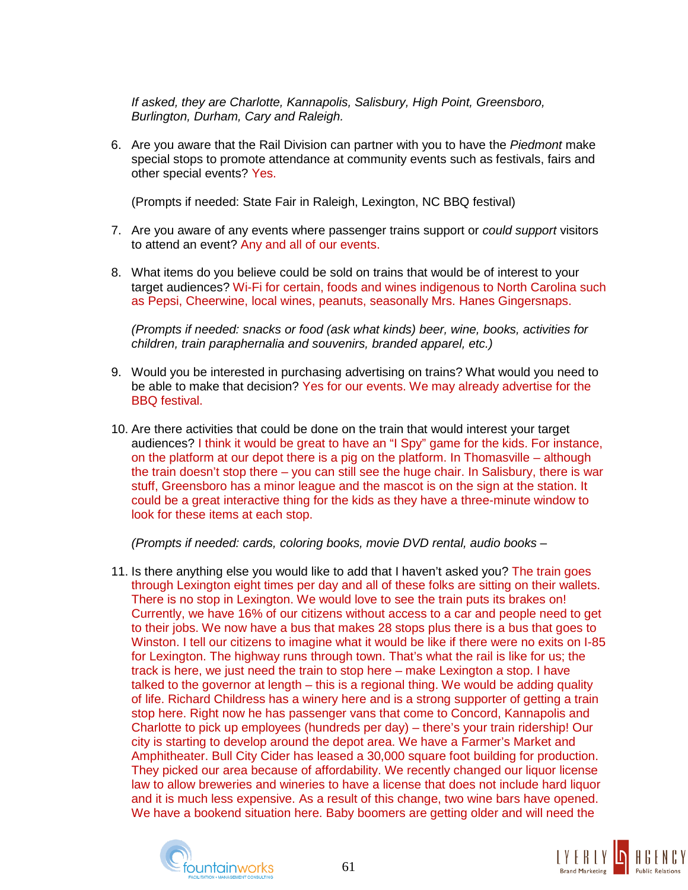*If asked, they are Charlotte, Kannapolis, Salisbury, High Point, Greensboro, Burlington, Durham, Cary and Raleigh.*

6. Are you aware that the Rail Division can partner with you to have the *Piedmont* make special stops to promote attendance at community events such as festivals, fairs and other special events? Yes.

   (Prompts if needed: State Fair in Raleigh, Lexington, NC BBQ festival)

7. Are you aware of any events where passenger trains support or *could support* visitors to attend an event? Any and all of our events.

8. What items do you believe could be sold on trains that would be of interest to your target audiences? Wi-Fi for certain, foods and wines indigenous to North Carolina such as Pepsi, Cheerwine, local wines, peanuts, seasonally Mrs. Hanes Gingersnaps.

   *(Prompts if needed: snacks or food (ask what kinds) beer, wine, books, activities for children, train paraphernalia and souvenirs, branded apparel, etc.)*

9. Would you be interested in purchasing advertising on trains? What would you need to be able to make that decision? Yes for our events. We may already advertise for the BBQ festival.

10. Are there activities that could be done on the train that would interest your target audiences? I think it would be great to have an "I Spy" game for the kids. For instance, on the platform at our depot there is a pig on the platform. In Thomasville – although the train doesn't stop there – you can still see the huge chair. In Salisbury, there is war stuff, Greensboro has a minor league and the mascot is on the sign at the station. It could be a great interactive thing for the kids as they have a three-minute window to look for these items at each stop.

    *(Prompts if needed: cards, coloring books, movie DVD rental, audio books –*

11. Is there anything else you would like to add that I haven't asked you? The train goes through Lexington eight times per day and all of these folks are sitting on their wallets. There is no stop in Lexington. We would love to see the train puts its brakes on! Currently, we have 16% of our citizens without access to a car and people need to get to their jobs. We now have a bus that makes 28 stops plus there is a bus that goes to Winston. I tell our citizens to imagine what it would be like if there were no exits on I-85 for Lexington. The highway runs through town. That's what the rail is like for us; the track is here, we just need the train to stop here – make Lexington a stop. I have talked to the governor at length – this is a regional thing. We would be adding quality of life. Richard Childress has a winery here and is a strong supporter of getting a train stop here. Right now he has passenger vans that come to Concord, Kannapolis and Charlotte to pick up employees (hundreds per day) – there's your train ridership! Our city is starting to develop around the depot area. We have a Farmer's Market and Amphitheater. Bull City Cider has leased a 30,000 square foot building for production. They picked our area because of affordability. We recently changed our liquor license law to allow breweries and wineries to have a license that does not include hard liquor and it is much less expensive. As a result of this change, two wine bars have opened. We have a bookend situation here. Baby boomers are getting older and will need the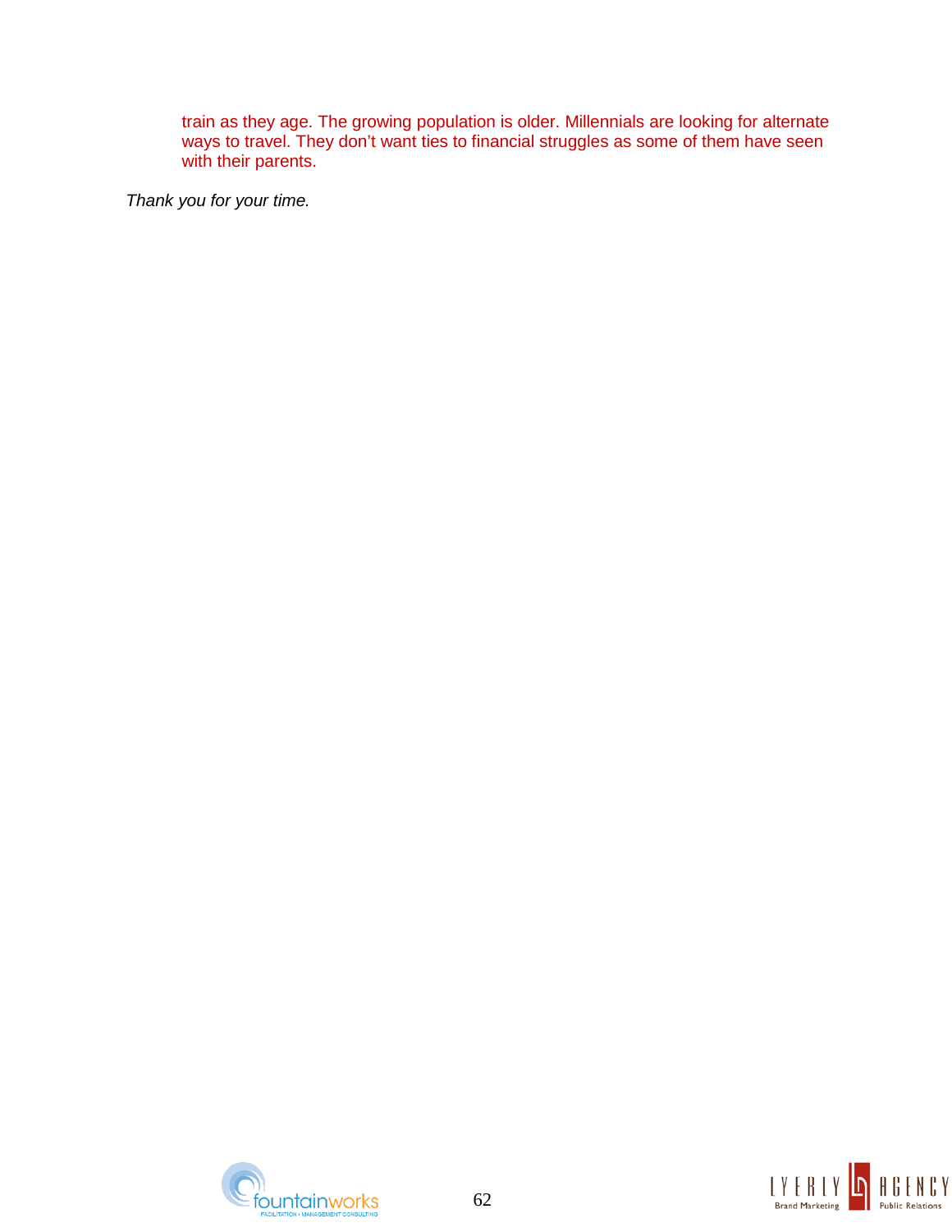train as they age. The growing population is older. Millennials are looking for alternate ways to travel. They don't want ties to financial struggles as some of them have seen with their parents.

*Thank you for your time.*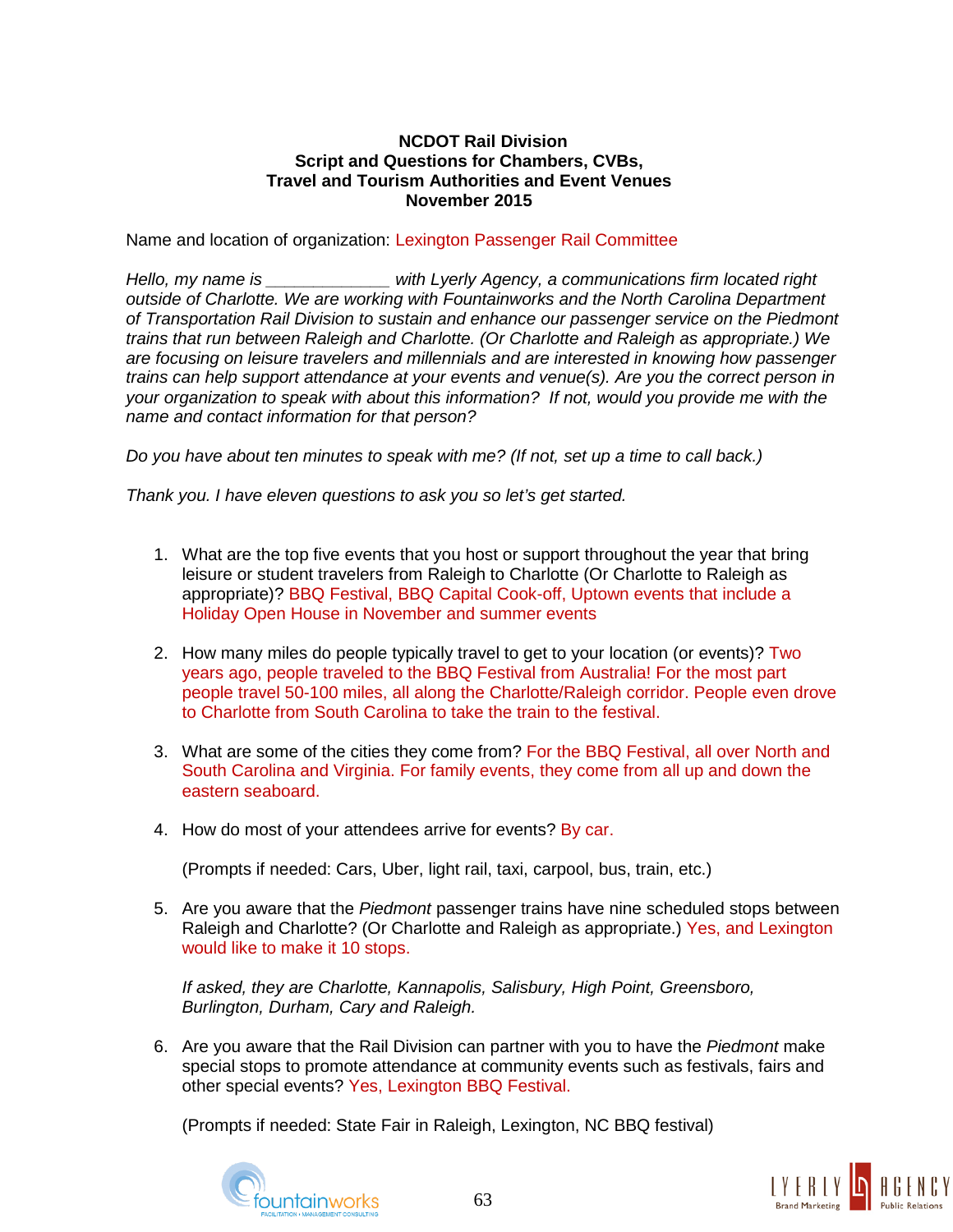**NCDOT Rail Division**
**Script and Questions for Chambers, CVBs,**
**Travel and Tourism Authorities and Event Venues**
**November 2015**

Name and location of organization: Lexington Passenger Rail Committee

*Hello, my name is _____________ with Lyerly Agency, a communications firm located right outside of Charlotte. We are working with Fountainworks and the North Carolina Department of Transportation Rail Division to sustain and enhance our passenger service on the Piedmont trains that run between Raleigh and Charlotte. (Or Charlotte and Raleigh as appropriate.) We are focusing on leisure travelers and millennials and are interested in knowing how passenger trains can help support attendance at your events and venue(s). Are you the correct person in your organization to speak with about this information? If not, would you provide me with the name and contact information for that person?*

*Do you have about ten minutes to speak with me? (If not, set up a time to call back.)*

*Thank you. I have eleven questions to ask you so let's get started.*

1. What are the top five events that you host or support throughout the year that bring leisure or student travelers from Raleigh to Charlotte (Or Charlotte to Raleigh as appropriate)? BBQ Festival, BBQ Capital Cook-off, Uptown events that include a Holiday Open House in November and summer events

2. How many miles do people typically travel to get to your location (or events)? Two years ago, people traveled to the BBQ Festival from Australia! For the most part people travel 50-100 miles, all along the Charlotte/Raleigh corridor. People even drove to Charlotte from South Carolina to take the train to the festival.

3. What are some of the cities they come from? For the BBQ Festival, all over North and South Carolina and Virginia. For family events, they come from all up and down the eastern seaboard.

4. How do most of your attendees arrive for events? By car.

   (Prompts if needed: Cars, Uber, light rail, taxi, carpool, bus, train, etc.)

5. Are you aware that the *Piedmont* passenger trains have nine scheduled stops between Raleigh and Charlotte? (Or Charlotte and Raleigh as appropriate.) Yes, and Lexington would like to make it 10 stops.

   *If asked, they are Charlotte, Kannapolis, Salisbury, High Point, Greensboro, Burlington, Durham, Cary and Raleigh.*

6. Are you aware that the Rail Division can partner with you to have the *Piedmont* make special stops to promote attendance at community events such as festivals, fairs and other special events? Yes, Lexington BBQ Festival.

   (Prompts if needed: State Fair in Raleigh, Lexington, NC BBQ festival)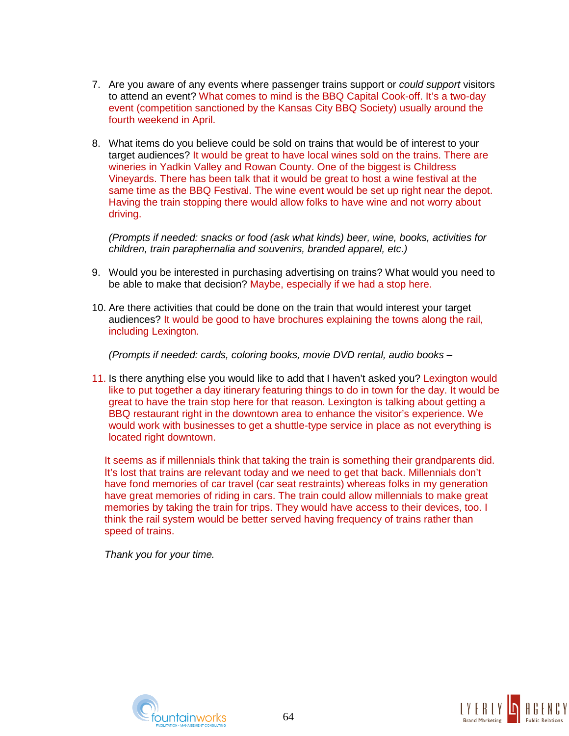7. Are you aware of any events where passenger trains support or *could support* visitors to attend an event? What comes to mind is the BBQ Capital Cook-off. It's a two-day event (competition sanctioned by the Kansas City BBQ Society) usually around the fourth weekend in April.

8. What items do you believe could be sold on trains that would be of interest to your target audiences? It would be great to have local wines sold on the trains. There are wineries in Yadkin Valley and Rowan County. One of the biggest is Childress Vineyards. There has been talk that it would be great to host a wine festival at the same time as the BBQ Festival. The wine event would be set up right near the depot. Having the train stopping there would allow folks to have wine and not worry about driving.

   *(Prompts if needed: snacks or food (ask what kinds) beer, wine, books, activities for children, train paraphernalia and souvenirs, branded apparel, etc.)*

9. Would you be interested in purchasing advertising on trains? What would you need to be able to make that decision? Maybe, especially if we had a stop here.

10. Are there activities that could be done on the train that would interest your target audiences? It would be good to have brochures explaining the towns along the rail, including Lexington.

    *(Prompts if needed: cards, coloring books, movie DVD rental, audio books –*

11. Is there anything else you would like to add that I haven't asked you? Lexington would like to put together a day itinerary featuring things to do in town for the day. It would be great to have the train stop here for that reason. Lexington is talking about getting a BBQ restaurant right in the downtown area to enhance the visitor's experience. We would work with businesses to get a shuttle-type service in place as not everything is located right downtown.

    It seems as if millennials think that taking the train is something their grandparents did. It's lost that trains are relevant today and we need to get that back. Millennials don't have fond memories of car travel (car seat restraints) whereas folks in my generation have great memories of riding in cars. The train could allow millennials to make great memories by taking the train for trips. They would have access to their devices, too. I think the rail system would be better served having frequency of trains rather than speed of trains.

    *Thank you for your time.*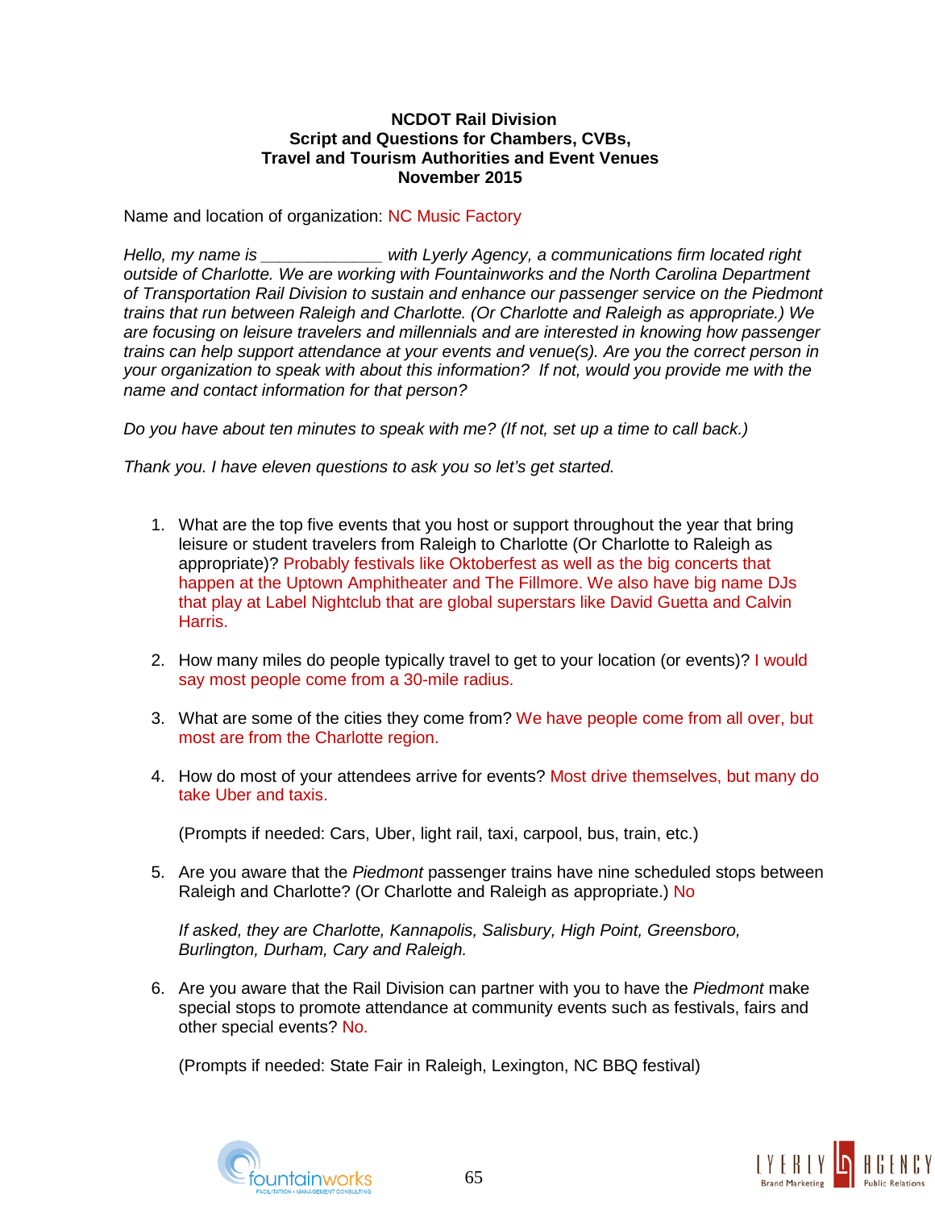**NCDOT Rail Division**
**Script and Questions for Chambers, CVBs,**
**Travel and Tourism Authorities and Event Venues**
**November 2015**

Name and location of organization: NC Music Factory

*Hello, my name is _____________ with Lyerly Agency, a communications firm located right outside of Charlotte. We are working with Fountainworks and the North Carolina Department of Transportation Rail Division to sustain and enhance our passenger service on the Piedmont trains that run between Raleigh and Charlotte. (Or Charlotte and Raleigh as appropriate.) We are focusing on leisure travelers and millennials and are interested in knowing how passenger trains can help support attendance at your events and venue(s). Are you the correct person in your organization to speak with about this information? If not, would you provide me with the name and contact information for that person?*

*Do you have about ten minutes to speak with me? (If not, set up a time to call back.)*

*Thank you. I have eleven questions to ask you so let's get started.*

1. What are the top five events that you host or support throughout the year that bring leisure or student travelers from Raleigh to Charlotte (Or Charlotte to Raleigh as appropriate)? Probably festivals like Oktoberfest as well as the big concerts that happen at the Uptown Amphitheater and The Fillmore. We also have big name DJs that play at Label Nightclub that are global superstars like David Guetta and Calvin Harris.

2. How many miles do people typically travel to get to your location (or events)? I would say most people come from a 30-mile radius.

3. What are some of the cities they come from? We have people come from all over, but most are from the Charlotte region.

4. How do most of your attendees arrive for events? Most drive themselves, but many do take Uber and taxis.

   (Prompts if needed: Cars, Uber, light rail, taxi, carpool, bus, train, etc.)

5. Are you aware that the *Piedmont* passenger trains have nine scheduled stops between Raleigh and Charlotte? (Or Charlotte and Raleigh as appropriate.) No

   *If asked, they are Charlotte, Kannapolis, Salisbury, High Point, Greensboro, Burlington, Durham, Cary and Raleigh.*

6. Are you aware that the Rail Division can partner with you to have the *Piedmont* make special stops to promote attendance at community events such as festivals, fairs and other special events? No.

   (Prompts if needed: State Fair in Raleigh, Lexington, NC BBQ festival)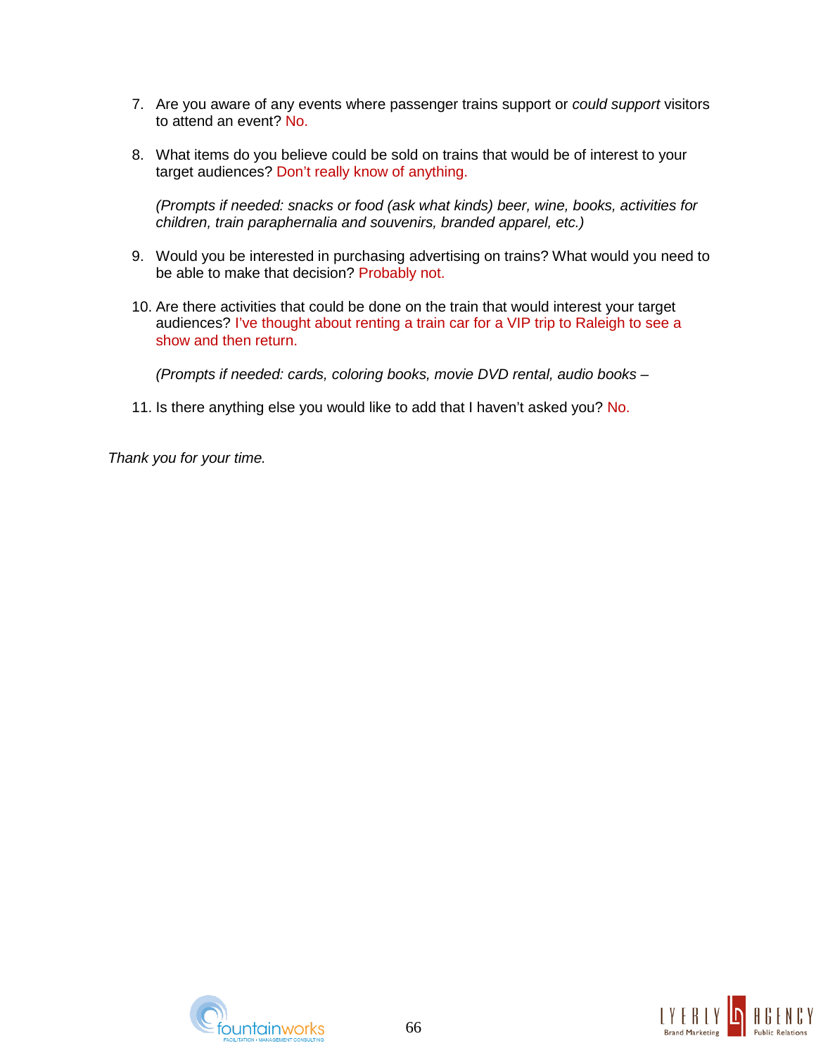7. Are you aware of any events where passenger trains support or *could support* visitors to attend an event? No.

8. What items do you believe could be sold on trains that would be of interest to your target audiences? Don't really know of anything.

   *(Prompts if needed: snacks or food (ask what kinds) beer, wine, books, activities for children, train paraphernalia and souvenirs, branded apparel, etc.)*

9. Would you be interested in purchasing advertising on trains? What would you need to be able to make that decision? Probably not.

10. Are there activities that could be done on the train that would interest your target audiences? I've thought about renting a train car for a VIP trip to Raleigh to see a show and then return.

    *(Prompts if needed: cards, coloring books, movie DVD rental, audio books –*

11. Is there anything else you would like to add that I haven't asked you? No.

*Thank you for your time.*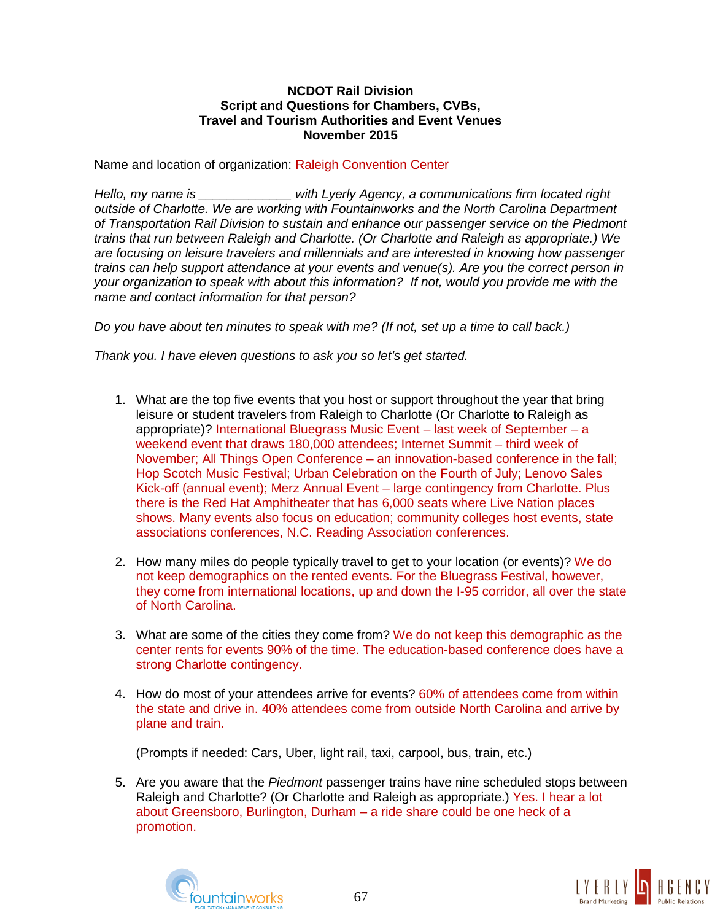**NCDOT Rail Division**
**Script and Questions for Chambers, CVBs,**
**Travel and Tourism Authorities and Event Venues**
**November 2015**

Name and location of organization: Raleigh Convention Center

*Hello, my name is _____________ with Lyerly Agency, a communications firm located right outside of Charlotte. We are working with Fountainworks and the North Carolina Department of Transportation Rail Division to sustain and enhance our passenger service on the Piedmont trains that run between Raleigh and Charlotte. (Or Charlotte and Raleigh as appropriate.) We are focusing on leisure travelers and millennials and are interested in knowing how passenger trains can help support attendance at your events and venue(s). Are you the correct person in your organization to speak with about this information? If not, would you provide me with the name and contact information for that person?*

*Do you have about ten minutes to speak with me? (If not, set up a time to call back.)*

*Thank you. I have eleven questions to ask you so let's get started.*

1. What are the top five events that you host or support throughout the year that bring leisure or student travelers from Raleigh to Charlotte (Or Charlotte to Raleigh as appropriate)? International Bluegrass Music Event – last week of September – a weekend event that draws 180,000 attendees; Internet Summit – third week of November; All Things Open Conference – an innovation-based conference in the fall; Hop Scotch Music Festival; Urban Celebration on the Fourth of July; Lenovo Sales Kick-off (annual event); Merz Annual Event – large contingency from Charlotte. Plus there is the Red Hat Amphitheater that has 6,000 seats where Live Nation places shows. Many events also focus on education; community colleges host events, state associations conferences, N.C. Reading Association conferences.

2. How many miles do people typically travel to get to your location (or events)? We do not keep demographics on the rented events. For the Bluegrass Festival, however, they come from international locations, up and down the I-95 corridor, all over the state of North Carolina.

3. What are some of the cities they come from? We do not keep this demographic as the center rents for events 90% of the time. The education-based conference does have a strong Charlotte contingency.

4. How do most of your attendees arrive for events? 60% of attendees come from within the state and drive in. 40% attendees come from outside North Carolina and arrive by plane and train.

   (Prompts if needed: Cars, Uber, light rail, taxi, carpool, bus, train, etc.)

5. Are you aware that the *Piedmont* passenger trains have nine scheduled stops between Raleigh and Charlotte? (Or Charlotte and Raleigh as appropriate.) Yes. I hear a lot about Greensboro, Burlington, Durham – a ride share could be one heck of a promotion.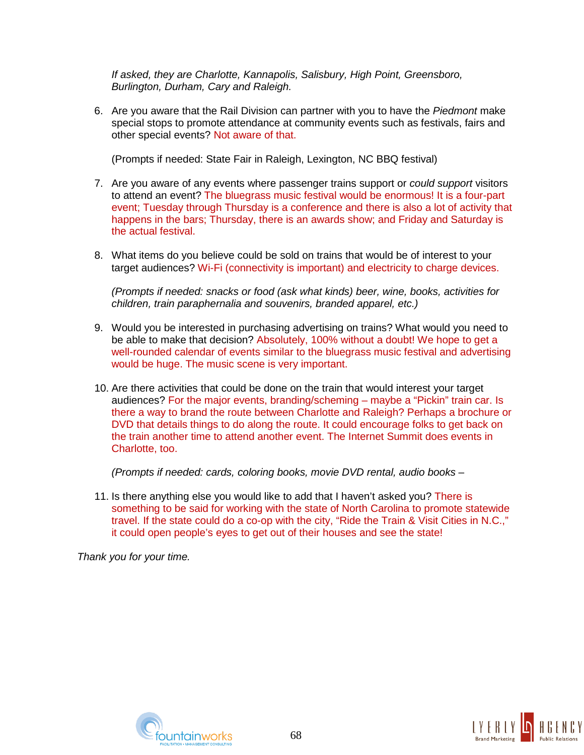*If asked, they are Charlotte, Kannapolis, Salisbury, High Point, Greensboro, Burlington, Durham, Cary and Raleigh.*

6. Are you aware that the Rail Division can partner with you to have the *Piedmont* make special stops to promote attendance at community events such as festivals, fairs and other special events? Not aware of that.

   (Prompts if needed: State Fair in Raleigh, Lexington, NC BBQ festival)

7. Are you aware of any events where passenger trains support or *could support* visitors to attend an event? The bluegrass music festival would be enormous! It is a four-part event; Tuesday through Thursday is a conference and there is also a lot of activity that happens in the bars; Thursday, there is an awards show; and Friday and Saturday is the actual festival.

8. What items do you believe could be sold on trains that would be of interest to your target audiences? Wi-Fi (connectivity is important) and electricity to charge devices.

   *(Prompts if needed: snacks or food (ask what kinds) beer, wine, books, activities for children, train paraphernalia and souvenirs, branded apparel, etc.)*

9. Would you be interested in purchasing advertising on trains? What would you need to be able to make that decision? Absolutely, 100% without a doubt! We hope to get a well-rounded calendar of events similar to the bluegrass music festival and advertising would be huge. The music scene is very important.

10. Are there activities that could be done on the train that would interest your target audiences? For the major events, branding/scheming – maybe a "Pickin" train car. Is there a way to brand the route between Charlotte and Raleigh? Perhaps a brochure or DVD that details things to do along the route. It could encourage folks to get back on the train another time to attend another event. The Internet Summit does events in Charlotte, too.

    *(Prompts if needed: cards, coloring books, movie DVD rental, audio books –*

11. Is there anything else you would like to add that I haven't asked you? There is something to be said for working with the state of North Carolina to promote statewide travel. If the state could do a co-op with the city, "Ride the Train & Visit Cities in N.C.," it could open people's eyes to get out of their houses and see the state!

*Thank you for your time.*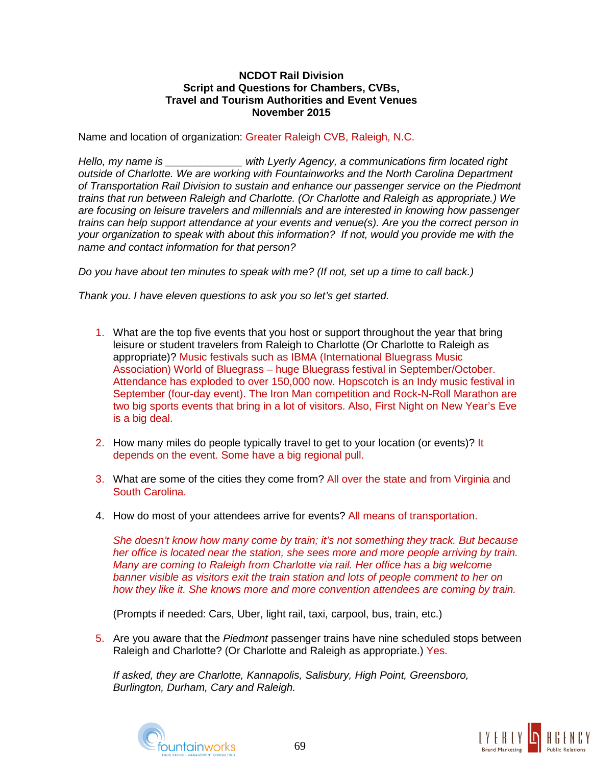**NCDOT Rail Division**
**Script and Questions for Chambers, CVBs,**
**Travel and Tourism Authorities and Event Venues**
**November 2015**

Name and location of organization: Greater Raleigh CVB, Raleigh, N.C.

*Hello, my name is _____________ with Lyerly Agency, a communications firm located right outside of Charlotte. We are working with Fountainworks and the North Carolina Department of Transportation Rail Division to sustain and enhance our passenger service on the Piedmont trains that run between Raleigh and Charlotte. (Or Charlotte and Raleigh as appropriate.) We are focusing on leisure travelers and millennials and are interested in knowing how passenger trains can help support attendance at your events and venue(s). Are you the correct person in your organization to speak with about this information? If not, would you provide me with the name and contact information for that person?*

*Do you have about ten minutes to speak with me? (If not, set up a time to call back.)*

*Thank you. I have eleven questions to ask you so let's get started.*

1. What are the top five events that you host or support throughout the year that bring leisure or student travelers from Raleigh to Charlotte (Or Charlotte to Raleigh as appropriate)? Music festivals such as IBMA (International Bluegrass Music Association) World of Bluegrass – huge Bluegrass festival in September/October. Attendance has exploded to over 150,000 now. Hopscotch is an Indy music festival in September (four-day event). The Iron Man competition and Rock-N-Roll Marathon are two big sports events that bring in a lot of visitors. Also, First Night on New Year's Eve is a big deal.

2. How many miles do people typically travel to get to your location (or events)? It depends on the event. Some have a big regional pull.

3. What are some of the cities they come from? All over the state and from Virginia and South Carolina.

4. How do most of your attendees arrive for events? All means of transportation.

   *She doesn't know how many come by train; it's not something they track. But because her office is located near the station, she sees more and more people arriving by train. Many are coming to Raleigh from Charlotte via rail. Her office has a big welcome banner visible as visitors exit the train station and lots of people comment to her on how they like it. She knows more and more convention attendees are coming by train.*

   (Prompts if needed: Cars, Uber, light rail, taxi, carpool, bus, train, etc.)

5. Are you aware that the *Piedmont* passenger trains have nine scheduled stops between Raleigh and Charlotte? (Or Charlotte and Raleigh as appropriate.) Yes.

   *If asked, they are Charlotte, Kannapolis, Salisbury, High Point, Greensboro, Burlington, Durham, Cary and Raleigh.*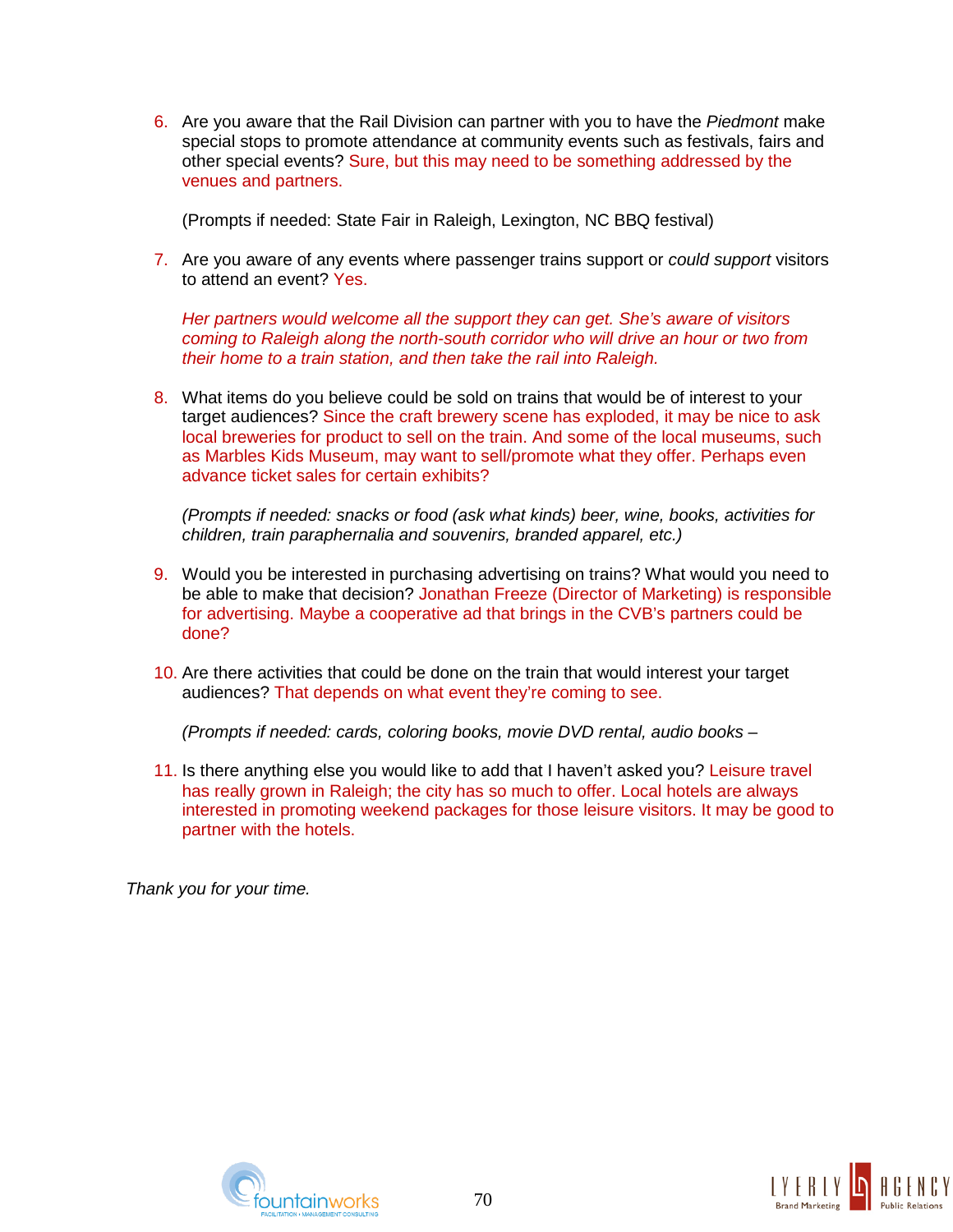6. Are you aware that the Rail Division can partner with you to have the *Piedmont* make special stops to promote attendance at community events such as festivals, fairs and other special events? Sure, but this may need to be something addressed by the venues and partners.

   (Prompts if needed: State Fair in Raleigh, Lexington, NC BBQ festival)

7. Are you aware of any events where passenger trains support or *could support* visitors to attend an event? Yes.

   *Her partners would welcome all the support they can get. She's aware of visitors coming to Raleigh along the north-south corridor who will drive an hour or two from their home to a train station, and then take the rail into Raleigh.*

8. What items do you believe could be sold on trains that would be of interest to your target audiences? Since the craft brewery scene has exploded, it may be nice to ask local breweries for product to sell on the train. And some of the local museums, such as Marbles Kids Museum, may want to sell/promote what they offer. Perhaps even advance ticket sales for certain exhibits?

   *(Prompts if needed: snacks or food (ask what kinds) beer, wine, books, activities for children, train paraphernalia and souvenirs, branded apparel, etc.)*

9. Would you be interested in purchasing advertising on trains? What would you need to be able to make that decision? Jonathan Freeze (Director of Marketing) is responsible for advertising. Maybe a cooperative ad that brings in the CVB's partners could be done?

10. Are there activities that could be done on the train that would interest your target audiences? That depends on what event they're coming to see.

    *(Prompts if needed: cards, coloring books, movie DVD rental, audio books –*

11. Is there anything else you would like to add that I haven't asked you? Leisure travel has really grown in Raleigh; the city has so much to offer. Local hotels are always interested in promoting weekend packages for those leisure visitors. It may be good to partner with the hotels.

*Thank you for your time.*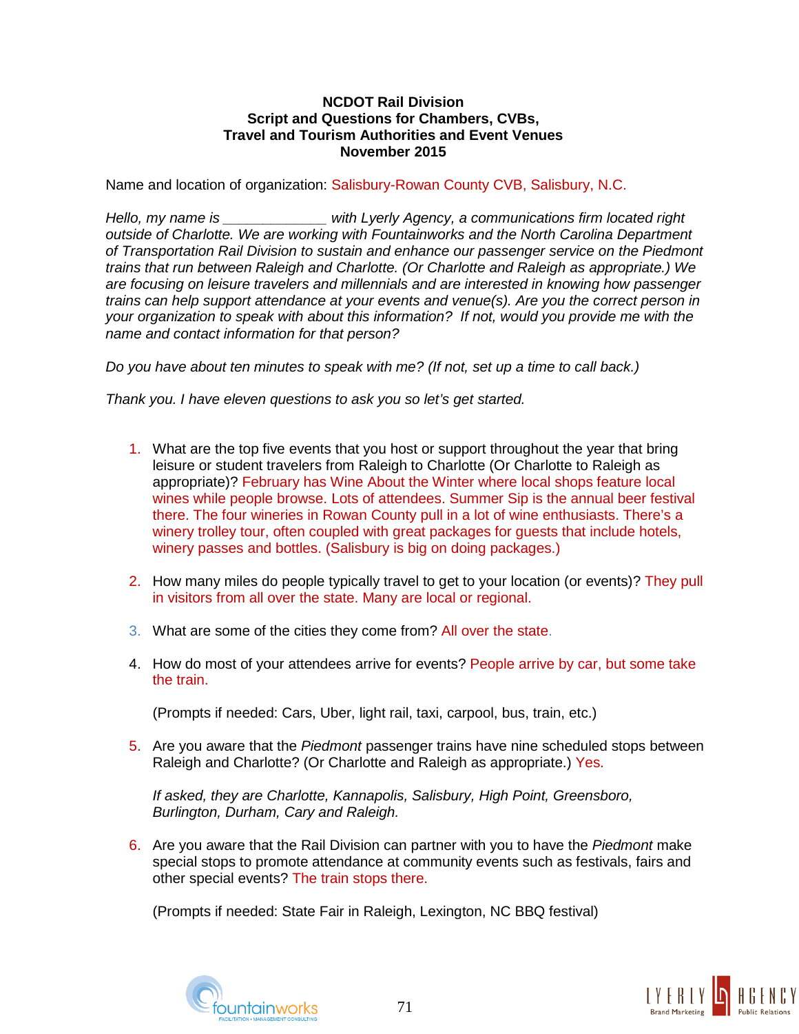**NCDOT Rail Division**
**Script and Questions for Chambers, CVBs,**
**Travel and Tourism Authorities and Event Venues**
**November 2015**

Name and location of organization: Salisbury-Rowan County CVB, Salisbury, N.C.

*Hello, my name is _____________ with Lyerly Agency, a communications firm located right outside of Charlotte. We are working with Fountainworks and the North Carolina Department of Transportation Rail Division to sustain and enhance our passenger service on the Piedmont trains that run between Raleigh and Charlotte. (Or Charlotte and Raleigh as appropriate.) We are focusing on leisure travelers and millennials and are interested in knowing how passenger trains can help support attendance at your events and venue(s). Are you the correct person in your organization to speak with about this information? If not, would you provide me with the name and contact information for that person?*

*Do you have about ten minutes to speak with me? (If not, set up a time to call back.)*

*Thank you. I have eleven questions to ask you so let's get started.*

1. What are the top five events that you host or support throughout the year that bring leisure or student travelers from Raleigh to Charlotte (Or Charlotte to Raleigh as appropriate)? February has Wine About the Winter where local shops feature local wines while people browse. Lots of attendees. Summer Sip is the annual beer festival there. The four wineries in Rowan County pull in a lot of wine enthusiasts. There's a winery trolley tour, often coupled with great packages for guests that include hotels, winery passes and bottles. (Salisbury is big on doing packages.)

2. How many miles do people typically travel to get to your location (or events)? They pull in visitors from all over the state. Many are local or regional.

3. What are some of the cities they come from? All over the state.

4. How do most of your attendees arrive for events? People arrive by car, but some take the train.

   (Prompts if needed: Cars, Uber, light rail, taxi, carpool, bus, train, etc.)

5. Are you aware that the *Piedmont* passenger trains have nine scheduled stops between Raleigh and Charlotte? (Or Charlotte and Raleigh as appropriate.) Yes.

   *If asked, they are Charlotte, Kannapolis, Salisbury, High Point, Greensboro, Burlington, Durham, Cary and Raleigh.*

6. Are you aware that the Rail Division can partner with you to have the *Piedmont* make special stops to promote attendance at community events such as festivals, fairs and other special events? The train stops there.

   (Prompts if needed: State Fair in Raleigh, Lexington, NC BBQ festival)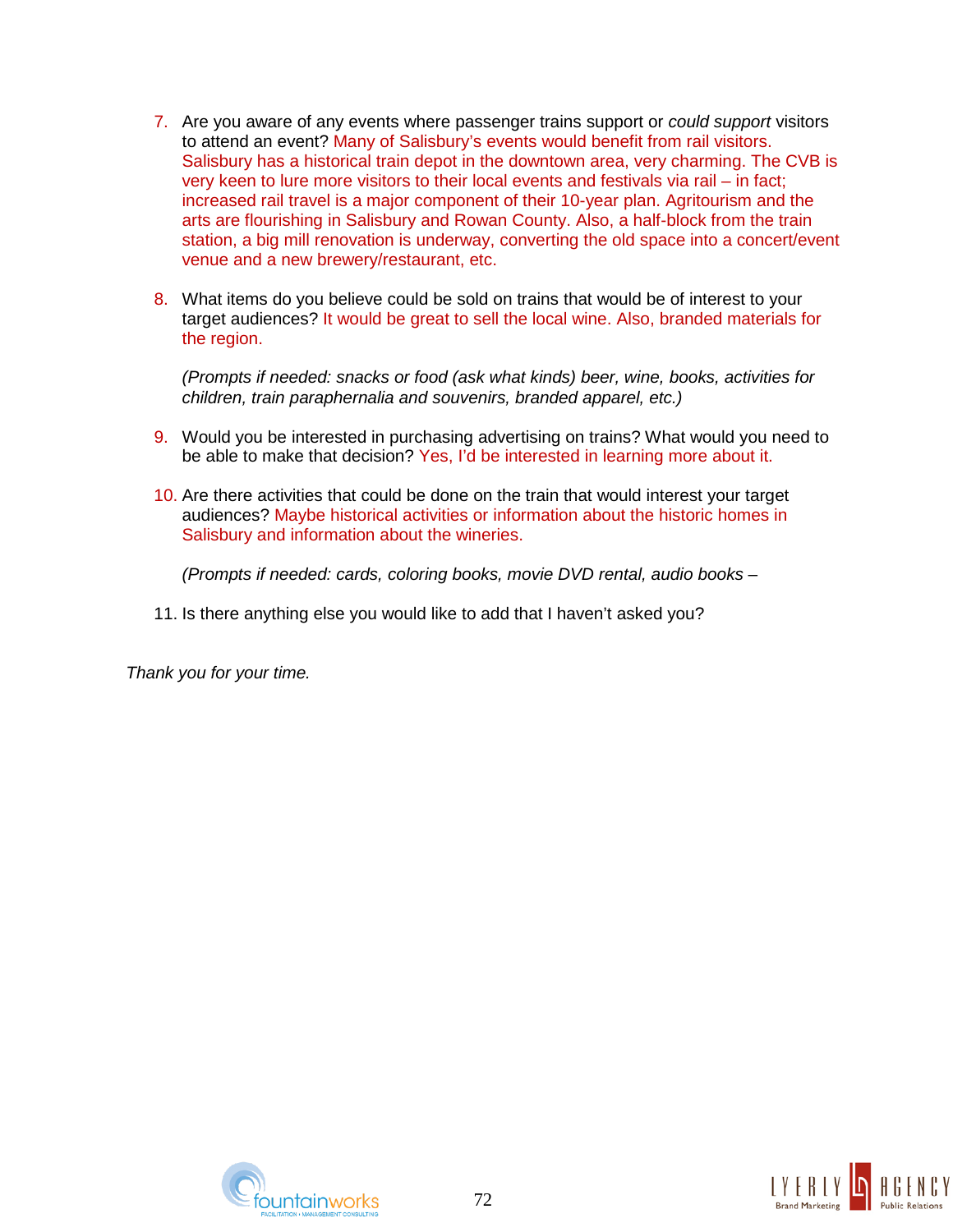7. Are you aware of any events where passenger trains support or *could support* visitors to attend an event? Many of Salisbury's events would benefit from rail visitors. Salisbury has a historical train depot in the downtown area, very charming. The CVB is very keen to lure more visitors to their local events and festivals via rail – in fact; increased rail travel is a major component of their 10-year plan. Agritourism and the arts are flourishing in Salisbury and Rowan County. Also, a half-block from the train station, a big mill renovation is underway, converting the old space into a concert/event venue and a new brewery/restaurant, etc.

8. What items do you believe could be sold on trains that would be of interest to your target audiences? It would be great to sell the local wine. Also, branded materials for the region.

   *(Prompts if needed: snacks or food (ask what kinds) beer, wine, books, activities for children, train paraphernalia and souvenirs, branded apparel, etc.)*

9. Would you be interested in purchasing advertising on trains? What would you need to be able to make that decision? Yes, I'd be interested in learning more about it.

10. Are there activities that could be done on the train that would interest your target audiences? Maybe historical activities or information about the historic homes in Salisbury and information about the wineries.

    *(Prompts if needed: cards, coloring books, movie DVD rental, audio books –*

11. Is there anything else you would like to add that I haven't asked you?

*Thank you for your time.*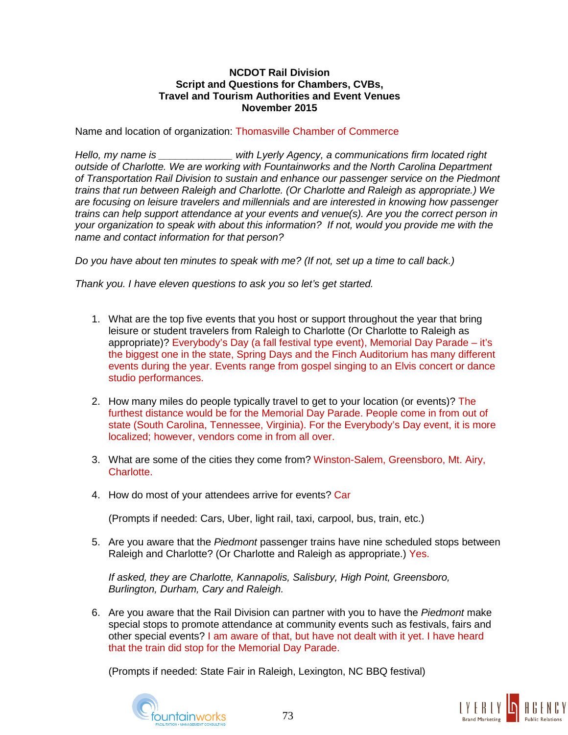**NCDOT Rail Division**
**Script and Questions for Chambers, CVBs,**
**Travel and Tourism Authorities and Event Venues**
**November 2015**

Name and location of organization: Thomasville Chamber of Commerce

*Hello, my name is _____________ with Lyerly Agency, a communications firm located right outside of Charlotte. We are working with Fountainworks and the North Carolina Department of Transportation Rail Division to sustain and enhance our passenger service on the Piedmont trains that run between Raleigh and Charlotte. (Or Charlotte and Raleigh as appropriate.) We are focusing on leisure travelers and millennials and are interested in knowing how passenger trains can help support attendance at your events and venue(s). Are you the correct person in your organization to speak with about this information? If not, would you provide me with the name and contact information for that person?*

*Do you have about ten minutes to speak with me? (If not, set up a time to call back.)*

*Thank you. I have eleven questions to ask you so let's get started.*

1. What are the top five events that you host or support throughout the year that bring leisure or student travelers from Raleigh to Charlotte (Or Charlotte to Raleigh as appropriate)? Everybody's Day (a fall festival type event), Memorial Day Parade – it's the biggest one in the state, Spring Days and the Finch Auditorium has many different events during the year. Events range from gospel singing to an Elvis concert or dance studio performances.

2. How many miles do people typically travel to get to your location (or events)? The furthest distance would be for the Memorial Day Parade. People come in from out of state (South Carolina, Tennessee, Virginia). For the Everybody's Day event, it is more localized; however, vendors come in from all over.

3. What are some of the cities they come from? Winston-Salem, Greensboro, Mt. Airy, Charlotte.

4. How do most of your attendees arrive for events? Car

   (Prompts if needed: Cars, Uber, light rail, taxi, carpool, bus, train, etc.)

5. Are you aware that the *Piedmont* passenger trains have nine scheduled stops between Raleigh and Charlotte? (Or Charlotte and Raleigh as appropriate.) Yes.

   *If asked, they are Charlotte, Kannapolis, Salisbury, High Point, Greensboro, Burlington, Durham, Cary and Raleigh.*

6. Are you aware that the Rail Division can partner with you to have the *Piedmont* make special stops to promote attendance at community events such as festivals, fairs and other special events? I am aware of that, but have not dealt with it yet. I have heard that the train did stop for the Memorial Day Parade.

   (Prompts if needed: State Fair in Raleigh, Lexington, NC BBQ festival)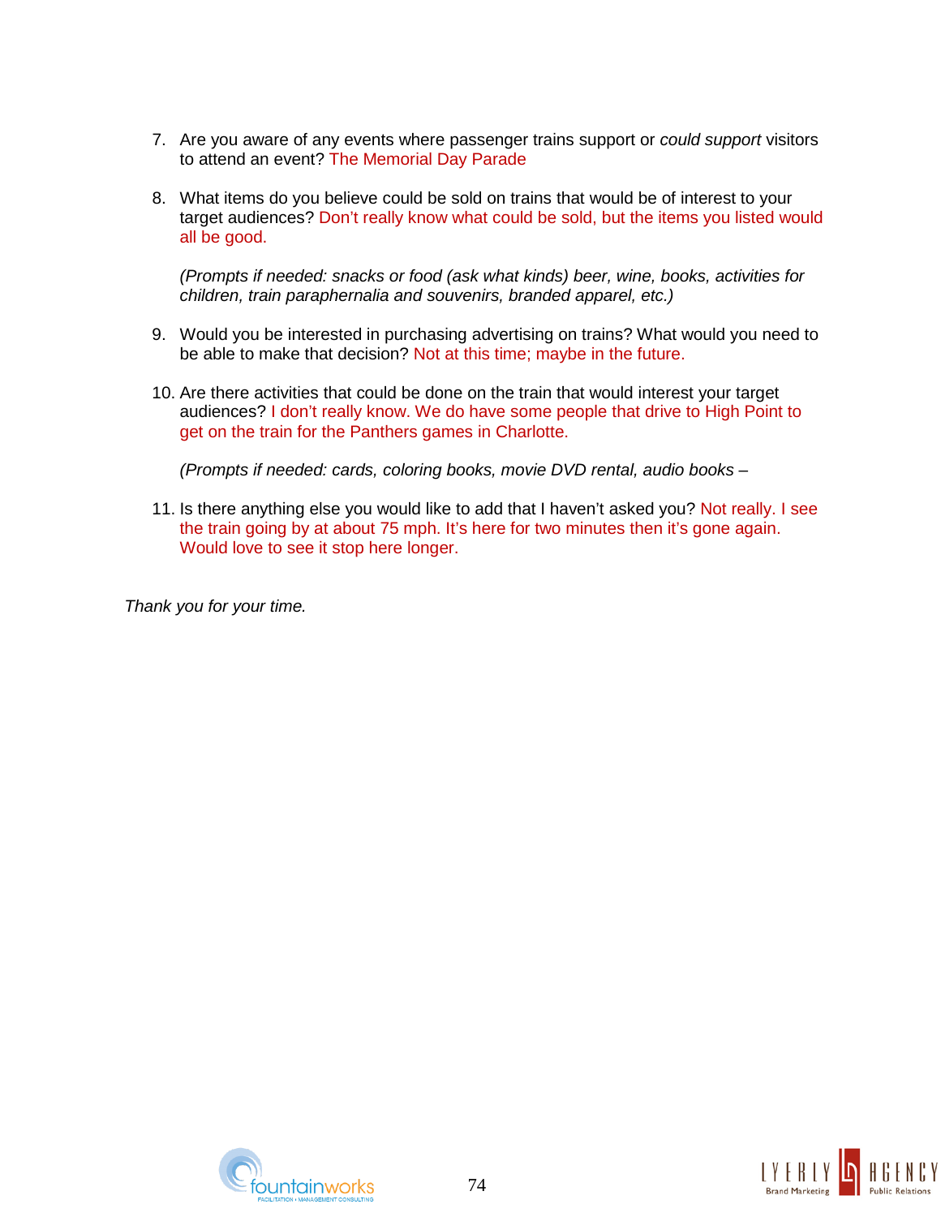7. Are you aware of any events where passenger trains support or *could support* visitors to attend an event? The Memorial Day Parade

8. What items do you believe could be sold on trains that would be of interest to your target audiences? Don't really know what could be sold, but the items you listed would all be good.

   *(Prompts if needed: snacks or food (ask what kinds) beer, wine, books, activities for children, train paraphernalia and souvenirs, branded apparel, etc.)*

9. Would you be interested in purchasing advertising on trains? What would you need to be able to make that decision? Not at this time; maybe in the future.

10. Are there activities that could be done on the train that would interest your target audiences? I don't really know. We do have some people that drive to High Point to get on the train for the Panthers games in Charlotte.

    *(Prompts if needed: cards, coloring books, movie DVD rental, audio books –*

11. Is there anything else you would like to add that I haven't asked you? Not really. I see the train going by at about 75 mph. It's here for two minutes then it's gone again. Would love to see it stop here longer.

*Thank you for your time.*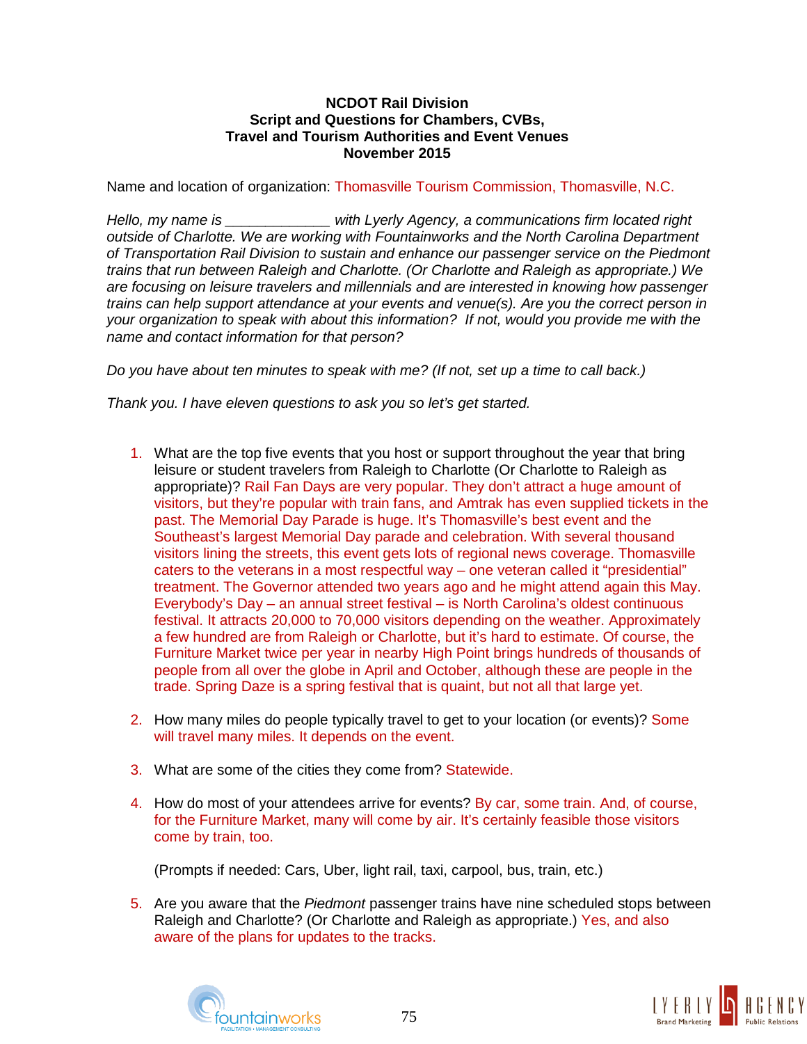**NCDOT Rail Division**
**Script and Questions for Chambers, CVBs,**
**Travel and Tourism Authorities and Event Venues**
**November 2015**

Name and location of organization: Thomasville Tourism Commission, Thomasville, N.C.

*Hello, my name is _____________ with Lyerly Agency, a communications firm located right outside of Charlotte. We are working with Fountainworks and the North Carolina Department of Transportation Rail Division to sustain and enhance our passenger service on the Piedmont trains that run between Raleigh and Charlotte. (Or Charlotte and Raleigh as appropriate.) We are focusing on leisure travelers and millennials and are interested in knowing how passenger trains can help support attendance at your events and venue(s). Are you the correct person in your organization to speak with about this information? If not, would you provide me with the name and contact information for that person?*

*Do you have about ten minutes to speak with me? (If not, set up a time to call back.)*

*Thank you. I have eleven questions to ask you so let's get started.*

1. What are the top five events that you host or support throughout the year that bring leisure or student travelers from Raleigh to Charlotte (Or Charlotte to Raleigh as appropriate)? Rail Fan Days are very popular. They don't attract a huge amount of visitors, but they're popular with train fans, and Amtrak has even supplied tickets in the past. The Memorial Day Parade is huge. It's Thomasville's best event and the Southeast's largest Memorial Day parade and celebration. With several thousand visitors lining the streets, this event gets lots of regional news coverage. Thomasville caters to the veterans in a most respectful way – one veteran called it "presidential" treatment. The Governor attended two years ago and he might attend again this May. Everybody's Day – an annual street festival – is North Carolina's oldest continuous festival. It attracts 20,000 to 70,000 visitors depending on the weather. Approximately a few hundred are from Raleigh or Charlotte, but it's hard to estimate. Of course, the Furniture Market twice per year in nearby High Point brings hundreds of thousands of people from all over the globe in April and October, although these are people in the trade. Spring Daze is a spring festival that is quaint, but not all that large yet.

2. How many miles do people typically travel to get to your location (or events)? Some will travel many miles. It depends on the event.

3. What are some of the cities they come from? Statewide.

4. How do most of your attendees arrive for events? By car, some train. And, of course, for the Furniture Market, many will come by air. It's certainly feasible those visitors come by train, too.

   (Prompts if needed: Cars, Uber, light rail, taxi, carpool, bus, train, etc.)

5. Are you aware that the *Piedmont* passenger trains have nine scheduled stops between Raleigh and Charlotte? (Or Charlotte and Raleigh as appropriate.) Yes, and also aware of the plans for updates to the tracks.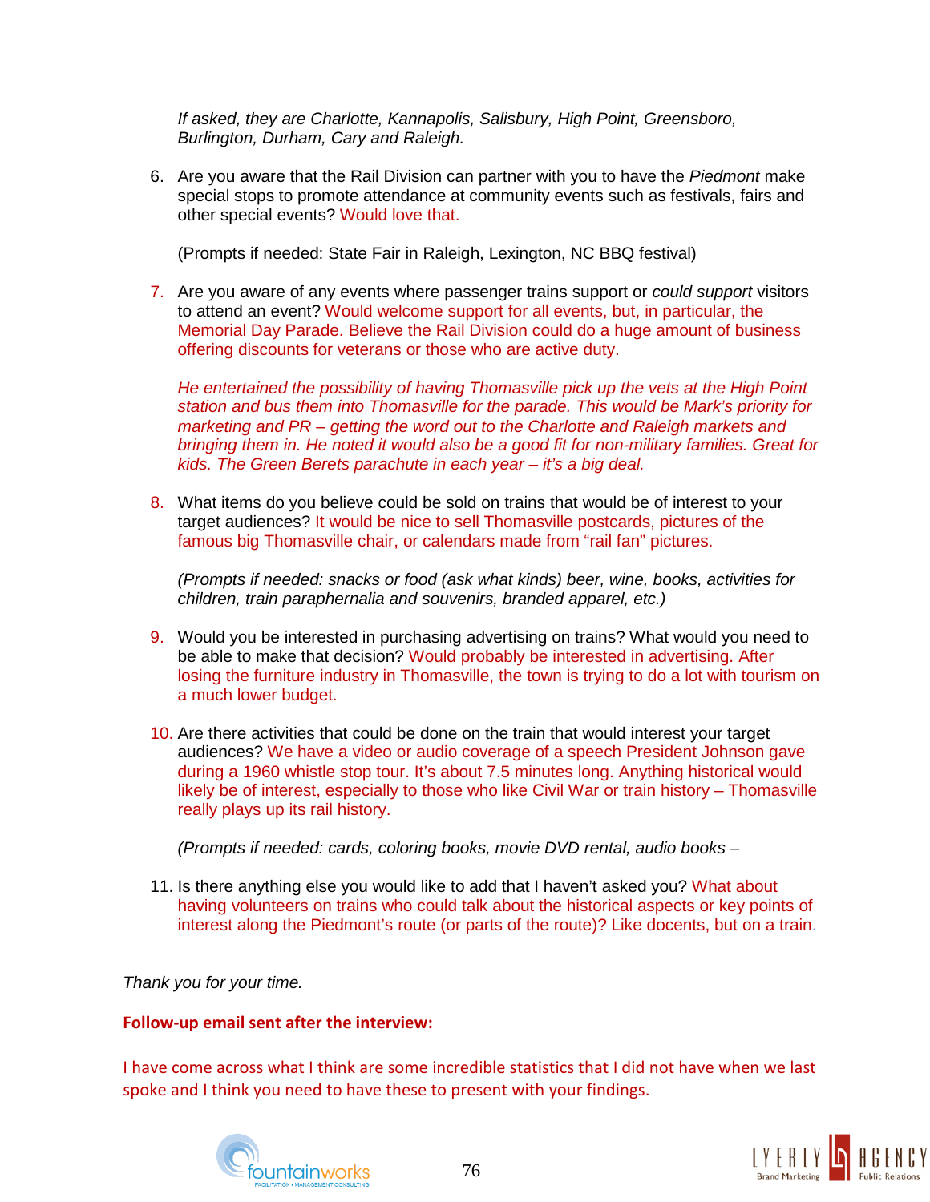*If asked, they are Charlotte, Kannapolis, Salisbury, High Point, Greensboro, Burlington, Durham, Cary and Raleigh.*

6. Are you aware that the Rail Division can partner with you to have the *Piedmont* make special stops to promote attendance at community events such as festivals, fairs and other special events? Would love that.

   (Prompts if needed: State Fair in Raleigh, Lexington, NC BBQ festival)

7. Are you aware of any events where passenger trains support or *could support* visitors to attend an event? Would welcome support for all events, but, in particular, the Memorial Day Parade. Believe the Rail Division could do a huge amount of business offering discounts for veterans or those who are active duty.

   *He entertained the possibility of having Thomasville pick up the vets at the High Point station and bus them into Thomasville for the parade. This would be Mark's priority for marketing and PR – getting the word out to the Charlotte and Raleigh markets and bringing them in. He noted it would also be a good fit for non-military families. Great for kids. The Green Berets parachute in each year – it's a big deal.*

8. What items do you believe could be sold on trains that would be of interest to your target audiences? It would be nice to sell Thomasville postcards, pictures of the famous big Thomasville chair, or calendars made from "rail fan" pictures.

   *(Prompts if needed: snacks or food (ask what kinds) beer, wine, books, activities for children, train paraphernalia and souvenirs, branded apparel, etc.)*

9. Would you be interested in purchasing advertising on trains? What would you need to be able to make that decision? Would probably be interested in advertising. After losing the furniture industry in Thomasville, the town is trying to do a lot with tourism on a much lower budget.

10. Are there activities that could be done on the train that would interest your target audiences? We have a video or audio coverage of a speech President Johnson gave during a 1960 whistle stop tour. It's about 7.5 minutes long. Anything historical would likely be of interest, especially to those who like Civil War or train history – Thomasville really plays up its rail history.

    *(Prompts if needed: cards, coloring books, movie DVD rental, audio books –*

11. Is there anything else you would like to add that I haven't asked you? What about having volunteers on trains who could talk about the historical aspects or key points of interest along the Piedmont's route (or parts of the route)? Like docents, but on a train.

*Thank you for your time.*

**Follow-up email sent after the interview:**

I have come across what I think are some incredible statistics that I did not have when we last spoke and I think you need to have these to present with your findings.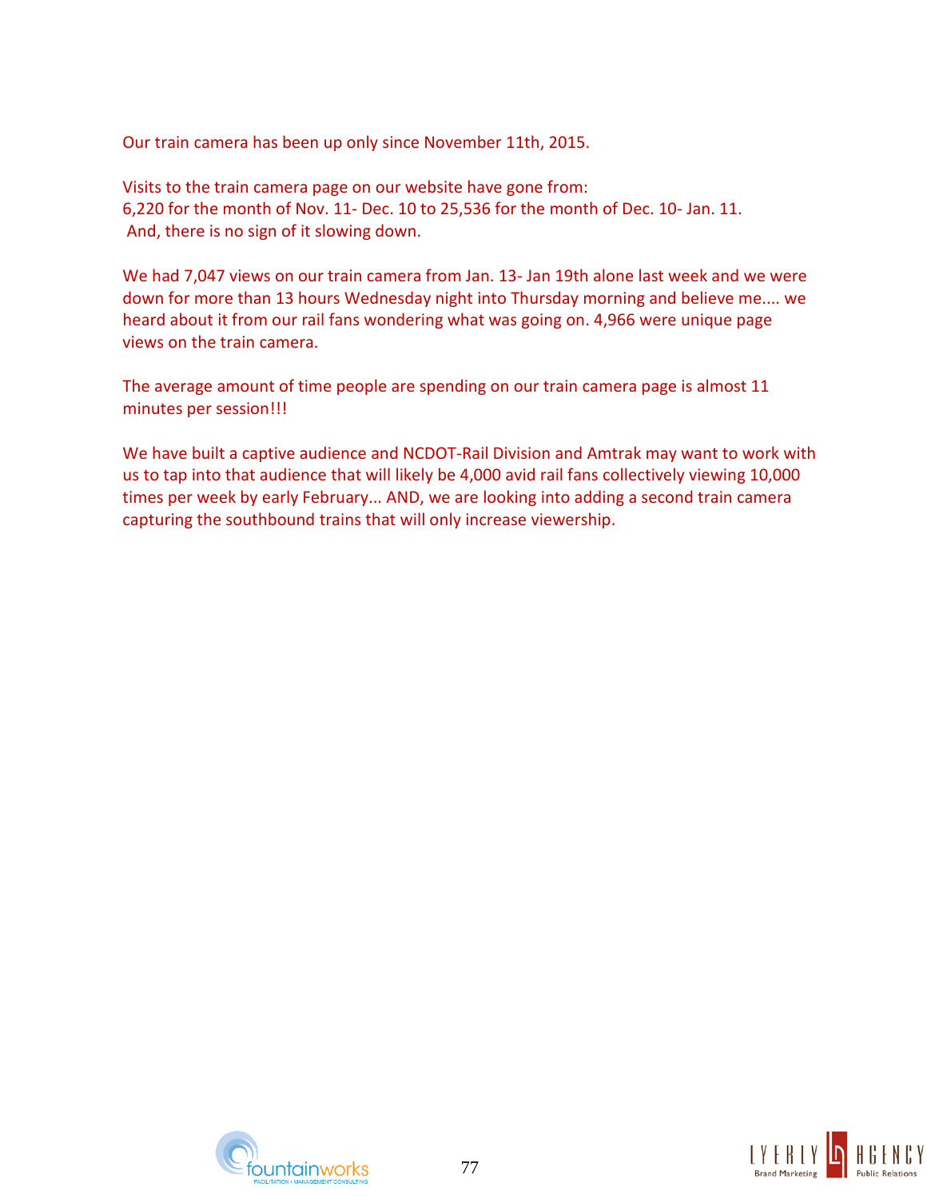Our train camera has been up only since November 11th, 2015.

Visits to the train camera page on our website have gone from:
6,220 for the month of Nov. 11- Dec. 10 to 25,536 for the month of Dec. 10- Jan. 11.
And, there is no sign of it slowing down.

We had 7,047 views on our train camera from Jan. 13- Jan 19th alone last week and we were down for more than 13 hours Wednesday night into Thursday morning and believe me.... we heard about it from our rail fans wondering what was going on. 4,966 were unique page views on the train camera.

The average amount of time people are spending on our train camera page is almost 11 minutes per session!!!

We have built a captive audience and NCDOT-Rail Division and Amtrak may want to work with us to tap into that audience that will likely be 4,000 avid rail fans collectively viewing 10,000 times per week by early February... AND, we are looking into adding a second train camera capturing the southbound trains that will only increase viewership.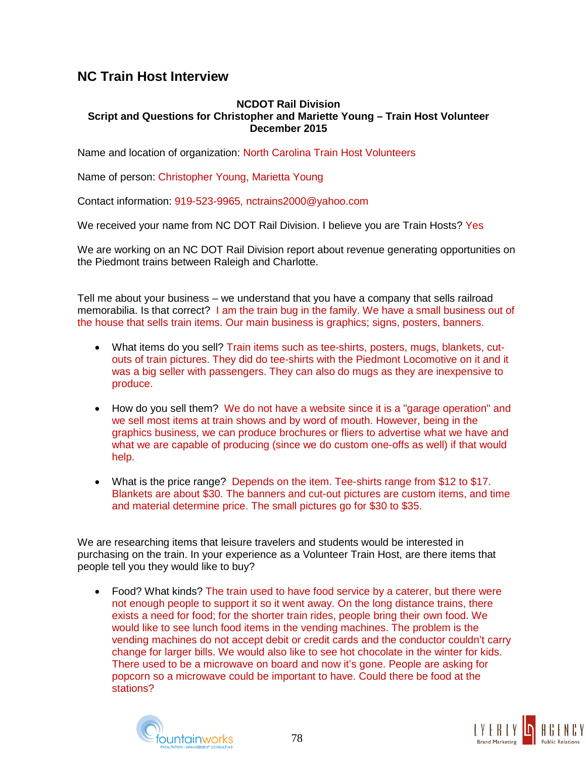## NC Train Host Interview

**NCDOT Rail Division**
**Script and Questions for Christopher and Mariette Young – Train Host Volunteer**
**December 2015**

Name and location of organization: North Carolina Train Host Volunteers

Name of person: Christopher Young, Marietta Young

Contact information: 919-523-9965, nctrains2000@yahoo.com

We received your name from NC DOT Rail Division. I believe you are Train Hosts? Yes

We are working on an NC DOT Rail Division report about revenue generating opportunities on the Piedmont trains between Raleigh and Charlotte.

Tell me about your business – we understand that you have a company that sells railroad memorabilia. Is that correct? I am the train bug in the family. We have a small business out of the house that sells train items. Our main business is graphics; signs, posters, banners.

- What items do you sell? Train items such as tee-shirts, posters, mugs, blankets, cut-outs of train pictures. They did do tee-shirts with the Piedmont Locomotive on it and it was a big seller with passengers. They can also do mugs as they are inexpensive to produce.
- How do you sell them? We do not have a website since it is a "garage operation" and we sell most items at train shows and by word of mouth. However, being in the graphics business, we can produce brochures or fliers to advertise what we have and what we are capable of producing (since we do custom one-offs as well) if that would help.
- What is the price range? Depends on the item. Tee-shirts range from $12 to $17. Blankets are about $30. The banners and cut-out pictures are custom items, and time and material determine price. The small pictures go for $30 to $35.

We are researching items that leisure travelers and students would be interested in purchasing on the train. In your experience as a Volunteer Train Host, are there items that people tell you they would like to buy?

- Food? What kinds? The train used to have food service by a caterer, but there were not enough people to support it so it went away. On the long distance trains, there exists a need for food; for the shorter train rides, people bring their own food. We would like to see lunch food items in the vending machines. The problem is the vending machines do not accept debit or credit cards and the conductor couldn't carry change for larger bills. We would also like to see hot chocolate in the winter for kids. There used to be a microwave on board and now it's gone. People are asking for popcorn so a microwave could be important to have. Could there be food at the stations?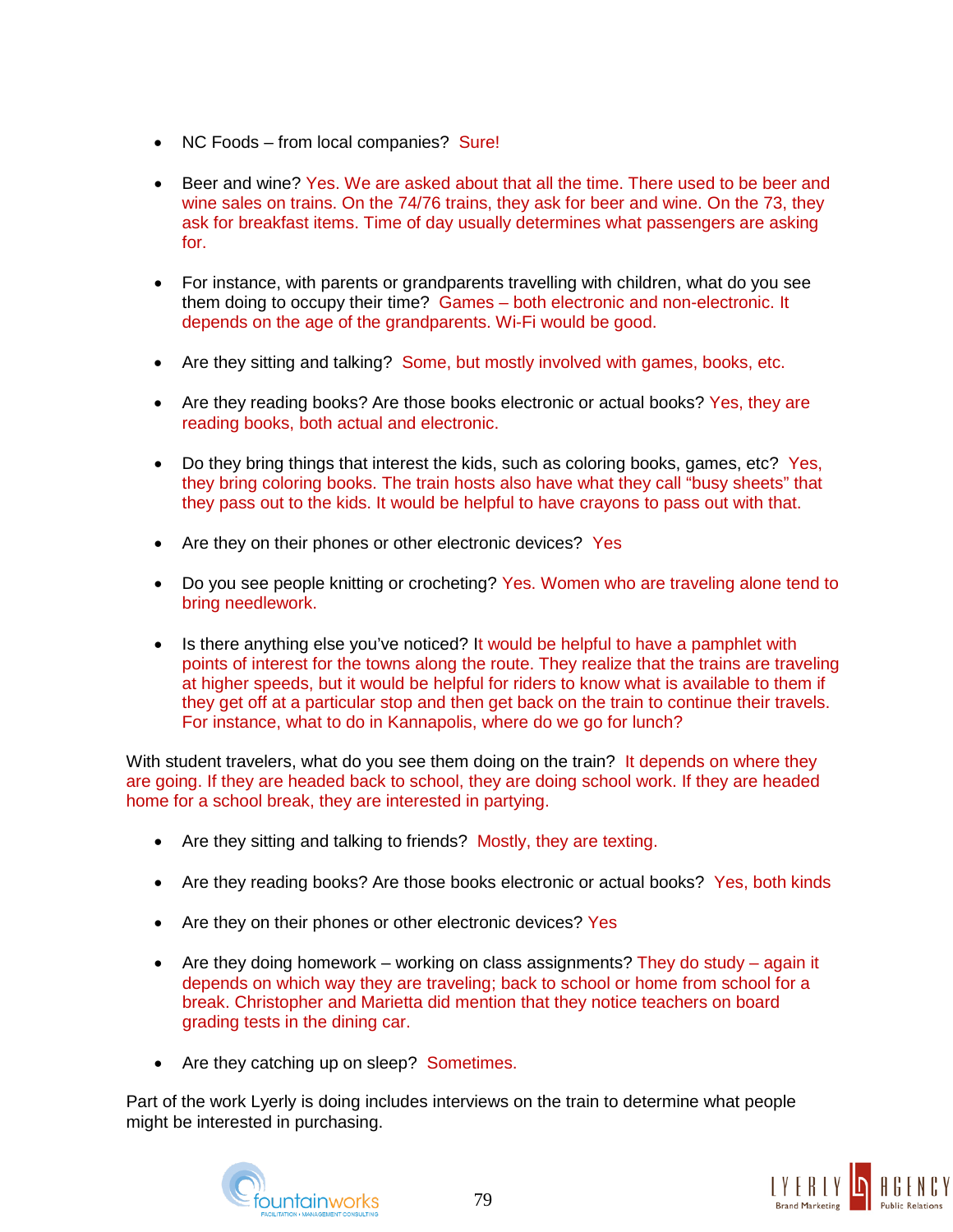- NC Foods – from local companies? Sure!

- Beer and wine? Yes. We are asked about that all the time. There used to be beer and wine sales on trains. On the 74/76 trains, they ask for beer and wine. On the 73, they ask for breakfast items. Time of day usually determines what passengers are asking for.

- For instance, with parents or grandparents travelling with children, what do you see them doing to occupy their time? Games – both electronic and non-electronic. It depends on the age of the grandparents. Wi-Fi would be good.

- Are they sitting and talking? Some, but mostly involved with games, books, etc.

- Are they reading books? Are those books electronic or actual books? Yes, they are reading books, both actual and electronic.

- Do they bring things that interest the kids, such as coloring books, games, etc? Yes, they bring coloring books. The train hosts also have what they call "busy sheets" that they pass out to the kids. It would be helpful to have crayons to pass out with that.

- Are they on their phones or other electronic devices? Yes

- Do you see people knitting or crocheting? Yes. Women who are traveling alone tend to bring needlework.

- Is there anything else you've noticed? It would be helpful to have a pamphlet with points of interest for the towns along the route. They realize that the trains are traveling at higher speeds, but it would be helpful for riders to know what is available to them if they get off at a particular stop and then get back on the train to continue their travels. For instance, what to do in Kannapolis, where do we go for lunch?

With student travelers, what do you see them doing on the train? It depends on where they are going. If they are headed back to school, they are doing school work. If they are headed home for a school break, they are interested in partying.

- Are they sitting and talking to friends? Mostly, they are texting.

- Are they reading books? Are those books electronic or actual books? Yes, both kinds

- Are they on their phones or other electronic devices? Yes

- Are they doing homework – working on class assignments? They do study – again it depends on which way they are traveling; back to school or home from school for a break. Christopher and Marietta did mention that they notice teachers on board grading tests in the dining car.

- Are they catching up on sleep? Sometimes.

Part of the work Lyerly is doing includes interviews on the train to determine what people might be interested in purchasing.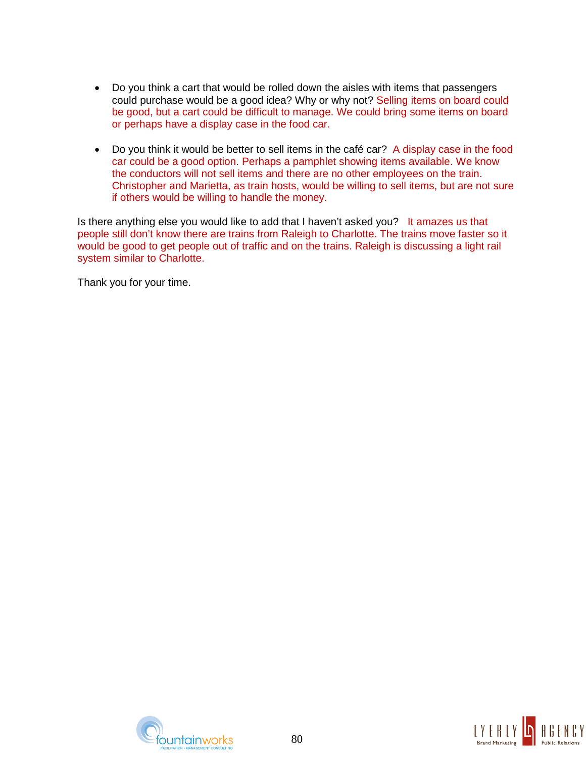- Do you think a cart that would be rolled down the aisles with items that passengers could purchase would be a good idea? Why or why not? Selling items on board could be good, but a cart could be difficult to manage. We could bring some items on board or perhaps have a display case in the food car.

- Do you think it would be better to sell items in the café car? A display case in the food car could be a good option. Perhaps a pamphlet showing items available. We know the conductors will not sell items and there are no other employees on the train. Christopher and Marietta, as train hosts, would be willing to sell items, but are not sure if others would be willing to handle the money.

Is there anything else you would like to add that I haven't asked you? It amazes us that people still don't know there are trains from Raleigh to Charlotte. The trains move faster so it would be good to get people out of traffic and on the trains. Raleigh is discussing a light rail system similar to Charlotte.

Thank you for your time.